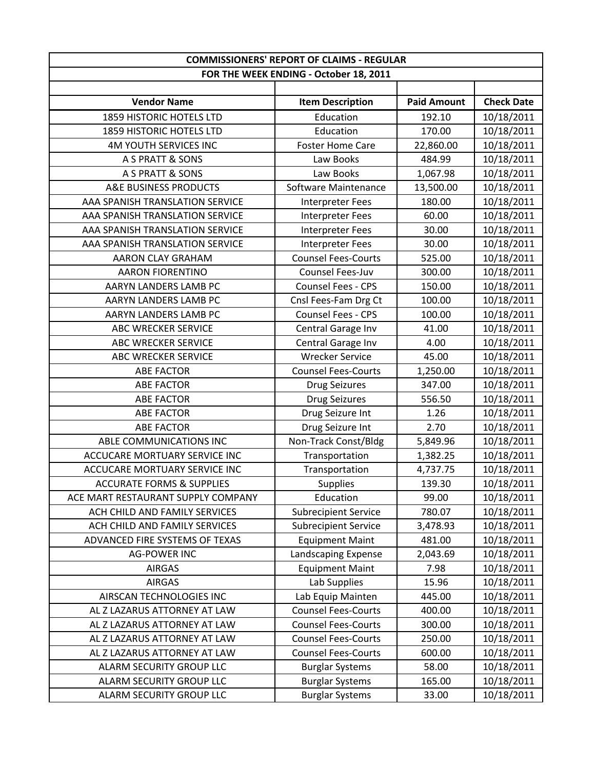| COMMISSIONERS' REPORT OF CLAIMS - REGULAR | | | |
|---|---|---|---|
| FOR THE WEEK ENDING - October 18, 2011 | | | |
| | | | |
| **Vendor Name** | **Item Description** | **Paid Amount** | **Check Date** |
| 1859 HISTORIC HOTELS LTD | Education | 192.10 | 10/18/2011 |
| 1859 HISTORIC HOTELS LTD | Education | 170.00 | 10/18/2011 |
| 4M YOUTH SERVICES INC | Foster Home Care | 22,860.00 | 10/18/2011 |
| A S PRATT & SONS | Law Books | 484.99 | 10/18/2011 |
| A S PRATT & SONS | Law Books | 1,067.98 | 10/18/2011 |
| A&E BUSINESS PRODUCTS | Software Maintenance | 13,500.00 | 10/18/2011 |
| AAA SPANISH TRANSLATION SERVICE | Interpreter Fees | 180.00 | 10/18/2011 |
| AAA SPANISH TRANSLATION SERVICE | Interpreter Fees | 60.00 | 10/18/2011 |
| AAA SPANISH TRANSLATION SERVICE | Interpreter Fees | 30.00 | 10/18/2011 |
| AAA SPANISH TRANSLATION SERVICE | Interpreter Fees | 30.00 | 10/18/2011 |
| AARON CLAY GRAHAM | Counsel Fees-Courts | 525.00 | 10/18/2011 |
| AARON FIORENTINO | Counsel Fees-Juv | 300.00 | 10/18/2011 |
| AARYN LANDERS LAMB PC | Counsel Fees - CPS | 150.00 | 10/18/2011 |
| AARYN LANDERS LAMB PC | Cnsl Fees-Fam Drg Ct | 100.00 | 10/18/2011 |
| AARYN LANDERS LAMB PC | Counsel Fees - CPS | 100.00 | 10/18/2011 |
| ABC WRECKER SERVICE | Central Garage Inv | 41.00 | 10/18/2011 |
| ABC WRECKER SERVICE | Central Garage Inv | 4.00 | 10/18/2011 |
| ABC WRECKER SERVICE | Wrecker Service | 45.00 | 10/18/2011 |
| ABE FACTOR | Counsel Fees-Courts | 1,250.00 | 10/18/2011 |
| ABE FACTOR | Drug Seizures | 347.00 | 10/18/2011 |
| ABE FACTOR | Drug Seizures | 556.50 | 10/18/2011 |
| ABE FACTOR | Drug Seizure Int | 1.26 | 10/18/2011 |
| ABE FACTOR | Drug Seizure Int | 2.70 | 10/18/2011 |
| ABLE COMMUNICATIONS INC | Non-Track Const/Bldg | 5,849.96 | 10/18/2011 |
| ACCUCARE MORTUARY SERVICE INC | Transportation | 1,382.25 | 10/18/2011 |
| ACCUCARE MORTUARY SERVICE INC | Transportation | 4,737.75 | 10/18/2011 |
| ACCURATE FORMS & SUPPLIES | Supplies | 139.30 | 10/18/2011 |
| ACE MART RESTAURANT SUPPLY COMPANY | Education | 99.00 | 10/18/2011 |
| ACH CHILD AND FAMILY SERVICES | Subrecipient Service | 780.07 | 10/18/2011 |
| ACH CHILD AND FAMILY SERVICES | Subrecipient Service | 3,478.93 | 10/18/2011 |
| ADVANCED FIRE SYSTEMS OF TEXAS | Equipment Maint | 481.00 | 10/18/2011 |
| AG-POWER INC | Landscaping Expense | 2,043.69 | 10/18/2011 |
| AIRGAS | Equipment Maint | 7.98 | 10/18/2011 |
| AIRGAS | Lab Supplies | 15.96 | 10/18/2011 |
| AIRSCAN TECHNOLOGIES INC | Lab Equip Mainten | 445.00 | 10/18/2011 |
| AL Z LAZARUS ATTORNEY AT LAW | Counsel Fees-Courts | 400.00 | 10/18/2011 |
| AL Z LAZARUS ATTORNEY AT LAW | Counsel Fees-Courts | 300.00 | 10/18/2011 |
| AL Z LAZARUS ATTORNEY AT LAW | Counsel Fees-Courts | 250.00 | 10/18/2011 |
| AL Z LAZARUS ATTORNEY AT LAW | Counsel Fees-Courts | 600.00 | 10/18/2011 |
| ALARM SECURITY GROUP LLC | Burglar Systems | 58.00 | 10/18/2011 |
| ALARM SECURITY GROUP LLC | Burglar Systems | 165.00 | 10/18/2011 |
| ALARM SECURITY GROUP LLC | Burglar Systems | 33.00 | 10/18/2011 |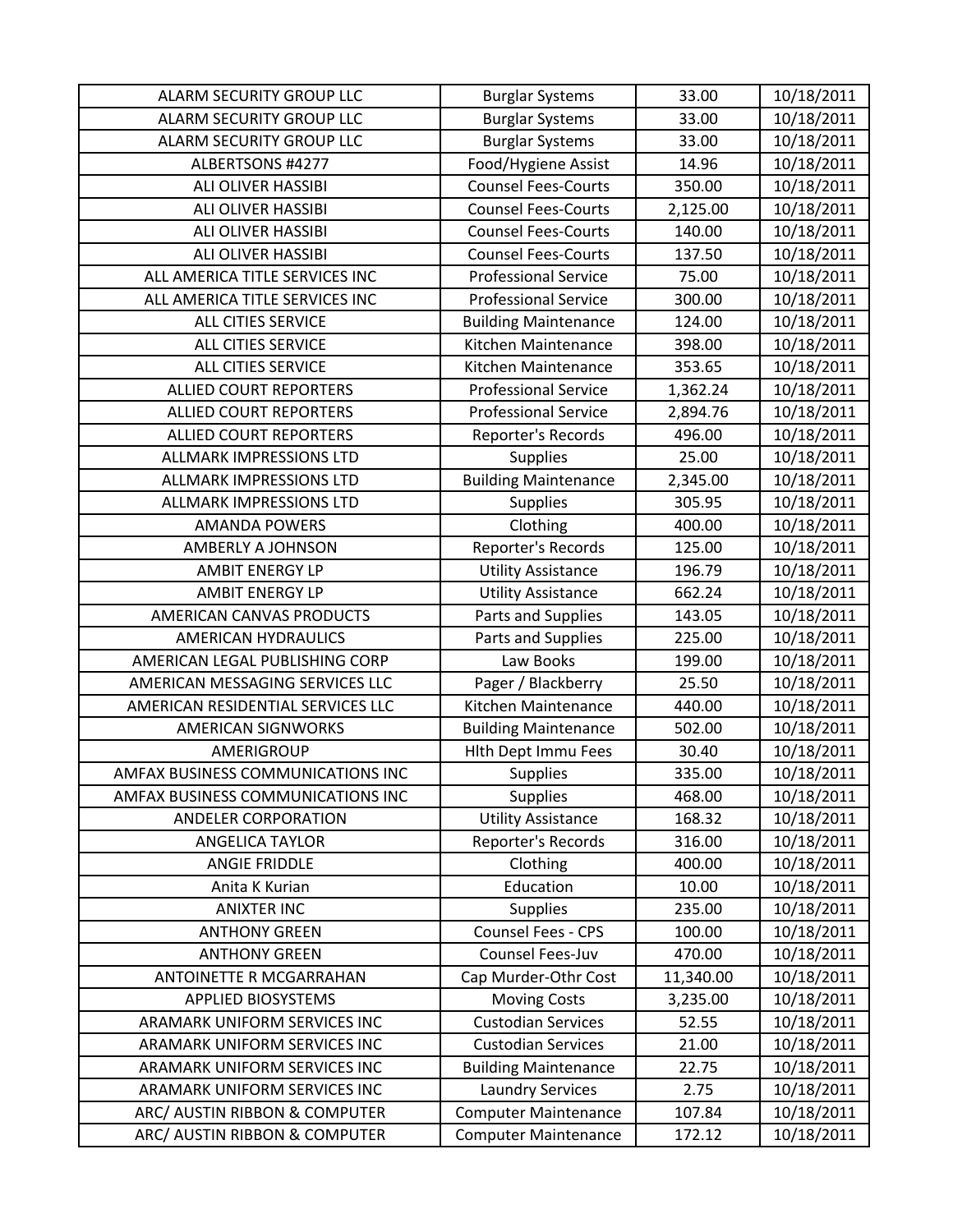| ALARM SECURITY GROUP LLC | Burglar Systems | 33.00 | 10/18/2011 |
|---|---|---|---|
| ALARM SECURITY GROUP LLC | Burglar Systems | 33.00 | 10/18/2011 |
| ALARM SECURITY GROUP LLC | Burglar Systems | 33.00 | 10/18/2011 |
| ALBERTSONS #4277 | Food/Hygiene Assist | 14.96 | 10/18/2011 |
| ALI OLIVER HASSIBI | Counsel Fees-Courts | 350.00 | 10/18/2011 |
| ALI OLIVER HASSIBI | Counsel Fees-Courts | 2,125.00 | 10/18/2011 |
| ALI OLIVER HASSIBI | Counsel Fees-Courts | 140.00 | 10/18/2011 |
| ALI OLIVER HASSIBI | Counsel Fees-Courts | 137.50 | 10/18/2011 |
| ALL AMERICA TITLE SERVICES INC | Professional Service | 75.00 | 10/18/2011 |
| ALL AMERICA TITLE SERVICES INC | Professional Service | 300.00 | 10/18/2011 |
| ALL CITIES SERVICE | Building Maintenance | 124.00 | 10/18/2011 |
| ALL CITIES SERVICE | Kitchen Maintenance | 398.00 | 10/18/2011 |
| ALL CITIES SERVICE | Kitchen Maintenance | 353.65 | 10/18/2011 |
| ALLIED COURT REPORTERS | Professional Service | 1,362.24 | 10/18/2011 |
| ALLIED COURT REPORTERS | Professional Service | 2,894.76 | 10/18/2011 |
| ALLIED COURT REPORTERS | Reporter's Records | 496.00 | 10/18/2011 |
| ALLMARK IMPRESSIONS LTD | Supplies | 25.00 | 10/18/2011 |
| ALLMARK IMPRESSIONS LTD | Building Maintenance | 2,345.00 | 10/18/2011 |
| ALLMARK IMPRESSIONS LTD | Supplies | 305.95 | 10/18/2011 |
| AMANDA POWERS | Clothing | 400.00 | 10/18/2011 |
| AMBERLY A JOHNSON | Reporter's Records | 125.00 | 10/18/2011 |
| AMBIT ENERGY LP | Utility Assistance | 196.79 | 10/18/2011 |
| AMBIT ENERGY LP | Utility Assistance | 662.24 | 10/18/2011 |
| AMERICAN CANVAS PRODUCTS | Parts and Supplies | 143.05 | 10/18/2011 |
| AMERICAN HYDRAULICS | Parts and Supplies | 225.00 | 10/18/2011 |
| AMERICAN LEGAL PUBLISHING CORP | Law Books | 199.00 | 10/18/2011 |
| AMERICAN MESSAGING SERVICES LLC | Pager / Blackberry | 25.50 | 10/18/2011 |
| AMERICAN RESIDENTIAL SERVICES LLC | Kitchen Maintenance | 440.00 | 10/18/2011 |
| AMERICAN SIGNWORKS | Building Maintenance | 502.00 | 10/18/2011 |
| AMERIGROUP | Hlth Dept Immu Fees | 30.40 | 10/18/2011 |
| AMFAX BUSINESS COMMUNICATIONS INC | Supplies | 335.00 | 10/18/2011 |
| AMFAX BUSINESS COMMUNICATIONS INC | Supplies | 468.00 | 10/18/2011 |
| ANDELER CORPORATION | Utility Assistance | 168.32 | 10/18/2011 |
| ANGELICA TAYLOR | Reporter's Records | 316.00 | 10/18/2011 |
| ANGIE FRIDDLE | Clothing | 400.00 | 10/18/2011 |
| Anita K Kurian | Education | 10.00 | 10/18/2011 |
| ANIXTER INC | Supplies | 235.00 | 10/18/2011 |
| ANTHONY GREEN | Counsel Fees - CPS | 100.00 | 10/18/2011 |
| ANTHONY GREEN | Counsel Fees-Juv | 470.00 | 10/18/2011 |
| ANTOINETTE R MCGARRAHAN | Cap Murder-Othr Cost | 11,340.00 | 10/18/2011 |
| APPLIED BIOSYSTEMS | Moving Costs | 3,235.00 | 10/18/2011 |
| ARAMARK UNIFORM SERVICES INC | Custodian Services | 52.55 | 10/18/2011 |
| ARAMARK UNIFORM SERVICES INC | Custodian Services | 21.00 | 10/18/2011 |
| ARAMARK UNIFORM SERVICES INC | Building Maintenance | 22.75 | 10/18/2011 |
| ARAMARK UNIFORM SERVICES INC | Laundry Services | 2.75 | 10/18/2011 |
| ARC/ AUSTIN RIBBON & COMPUTER | Computer Maintenance | 107.84 | 10/18/2011 |
| ARC/ AUSTIN RIBBON & COMPUTER | Computer Maintenance | 172.12 | 10/18/2011 |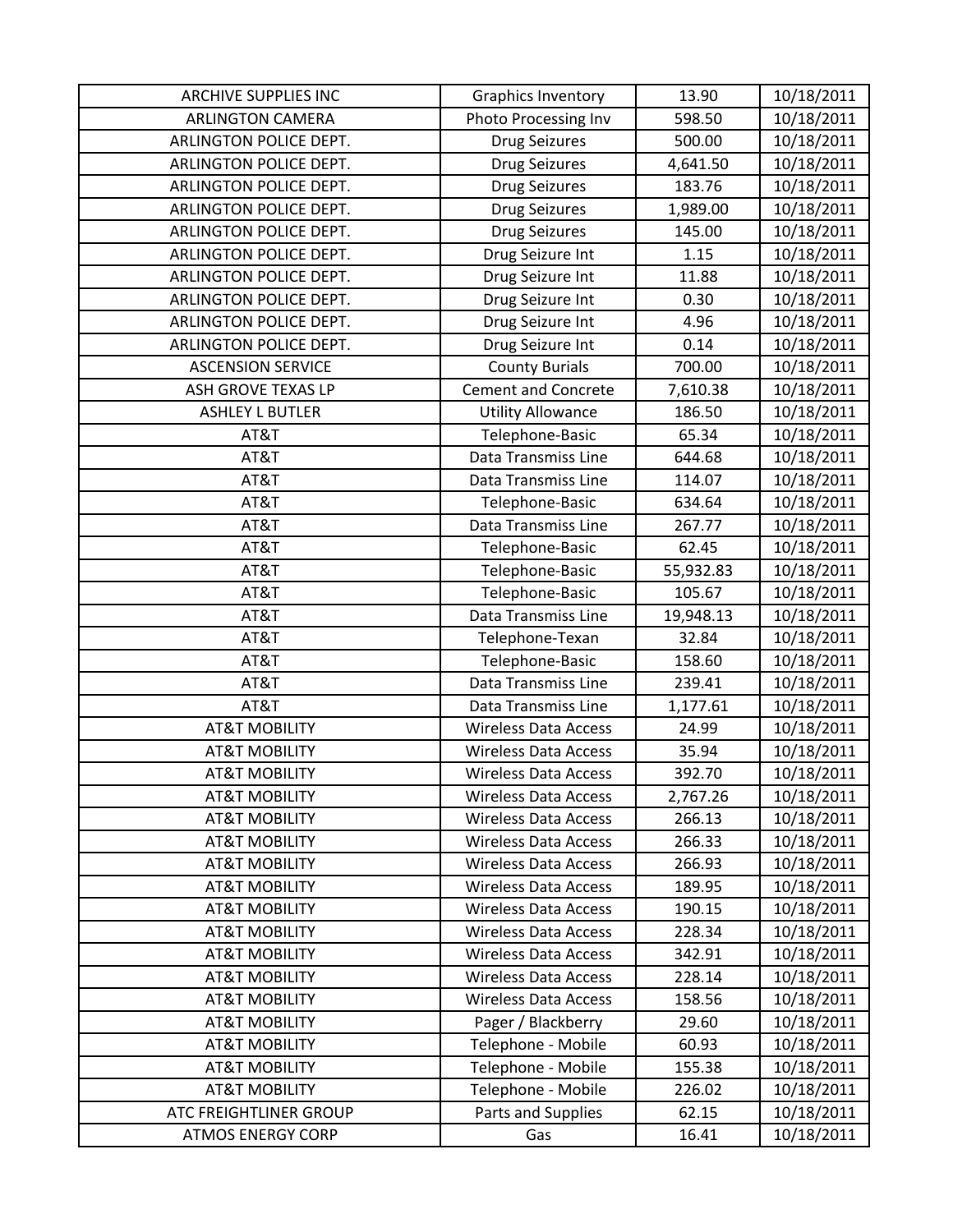| | | | |
|---|---|---|---|
| ARCHIVE SUPPLIES INC | Graphics Inventory | 13.90 | 10/18/2011 |
| ARLINGTON CAMERA | Photo Processing Inv | 598.50 | 10/18/2011 |
| ARLINGTON POLICE DEPT. | Drug Seizures | 500.00 | 10/18/2011 |
| ARLINGTON POLICE DEPT. | Drug Seizures | 4,641.50 | 10/18/2011 |
| ARLINGTON POLICE DEPT. | Drug Seizures | 183.76 | 10/18/2011 |
| ARLINGTON POLICE DEPT. | Drug Seizures | 1,989.00 | 10/18/2011 |
| ARLINGTON POLICE DEPT. | Drug Seizures | 145.00 | 10/18/2011 |
| ARLINGTON POLICE DEPT. | Drug Seizure Int | 1.15 | 10/18/2011 |
| ARLINGTON POLICE DEPT. | Drug Seizure Int | 11.88 | 10/18/2011 |
| ARLINGTON POLICE DEPT. | Drug Seizure Int | 0.30 | 10/18/2011 |
| ARLINGTON POLICE DEPT. | Drug Seizure Int | 4.96 | 10/18/2011 |
| ARLINGTON POLICE DEPT. | Drug Seizure Int | 0.14 | 10/18/2011 |
| ASCENSION SERVICE | County Burials | 700.00 | 10/18/2011 |
| ASH GROVE TEXAS LP | Cement and Concrete | 7,610.38 | 10/18/2011 |
| ASHLEY L BUTLER | Utility Allowance | 186.50 | 10/18/2011 |
| AT&T | Telephone-Basic | 65.34 | 10/18/2011 |
| AT&T | Data Transmiss Line | 644.68 | 10/18/2011 |
| AT&T | Data Transmiss Line | 114.07 | 10/18/2011 |
| AT&T | Telephone-Basic | 634.64 | 10/18/2011 |
| AT&T | Data Transmiss Line | 267.77 | 10/18/2011 |
| AT&T | Telephone-Basic | 62.45 | 10/18/2011 |
| AT&T | Telephone-Basic | 55,932.83 | 10/18/2011 |
| AT&T | Telephone-Basic | 105.67 | 10/18/2011 |
| AT&T | Data Transmiss Line | 19,948.13 | 10/18/2011 |
| AT&T | Telephone-Texan | 32.84 | 10/18/2011 |
| AT&T | Telephone-Basic | 158.60 | 10/18/2011 |
| AT&T | Data Transmiss Line | 239.41 | 10/18/2011 |
| AT&T | Data Transmiss Line | 1,177.61 | 10/18/2011 |
| AT&T MOBILITY | Wireless Data Access | 24.99 | 10/18/2011 |
| AT&T MOBILITY | Wireless Data Access | 35.94 | 10/18/2011 |
| AT&T MOBILITY | Wireless Data Access | 392.70 | 10/18/2011 |
| AT&T MOBILITY | Wireless Data Access | 2,767.26 | 10/18/2011 |
| AT&T MOBILITY | Wireless Data Access | 266.13 | 10/18/2011 |
| AT&T MOBILITY | Wireless Data Access | 266.33 | 10/18/2011 |
| AT&T MOBILITY | Wireless Data Access | 266.93 | 10/18/2011 |
| AT&T MOBILITY | Wireless Data Access | 189.95 | 10/18/2011 |
| AT&T MOBILITY | Wireless Data Access | 190.15 | 10/18/2011 |
| AT&T MOBILITY | Wireless Data Access | 228.34 | 10/18/2011 |
| AT&T MOBILITY | Wireless Data Access | 342.91 | 10/18/2011 |
| AT&T MOBILITY | Wireless Data Access | 228.14 | 10/18/2011 |
| AT&T MOBILITY | Wireless Data Access | 158.56 | 10/18/2011 |
| AT&T MOBILITY | Pager / Blackberry | 29.60 | 10/18/2011 |
| AT&T MOBILITY | Telephone - Mobile | 60.93 | 10/18/2011 |
| AT&T MOBILITY | Telephone - Mobile | 155.38 | 10/18/2011 |
| AT&T MOBILITY | Telephone - Mobile | 226.02 | 10/18/2011 |
| ATC FREIGHTLINER GROUP | Parts and Supplies | 62.15 | 10/18/2011 |
| ATMOS ENERGY CORP | Gas | 16.41 | 10/18/2011 |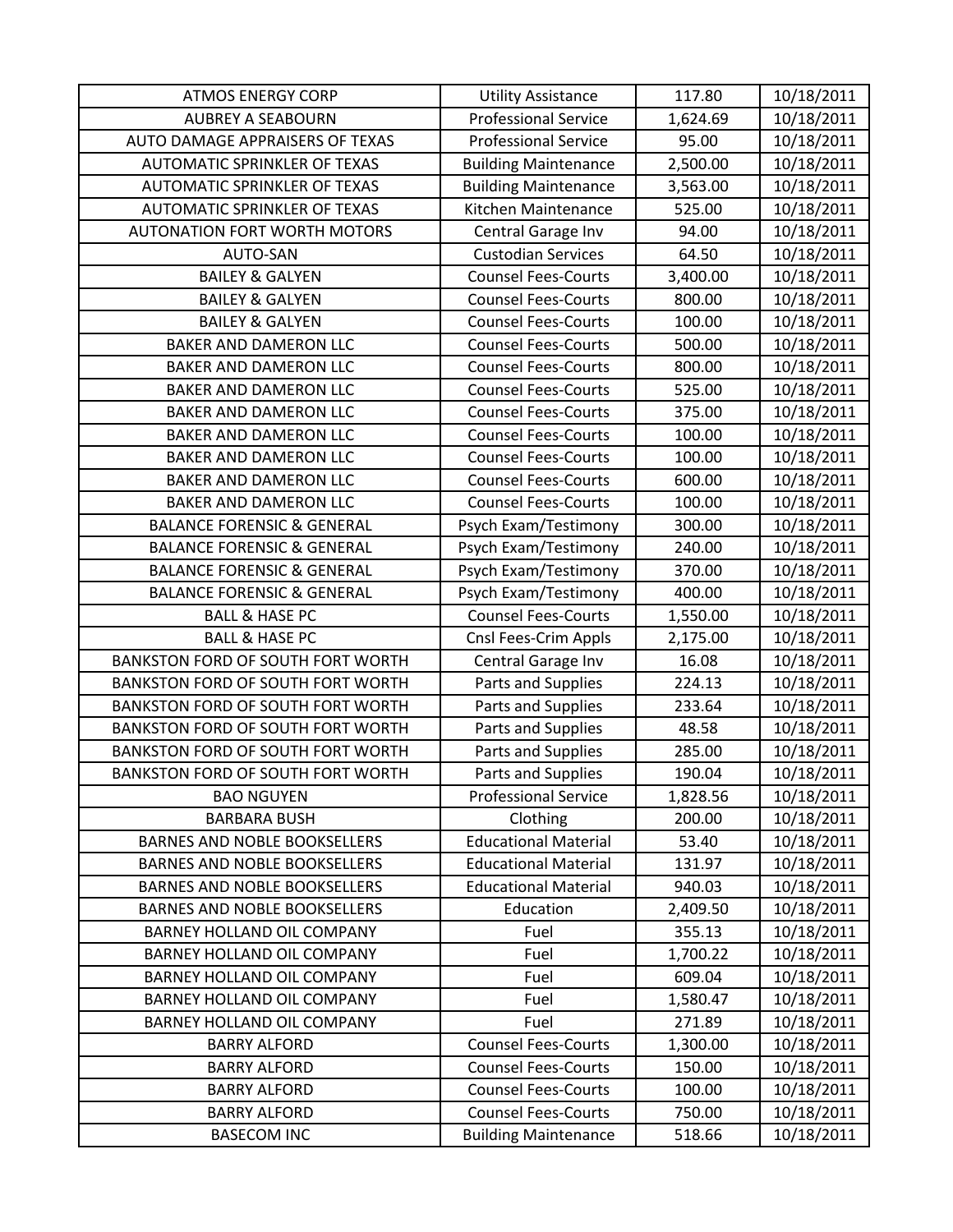| ATMOS ENERGY CORP | Utility Assistance | 117.80 | 10/18/2011 |
|---|---|---|---|
| AUBREY A SEABOURN | Professional Service | 1,624.69 | 10/18/2011 |
| AUTO DAMAGE APPRAISERS OF TEXAS | Professional Service | 95.00 | 10/18/2011 |
| AUTOMATIC SPRINKLER OF TEXAS | Building Maintenance | 2,500.00 | 10/18/2011 |
| AUTOMATIC SPRINKLER OF TEXAS | Building Maintenance | 3,563.00 | 10/18/2011 |
| AUTOMATIC SPRINKLER OF TEXAS | Kitchen Maintenance | 525.00 | 10/18/2011 |
| AUTONATION FORT WORTH MOTORS | Central Garage Inv | 94.00 | 10/18/2011 |
| AUTO-SAN | Custodian Services | 64.50 | 10/18/2011 |
| BAILEY & GALYEN | Counsel Fees-Courts | 3,400.00 | 10/18/2011 |
| BAILEY & GALYEN | Counsel Fees-Courts | 800.00 | 10/18/2011 |
| BAILEY & GALYEN | Counsel Fees-Courts | 100.00 | 10/18/2011 |
| BAKER AND DAMERON LLC | Counsel Fees-Courts | 500.00 | 10/18/2011 |
| BAKER AND DAMERON LLC | Counsel Fees-Courts | 800.00 | 10/18/2011 |
| BAKER AND DAMERON LLC | Counsel Fees-Courts | 525.00 | 10/18/2011 |
| BAKER AND DAMERON LLC | Counsel Fees-Courts | 375.00 | 10/18/2011 |
| BAKER AND DAMERON LLC | Counsel Fees-Courts | 100.00 | 10/18/2011 |
| BAKER AND DAMERON LLC | Counsel Fees-Courts | 100.00 | 10/18/2011 |
| BAKER AND DAMERON LLC | Counsel Fees-Courts | 600.00 | 10/18/2011 |
| BAKER AND DAMERON LLC | Counsel Fees-Courts | 100.00 | 10/18/2011 |
| BALANCE FORENSIC & GENERAL | Psych Exam/Testimony | 300.00 | 10/18/2011 |
| BALANCE FORENSIC & GENERAL | Psych Exam/Testimony | 240.00 | 10/18/2011 |
| BALANCE FORENSIC & GENERAL | Psych Exam/Testimony | 370.00 | 10/18/2011 |
| BALANCE FORENSIC & GENERAL | Psych Exam/Testimony | 400.00 | 10/18/2011 |
| BALL & HASE PC | Counsel Fees-Courts | 1,550.00 | 10/18/2011 |
| BALL & HASE PC | Cnsl Fees-Crim Appls | 2,175.00 | 10/18/2011 |
| BANKSTON FORD OF SOUTH FORT WORTH | Central Garage Inv | 16.08 | 10/18/2011 |
| BANKSTON FORD OF SOUTH FORT WORTH | Parts and Supplies | 224.13 | 10/18/2011 |
| BANKSTON FORD OF SOUTH FORT WORTH | Parts and Supplies | 233.64 | 10/18/2011 |
| BANKSTON FORD OF SOUTH FORT WORTH | Parts and Supplies | 48.58 | 10/18/2011 |
| BANKSTON FORD OF SOUTH FORT WORTH | Parts and Supplies | 285.00 | 10/18/2011 |
| BANKSTON FORD OF SOUTH FORT WORTH | Parts and Supplies | 190.04 | 10/18/2011 |
| BAO NGUYEN | Professional Service | 1,828.56 | 10/18/2011 |
| BARBARA BUSH | Clothing | 200.00 | 10/18/2011 |
| BARNES AND NOBLE BOOKSELLERS | Educational Material | 53.40 | 10/18/2011 |
| BARNES AND NOBLE BOOKSELLERS | Educational Material | 131.97 | 10/18/2011 |
| BARNES AND NOBLE BOOKSELLERS | Educational Material | 940.03 | 10/18/2011 |
| BARNES AND NOBLE BOOKSELLERS | Education | 2,409.50 | 10/18/2011 |
| BARNEY HOLLAND OIL COMPANY | Fuel | 355.13 | 10/18/2011 |
| BARNEY HOLLAND OIL COMPANY | Fuel | 1,700.22 | 10/18/2011 |
| BARNEY HOLLAND OIL COMPANY | Fuel | 609.04 | 10/18/2011 |
| BARNEY HOLLAND OIL COMPANY | Fuel | 1,580.47 | 10/18/2011 |
| BARNEY HOLLAND OIL COMPANY | Fuel | 271.89 | 10/18/2011 |
| BARRY ALFORD | Counsel Fees-Courts | 1,300.00 | 10/18/2011 |
| BARRY ALFORD | Counsel Fees-Courts | 150.00 | 10/18/2011 |
| BARRY ALFORD | Counsel Fees-Courts | 100.00 | 10/18/2011 |
| BARRY ALFORD | Counsel Fees-Courts | 750.00 | 10/18/2011 |
| BASECOM INC | Building Maintenance | 518.66 | 10/18/2011 |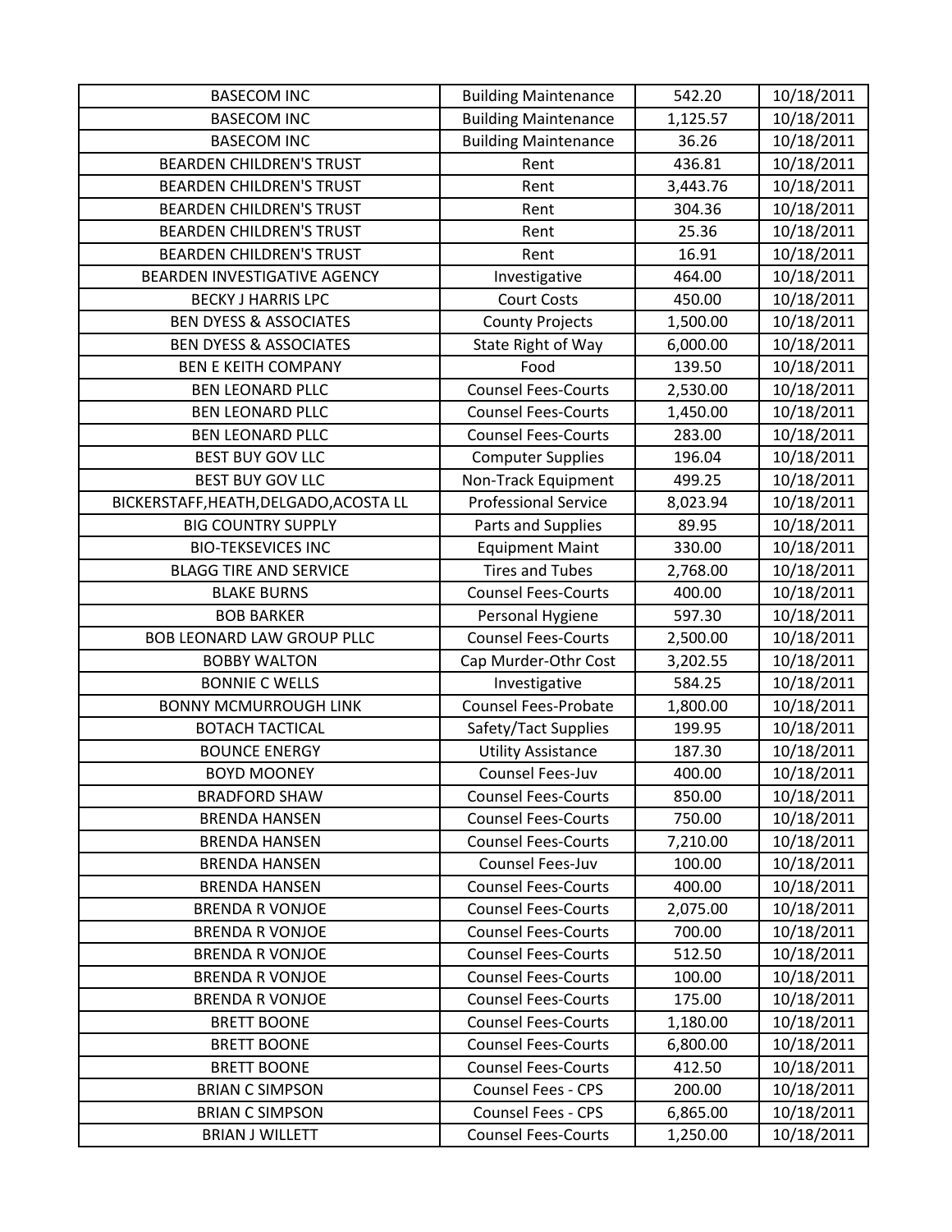| BASECOM INC | Building Maintenance | 542.20 | 10/18/2011 |
|---|---|---|---|
| BASECOM INC | Building Maintenance | 1,125.57 | 10/18/2011 |
| BASECOM INC | Building Maintenance | 36.26 | 10/18/2011 |
| BEARDEN CHILDREN'S TRUST | Rent | 436.81 | 10/18/2011 |
| BEARDEN CHILDREN'S TRUST | Rent | 3,443.76 | 10/18/2011 |
| BEARDEN CHILDREN'S TRUST | Rent | 304.36 | 10/18/2011 |
| BEARDEN CHILDREN'S TRUST | Rent | 25.36 | 10/18/2011 |
| BEARDEN CHILDREN'S TRUST | Rent | 16.91 | 10/18/2011 |
| BEARDEN INVESTIGATIVE AGENCY | Investigative | 464.00 | 10/18/2011 |
| BECKY J HARRIS LPC | Court Costs | 450.00 | 10/18/2011 |
| BEN DYESS & ASSOCIATES | County Projects | 1,500.00 | 10/18/2011 |
| BEN DYESS & ASSOCIATES | State Right of Way | 6,000.00 | 10/18/2011 |
| BEN E KEITH COMPANY | Food | 139.50 | 10/18/2011 |
| BEN LEONARD PLLC | Counsel Fees-Courts | 2,530.00 | 10/18/2011 |
| BEN LEONARD PLLC | Counsel Fees-Courts | 1,450.00 | 10/18/2011 |
| BEN LEONARD PLLC | Counsel Fees-Courts | 283.00 | 10/18/2011 |
| BEST BUY GOV LLC | Computer Supplies | 196.04 | 10/18/2011 |
| BEST BUY GOV LLC | Non-Track Equipment | 499.25 | 10/18/2011 |
| BICKERSTAFF,HEATH,DELGADO,ACOSTA LL | Professional Service | 8,023.94 | 10/18/2011 |
| BIG COUNTRY SUPPLY | Parts and Supplies | 89.95 | 10/18/2011 |
| BIO-TEKSEVICES INC | Equipment Maint | 330.00 | 10/18/2011 |
| BLAGG TIRE AND SERVICE | Tires and Tubes | 2,768.00 | 10/18/2011 |
| BLAKE BURNS | Counsel Fees-Courts | 400.00 | 10/18/2011 |
| BOB BARKER | Personal Hygiene | 597.30 | 10/18/2011 |
| BOB LEONARD LAW GROUP PLLC | Counsel Fees-Courts | 2,500.00 | 10/18/2011 |
| BOBBY WALTON | Cap Murder-Othr Cost | 3,202.55 | 10/18/2011 |
| BONNIE C WELLS | Investigative | 584.25 | 10/18/2011 |
| BONNY MCMURROUGH LINK | Counsel Fees-Probate | 1,800.00 | 10/18/2011 |
| BOTACH TACTICAL | Safety/Tact Supplies | 199.95 | 10/18/2011 |
| BOUNCE ENERGY | Utility Assistance | 187.30 | 10/18/2011 |
| BOYD MOONEY | Counsel Fees-Juv | 400.00 | 10/18/2011 |
| BRADFORD SHAW | Counsel Fees-Courts | 850.00 | 10/18/2011 |
| BRENDA HANSEN | Counsel Fees-Courts | 750.00 | 10/18/2011 |
| BRENDA HANSEN | Counsel Fees-Courts | 7,210.00 | 10/18/2011 |
| BRENDA HANSEN | Counsel Fees-Juv | 100.00 | 10/18/2011 |
| BRENDA HANSEN | Counsel Fees-Courts | 400.00 | 10/18/2011 |
| BRENDA R VONJOE | Counsel Fees-Courts | 2,075.00 | 10/18/2011 |
| BRENDA R VONJOE | Counsel Fees-Courts | 700.00 | 10/18/2011 |
| BRENDA R VONJOE | Counsel Fees-Courts | 512.50 | 10/18/2011 |
| BRENDA R VONJOE | Counsel Fees-Courts | 100.00 | 10/18/2011 |
| BRENDA R VONJOE | Counsel Fees-Courts | 175.00 | 10/18/2011 |
| BRETT BOONE | Counsel Fees-Courts | 1,180.00 | 10/18/2011 |
| BRETT BOONE | Counsel Fees-Courts | 6,800.00 | 10/18/2011 |
| BRETT BOONE | Counsel Fees-Courts | 412.50 | 10/18/2011 |
| BRIAN C SIMPSON | Counsel Fees - CPS | 200.00 | 10/18/2011 |
| BRIAN C SIMPSON | Counsel Fees - CPS | 6,865.00 | 10/18/2011 |
| BRIAN J WILLETT | Counsel Fees-Courts | 1,250.00 | 10/18/2011 |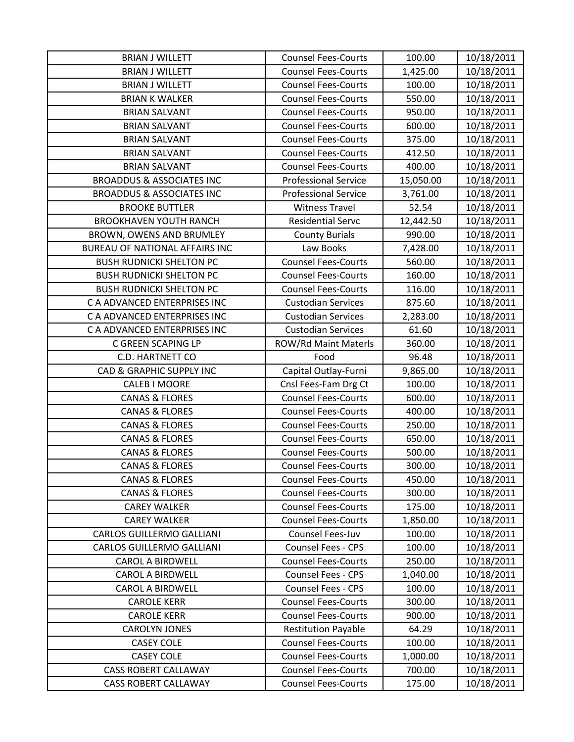| BRIAN J WILLETT | Counsel Fees-Courts | 100.00 | 10/18/2011 |
|---|---|---|---|
| BRIAN J WILLETT | Counsel Fees-Courts | 1,425.00 | 10/18/2011 |
| BRIAN J WILLETT | Counsel Fees-Courts | 100.00 | 10/18/2011 |
| BRIAN K WALKER | Counsel Fees-Courts | 550.00 | 10/18/2011 |
| BRIAN SALVANT | Counsel Fees-Courts | 950.00 | 10/18/2011 |
| BRIAN SALVANT | Counsel Fees-Courts | 600.00 | 10/18/2011 |
| BRIAN SALVANT | Counsel Fees-Courts | 375.00 | 10/18/2011 |
| BRIAN SALVANT | Counsel Fees-Courts | 412.50 | 10/18/2011 |
| BRIAN SALVANT | Counsel Fees-Courts | 400.00 | 10/18/2011 |
| BROADDUS & ASSOCIATES INC | Professional Service | 15,050.00 | 10/18/2011 |
| BROADDUS & ASSOCIATES INC | Professional Service | 3,761.00 | 10/18/2011 |
| BROOKE BUTTLER | Witness Travel | 52.54 | 10/18/2011 |
| BROOKHAVEN YOUTH RANCH | Residential Servc | 12,442.50 | 10/18/2011 |
| BROWN, OWENS AND BRUMLEY | County Burials | 990.00 | 10/18/2011 |
| BUREAU OF NATIONAL AFFAIRS INC | Law Books | 7,428.00 | 10/18/2011 |
| BUSH RUDNICKI SHELTON PC | Counsel Fees-Courts | 560.00 | 10/18/2011 |
| BUSH RUDNICKI SHELTON PC | Counsel Fees-Courts | 160.00 | 10/18/2011 |
| BUSH RUDNICKI SHELTON PC | Counsel Fees-Courts | 116.00 | 10/18/2011 |
| C A ADVANCED ENTERPRISES INC | Custodian Services | 875.60 | 10/18/2011 |
| C A ADVANCED ENTERPRISES INC | Custodian Services | 2,283.00 | 10/18/2011 |
| C A ADVANCED ENTERPRISES INC | Custodian Services | 61.60 | 10/18/2011 |
| C GREEN SCAPING LP | ROW/Rd Maint Materls | 360.00 | 10/18/2011 |
| C.D. HARTNETT CO | Food | 96.48 | 10/18/2011 |
| CAD & GRAPHIC SUPPLY INC | Capital Outlay-Furni | 9,865.00 | 10/18/2011 |
| CALEB I MOORE | Cnsl Fees-Fam Drg Ct | 100.00 | 10/18/2011 |
| CANAS & FLORES | Counsel Fees-Courts | 600.00 | 10/18/2011 |
| CANAS & FLORES | Counsel Fees-Courts | 400.00 | 10/18/2011 |
| CANAS & FLORES | Counsel Fees-Courts | 250.00 | 10/18/2011 |
| CANAS & FLORES | Counsel Fees-Courts | 650.00 | 10/18/2011 |
| CANAS & FLORES | Counsel Fees-Courts | 500.00 | 10/18/2011 |
| CANAS & FLORES | Counsel Fees-Courts | 300.00 | 10/18/2011 |
| CANAS & FLORES | Counsel Fees-Courts | 450.00 | 10/18/2011 |
| CANAS & FLORES | Counsel Fees-Courts | 300.00 | 10/18/2011 |
| CAREY WALKER | Counsel Fees-Courts | 175.00 | 10/18/2011 |
| CAREY WALKER | Counsel Fees-Courts | 1,850.00 | 10/18/2011 |
| CARLOS GUILLERMO GALLIANI | Counsel Fees-Juv | 100.00 | 10/18/2011 |
| CARLOS GUILLERMO GALLIANI | Counsel Fees - CPS | 100.00 | 10/18/2011 |
| CAROL A BIRDWELL | Counsel Fees-Courts | 250.00 | 10/18/2011 |
| CAROL A BIRDWELL | Counsel Fees - CPS | 1,040.00 | 10/18/2011 |
| CAROL A BIRDWELL | Counsel Fees - CPS | 100.00 | 10/18/2011 |
| CAROLE KERR | Counsel Fees-Courts | 300.00 | 10/18/2011 |
| CAROLE KERR | Counsel Fees-Courts | 900.00 | 10/18/2011 |
| CAROLYN JONES | Restitution Payable | 64.29 | 10/18/2011 |
| CASEY COLE | Counsel Fees-Courts | 100.00 | 10/18/2011 |
| CASEY COLE | Counsel Fees-Courts | 1,000.00 | 10/18/2011 |
| CASS ROBERT CALLAWAY | Counsel Fees-Courts | 700.00 | 10/18/2011 |
| CASS ROBERT CALLAWAY | Counsel Fees-Courts | 175.00 | 10/18/2011 |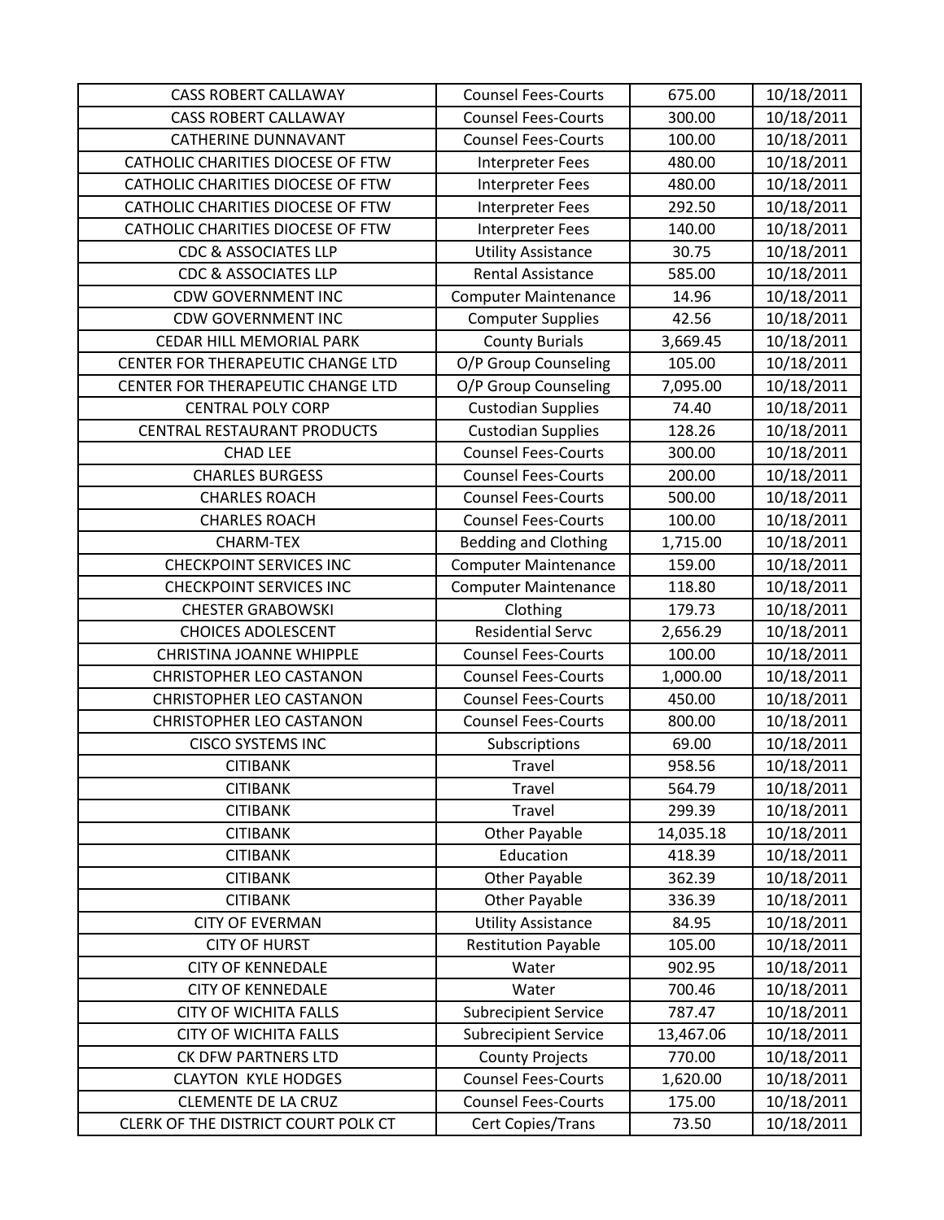| | | | |
|---|---|---|---|
| CASS ROBERT CALLAWAY | Counsel Fees-Courts | 675.00 | 10/18/2011 |
| CASS ROBERT CALLAWAY | Counsel Fees-Courts | 300.00 | 10/18/2011 |
| CATHERINE DUNNAVANT | Counsel Fees-Courts | 100.00 | 10/18/2011 |
| CATHOLIC CHARITIES DIOCESE OF FTW | Interpreter Fees | 480.00 | 10/18/2011 |
| CATHOLIC CHARITIES DIOCESE OF FTW | Interpreter Fees | 480.00 | 10/18/2011 |
| CATHOLIC CHARITIES DIOCESE OF FTW | Interpreter Fees | 292.50 | 10/18/2011 |
| CATHOLIC CHARITIES DIOCESE OF FTW | Interpreter Fees | 140.00 | 10/18/2011 |
| CDC & ASSOCIATES LLP | Utility Assistance | 30.75 | 10/18/2011 |
| CDC & ASSOCIATES LLP | Rental Assistance | 585.00 | 10/18/2011 |
| CDW GOVERNMENT INC | Computer Maintenance | 14.96 | 10/18/2011 |
| CDW GOVERNMENT INC | Computer Supplies | 42.56 | 10/18/2011 |
| CEDAR HILL MEMORIAL PARK | County Burials | 3,669.45 | 10/18/2011 |
| CENTER FOR THERAPEUTIC CHANGE LTD | O/P Group Counseling | 105.00 | 10/18/2011 |
| CENTER FOR THERAPEUTIC CHANGE LTD | O/P Group Counseling | 7,095.00 | 10/18/2011 |
| CENTRAL POLY CORP | Custodian Supplies | 74.40 | 10/18/2011 |
| CENTRAL RESTAURANT PRODUCTS | Custodian Supplies | 128.26 | 10/18/2011 |
| CHAD LEE | Counsel Fees-Courts | 300.00 | 10/18/2011 |
| CHARLES BURGESS | Counsel Fees-Courts | 200.00 | 10/18/2011 |
| CHARLES ROACH | Counsel Fees-Courts | 500.00 | 10/18/2011 |
| CHARLES ROACH | Counsel Fees-Courts | 100.00 | 10/18/2011 |
| CHARM-TEX | Bedding and Clothing | 1,715.00 | 10/18/2011 |
| CHECKPOINT SERVICES INC | Computer Maintenance | 159.00 | 10/18/2011 |
| CHECKPOINT SERVICES INC | Computer Maintenance | 118.80 | 10/18/2011 |
| CHESTER GRABOWSKI | Clothing | 179.73 | 10/18/2011 |
| CHOICES ADOLESCENT | Residential Servc | 2,656.29 | 10/18/2011 |
| CHRISTINA JOANNE WHIPPLE | Counsel Fees-Courts | 100.00 | 10/18/2011 |
| CHRISTOPHER LEO CASTANON | Counsel Fees-Courts | 1,000.00 | 10/18/2011 |
| CHRISTOPHER LEO CASTANON | Counsel Fees-Courts | 450.00 | 10/18/2011 |
| CHRISTOPHER LEO CASTANON | Counsel Fees-Courts | 800.00 | 10/18/2011 |
| CISCO SYSTEMS INC | Subscriptions | 69.00 | 10/18/2011 |
| CITIBANK | Travel | 958.56 | 10/18/2011 |
| CITIBANK | Travel | 564.79 | 10/18/2011 |
| CITIBANK | Travel | 299.39 | 10/18/2011 |
| CITIBANK | Other Payable | 14,035.18 | 10/18/2011 |
| CITIBANK | Education | 418.39 | 10/18/2011 |
| CITIBANK | Other Payable | 362.39 | 10/18/2011 |
| CITIBANK | Other Payable | 336.39 | 10/18/2011 |
| CITY OF EVERMAN | Utility Assistance | 84.95 | 10/18/2011 |
| CITY OF HURST | Restitution Payable | 105.00 | 10/18/2011 |
| CITY OF KENNEDALE | Water | 902.95 | 10/18/2011 |
| CITY OF KENNEDALE | Water | 700.46 | 10/18/2011 |
| CITY OF WICHITA FALLS | Subrecipient Service | 787.47 | 10/18/2011 |
| CITY OF WICHITA FALLS | Subrecipient Service | 13,467.06 | 10/18/2011 |
| CK DFW PARTNERS LTD | County Projects | 770.00 | 10/18/2011 |
| CLAYTON KYLE HODGES | Counsel Fees-Courts | 1,620.00 | 10/18/2011 |
| CLEMENTE DE LA CRUZ | Counsel Fees-Courts | 175.00 | 10/18/2011 |
| CLERK OF THE DISTRICT COURT POLK CT | Cert Copies/Trans | 73.50 | 10/18/2011 |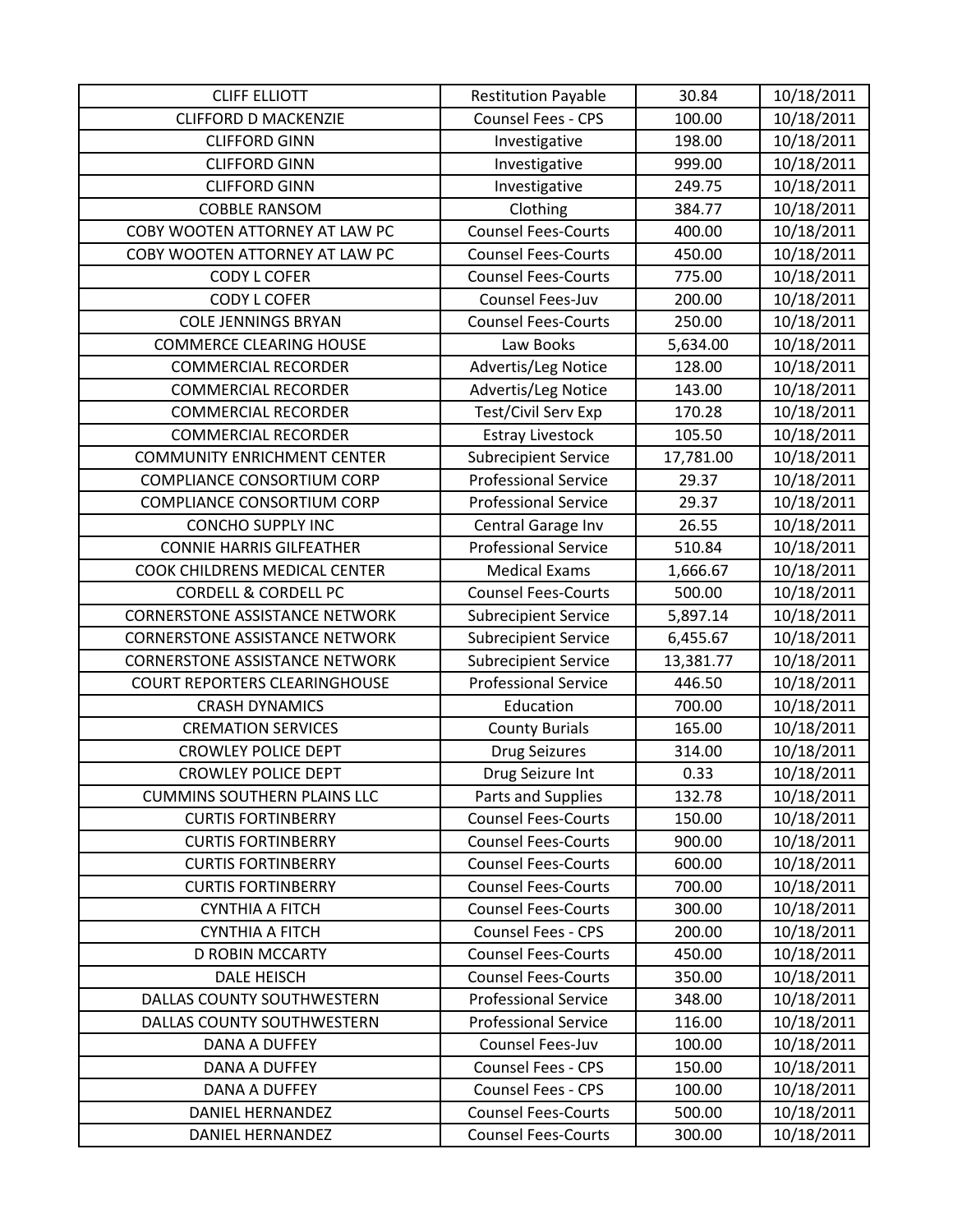| CLIFF ELLIOTT | Restitution Payable | 30.84 | 10/18/2011 |
|---|---|---|---|
| CLIFFORD D MACKENZIE | Counsel Fees - CPS | 100.00 | 10/18/2011 |
| CLIFFORD GINN | Investigative | 198.00 | 10/18/2011 |
| CLIFFORD GINN | Investigative | 999.00 | 10/18/2011 |
| CLIFFORD GINN | Investigative | 249.75 | 10/18/2011 |
| COBBLE RANSOM | Clothing | 384.77 | 10/18/2011 |
| COBY WOOTEN ATTORNEY AT LAW PC | Counsel Fees-Courts | 400.00 | 10/18/2011 |
| COBY WOOTEN ATTORNEY AT LAW PC | Counsel Fees-Courts | 450.00 | 10/18/2011 |
| CODY L COFER | Counsel Fees-Courts | 775.00 | 10/18/2011 |
| CODY L COFER | Counsel Fees-Juv | 200.00 | 10/18/2011 |
| COLE JENNINGS BRYAN | Counsel Fees-Courts | 250.00 | 10/18/2011 |
| COMMERCE CLEARING HOUSE | Law Books | 5,634.00 | 10/18/2011 |
| COMMERCIAL RECORDER | Advertis/Leg Notice | 128.00 | 10/18/2011 |
| COMMERCIAL RECORDER | Advertis/Leg Notice | 143.00 | 10/18/2011 |
| COMMERCIAL RECORDER | Test/Civil Serv Exp | 170.28 | 10/18/2011 |
| COMMERCIAL RECORDER | Estray Livestock | 105.50 | 10/18/2011 |
| COMMUNITY ENRICHMENT CENTER | Subrecipient Service | 17,781.00 | 10/18/2011 |
| COMPLIANCE CONSORTIUM CORP | Professional Service | 29.37 | 10/18/2011 |
| COMPLIANCE CONSORTIUM CORP | Professional Service | 29.37 | 10/18/2011 |
| CONCHO SUPPLY INC | Central Garage Inv | 26.55 | 10/18/2011 |
| CONNIE HARRIS GILFEATHER | Professional Service | 510.84 | 10/18/2011 |
| COOK CHILDRENS MEDICAL CENTER | Medical Exams | 1,666.67 | 10/18/2011 |
| CORDELL & CORDELL PC | Counsel Fees-Courts | 500.00 | 10/18/2011 |
| CORNERSTONE ASSISTANCE NETWORK | Subrecipient Service | 5,897.14 | 10/18/2011 |
| CORNERSTONE ASSISTANCE NETWORK | Subrecipient Service | 6,455.67 | 10/18/2011 |
| CORNERSTONE ASSISTANCE NETWORK | Subrecipient Service | 13,381.77 | 10/18/2011 |
| COURT REPORTERS CLEARINGHOUSE | Professional Service | 446.50 | 10/18/2011 |
| CRASH DYNAMICS | Education | 700.00 | 10/18/2011 |
| CREMATION SERVICES | County Burials | 165.00 | 10/18/2011 |
| CROWLEY POLICE DEPT | Drug Seizures | 314.00 | 10/18/2011 |
| CROWLEY POLICE DEPT | Drug Seizure Int | 0.33 | 10/18/2011 |
| CUMMINS SOUTHERN PLAINS LLC | Parts and Supplies | 132.78 | 10/18/2011 |
| CURTIS FORTINBERRY | Counsel Fees-Courts | 150.00 | 10/18/2011 |
| CURTIS FORTINBERRY | Counsel Fees-Courts | 900.00 | 10/18/2011 |
| CURTIS FORTINBERRY | Counsel Fees-Courts | 600.00 | 10/18/2011 |
| CURTIS FORTINBERRY | Counsel Fees-Courts | 700.00 | 10/18/2011 |
| CYNTHIA A FITCH | Counsel Fees-Courts | 300.00 | 10/18/2011 |
| CYNTHIA A FITCH | Counsel Fees - CPS | 200.00 | 10/18/2011 |
| D ROBIN MCCARTY | Counsel Fees-Courts | 450.00 | 10/18/2011 |
| DALE HEISCH | Counsel Fees-Courts | 350.00 | 10/18/2011 |
| DALLAS COUNTY SOUTHWESTERN | Professional Service | 348.00 | 10/18/2011 |
| DALLAS COUNTY SOUTHWESTERN | Professional Service | 116.00 | 10/18/2011 |
| DANA A DUFFEY | Counsel Fees-Juv | 100.00 | 10/18/2011 |
| DANA A DUFFEY | Counsel Fees - CPS | 150.00 | 10/18/2011 |
| DANA A DUFFEY | Counsel Fees - CPS | 100.00 | 10/18/2011 |
| DANIEL HERNANDEZ | Counsel Fees-Courts | 500.00 | 10/18/2011 |
| DANIEL HERNANDEZ | Counsel Fees-Courts | 300.00 | 10/18/2011 |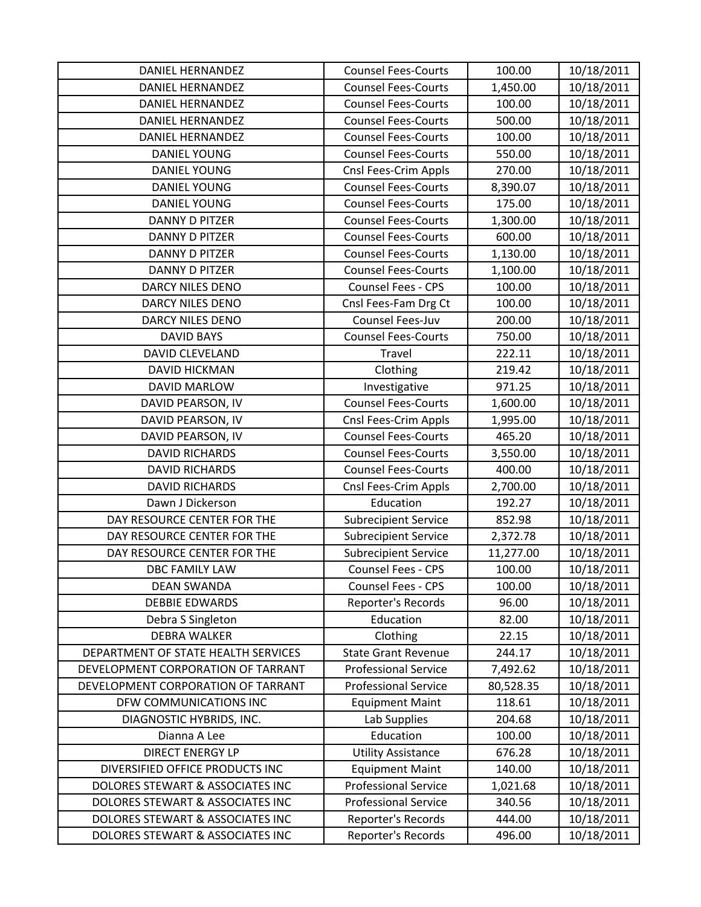| DANIEL HERNANDEZ | Counsel Fees-Courts | 100.00 | 10/18/2011 |
|---|---|---|---|
| DANIEL HERNANDEZ | Counsel Fees-Courts | 1,450.00 | 10/18/2011 |
| DANIEL HERNANDEZ | Counsel Fees-Courts | 100.00 | 10/18/2011 |
| DANIEL HERNANDEZ | Counsel Fees-Courts | 500.00 | 10/18/2011 |
| DANIEL HERNANDEZ | Counsel Fees-Courts | 100.00 | 10/18/2011 |
| DANIEL YOUNG | Counsel Fees-Courts | 550.00 | 10/18/2011 |
| DANIEL YOUNG | Cnsl Fees-Crim Appls | 270.00 | 10/18/2011 |
| DANIEL YOUNG | Counsel Fees-Courts | 8,390.07 | 10/18/2011 |
| DANIEL YOUNG | Counsel Fees-Courts | 175.00 | 10/18/2011 |
| DANNY D PITZER | Counsel Fees-Courts | 1,300.00 | 10/18/2011 |
| DANNY D PITZER | Counsel Fees-Courts | 600.00 | 10/18/2011 |
| DANNY D PITZER | Counsel Fees-Courts | 1,130.00 | 10/18/2011 |
| DANNY D PITZER | Counsel Fees-Courts | 1,100.00 | 10/18/2011 |
| DARCY NILES DENO | Counsel Fees - CPS | 100.00 | 10/18/2011 |
| DARCY NILES DENO | Cnsl Fees-Fam Drg Ct | 100.00 | 10/18/2011 |
| DARCY NILES DENO | Counsel Fees-Juv | 200.00 | 10/18/2011 |
| DAVID BAYS | Counsel Fees-Courts | 750.00 | 10/18/2011 |
| DAVID CLEVELAND | Travel | 222.11 | 10/18/2011 |
| DAVID HICKMAN | Clothing | 219.42 | 10/18/2011 |
| DAVID MARLOW | Investigative | 971.25 | 10/18/2011 |
| DAVID PEARSON, IV | Counsel Fees-Courts | 1,600.00 | 10/18/2011 |
| DAVID PEARSON, IV | Cnsl Fees-Crim Appls | 1,995.00 | 10/18/2011 |
| DAVID PEARSON, IV | Counsel Fees-Courts | 465.20 | 10/18/2011 |
| DAVID RICHARDS | Counsel Fees-Courts | 3,550.00 | 10/18/2011 |
| DAVID RICHARDS | Counsel Fees-Courts | 400.00 | 10/18/2011 |
| DAVID RICHARDS | Cnsl Fees-Crim Appls | 2,700.00 | 10/18/2011 |
| Dawn J Dickerson | Education | 192.27 | 10/18/2011 |
| DAY RESOURCE CENTER FOR THE | Subrecipient Service | 852.98 | 10/18/2011 |
| DAY RESOURCE CENTER FOR THE | Subrecipient Service | 2,372.78 | 10/18/2011 |
| DAY RESOURCE CENTER FOR THE | Subrecipient Service | 11,277.00 | 10/18/2011 |
| DBC FAMILY LAW | Counsel Fees - CPS | 100.00 | 10/18/2011 |
| DEAN SWANDA | Counsel Fees - CPS | 100.00 | 10/18/2011 |
| DEBBIE EDWARDS | Reporter's Records | 96.00 | 10/18/2011 |
| Debra S Singleton | Education | 82.00 | 10/18/2011 |
| DEBRA WALKER | Clothing | 22.15 | 10/18/2011 |
| DEPARTMENT OF STATE HEALTH SERVICES | State Grant Revenue | 244.17 | 10/18/2011 |
| DEVELOPMENT CORPORATION OF TARRANT | Professional Service | 7,492.62 | 10/18/2011 |
| DEVELOPMENT CORPORATION OF TARRANT | Professional Service | 80,528.35 | 10/18/2011 |
| DFW COMMUNICATIONS INC | Equipment Maint | 118.61 | 10/18/2011 |
| DIAGNOSTIC HYBRIDS, INC. | Lab Supplies | 204.68 | 10/18/2011 |
| Dianna A Lee | Education | 100.00 | 10/18/2011 |
| DIRECT ENERGY LP | Utility Assistance | 676.28 | 10/18/2011 |
| DIVERSIFIED OFFICE PRODUCTS INC | Equipment Maint | 140.00 | 10/18/2011 |
| DOLORES STEWART & ASSOCIATES INC | Professional Service | 1,021.68 | 10/18/2011 |
| DOLORES STEWART & ASSOCIATES INC | Professional Service | 340.56 | 10/18/2011 |
| DOLORES STEWART & ASSOCIATES INC | Reporter's Records | 444.00 | 10/18/2011 |
| DOLORES STEWART & ASSOCIATES INC | Reporter's Records | 496.00 | 10/18/2011 |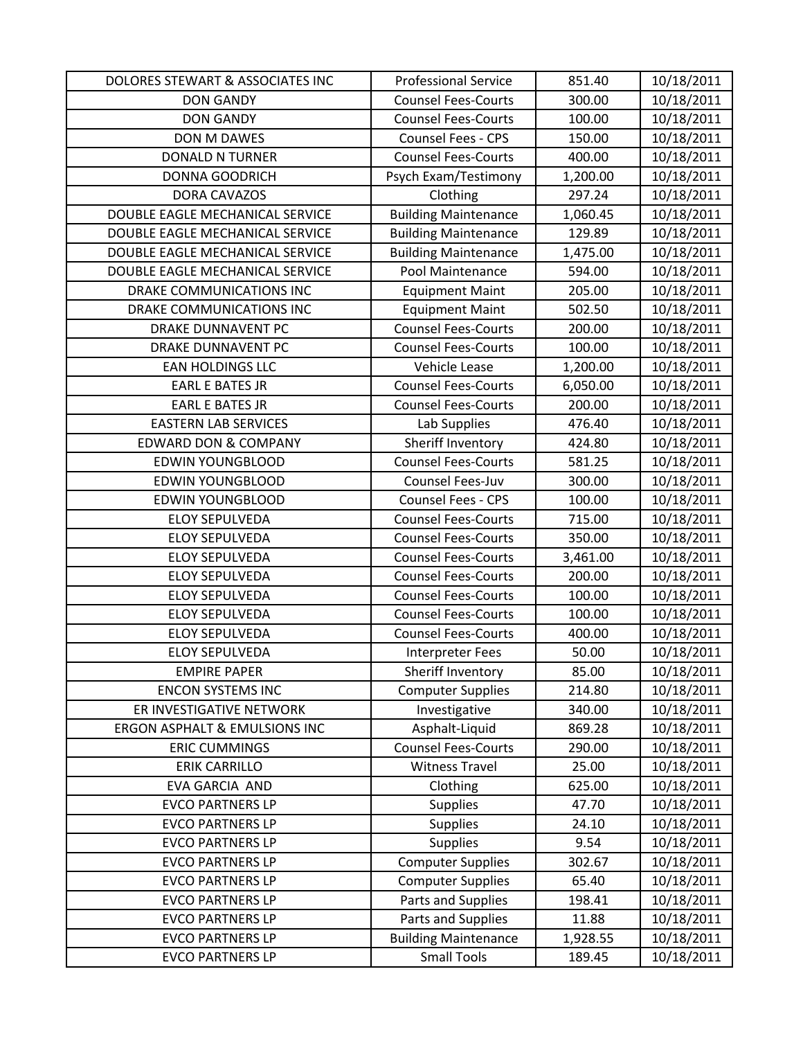| | | | |
|---|---|---|---|
| DOLORES STEWART & ASSOCIATES INC | Professional Service | 851.40 | 10/18/2011 |
| DON GANDY | Counsel Fees-Courts | 300.00 | 10/18/2011 |
| DON GANDY | Counsel Fees-Courts | 100.00 | 10/18/2011 |
| DON M DAWES | Counsel Fees - CPS | 150.00 | 10/18/2011 |
| DONALD N TURNER | Counsel Fees-Courts | 400.00 | 10/18/2011 |
| DONNA GOODRICH | Psych Exam/Testimony | 1,200.00 | 10/18/2011 |
| DORA CAVAZOS | Clothing | 297.24 | 10/18/2011 |
| DOUBLE EAGLE MECHANICAL SERVICE | Building Maintenance | 1,060.45 | 10/18/2011 |
| DOUBLE EAGLE MECHANICAL SERVICE | Building Maintenance | 129.89 | 10/18/2011 |
| DOUBLE EAGLE MECHANICAL SERVICE | Building Maintenance | 1,475.00 | 10/18/2011 |
| DOUBLE EAGLE MECHANICAL SERVICE | Pool Maintenance | 594.00 | 10/18/2011 |
| DRAKE COMMUNICATIONS INC | Equipment Maint | 205.00 | 10/18/2011 |
| DRAKE COMMUNICATIONS INC | Equipment Maint | 502.50 | 10/18/2011 |
| DRAKE DUNNAVENT PC | Counsel Fees-Courts | 200.00 | 10/18/2011 |
| DRAKE DUNNAVENT PC | Counsel Fees-Courts | 100.00 | 10/18/2011 |
| EAN HOLDINGS LLC | Vehicle Lease | 1,200.00 | 10/18/2011 |
| EARL E BATES JR | Counsel Fees-Courts | 6,050.00 | 10/18/2011 |
| EARL E BATES JR | Counsel Fees-Courts | 200.00 | 10/18/2011 |
| EASTERN LAB SERVICES | Lab Supplies | 476.40 | 10/18/2011 |
| EDWARD DON & COMPANY | Sheriff Inventory | 424.80 | 10/18/2011 |
| EDWIN YOUNGBLOOD | Counsel Fees-Courts | 581.25 | 10/18/2011 |
| EDWIN YOUNGBLOOD | Counsel Fees-Juv | 300.00 | 10/18/2011 |
| EDWIN YOUNGBLOOD | Counsel Fees - CPS | 100.00 | 10/18/2011 |
| ELOY SEPULVEDA | Counsel Fees-Courts | 715.00 | 10/18/2011 |
| ELOY SEPULVEDA | Counsel Fees-Courts | 350.00 | 10/18/2011 |
| ELOY SEPULVEDA | Counsel Fees-Courts | 3,461.00 | 10/18/2011 |
| ELOY SEPULVEDA | Counsel Fees-Courts | 200.00 | 10/18/2011 |
| ELOY SEPULVEDA | Counsel Fees-Courts | 100.00 | 10/18/2011 |
| ELOY SEPULVEDA | Counsel Fees-Courts | 100.00 | 10/18/2011 |
| ELOY SEPULVEDA | Counsel Fees-Courts | 400.00 | 10/18/2011 |
| ELOY SEPULVEDA | Interpreter Fees | 50.00 | 10/18/2011 |
| EMPIRE PAPER | Sheriff Inventory | 85.00 | 10/18/2011 |
| ENCON SYSTEMS INC | Computer Supplies | 214.80 | 10/18/2011 |
| ER INVESTIGATIVE NETWORK | Investigative | 340.00 | 10/18/2011 |
| ERGON ASPHALT & EMULSIONS INC | Asphalt-Liquid | 869.28 | 10/18/2011 |
| ERIC CUMMINGS | Counsel Fees-Courts | 290.00 | 10/18/2011 |
| ERIK CARRILLO | Witness Travel | 25.00 | 10/18/2011 |
| EVA GARCIA AND | Clothing | 625.00 | 10/18/2011 |
| EVCO PARTNERS LP | Supplies | 47.70 | 10/18/2011 |
| EVCO PARTNERS LP | Supplies | 24.10 | 10/18/2011 |
| EVCO PARTNERS LP | Supplies | 9.54 | 10/18/2011 |
| EVCO PARTNERS LP | Computer Supplies | 302.67 | 10/18/2011 |
| EVCO PARTNERS LP | Computer Supplies | 65.40 | 10/18/2011 |
| EVCO PARTNERS LP | Parts and Supplies | 198.41 | 10/18/2011 |
| EVCO PARTNERS LP | Parts and Supplies | 11.88 | 10/18/2011 |
| EVCO PARTNERS LP | Building Maintenance | 1,928.55 | 10/18/2011 |
| EVCO PARTNERS LP | Small Tools | 189.45 | 10/18/2011 |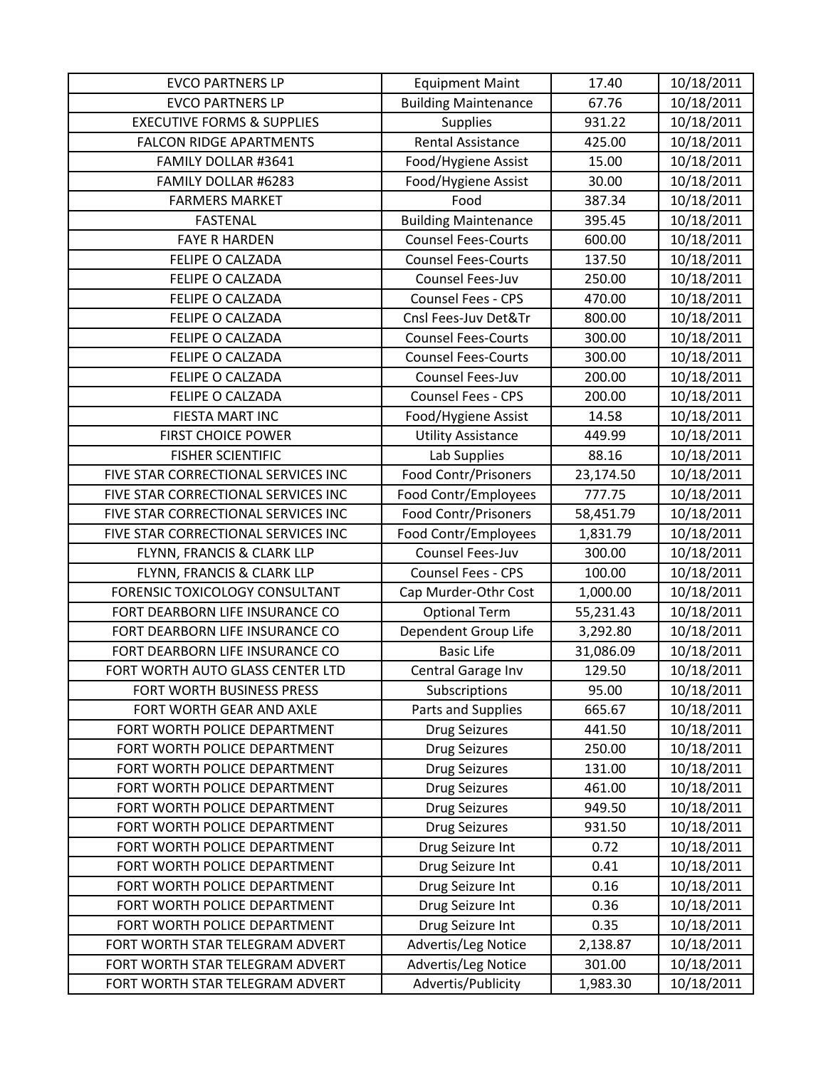| EVCO PARTNERS LP | Equipment Maint | 17.40 | 10/18/2011 |
|---|---|---|---|
| EVCO PARTNERS LP | Building Maintenance | 67.76 | 10/18/2011 |
| EXECUTIVE FORMS & SUPPLIES | Supplies | 931.22 | 10/18/2011 |
| FALCON RIDGE APARTMENTS | Rental Assistance | 425.00 | 10/18/2011 |
| FAMILY DOLLAR #3641 | Food/Hygiene Assist | 15.00 | 10/18/2011 |
| FAMILY DOLLAR #6283 | Food/Hygiene Assist | 30.00 | 10/18/2011 |
| FARMERS MARKET | Food | 387.34 | 10/18/2011 |
| FASTENAL | Building Maintenance | 395.45 | 10/18/2011 |
| FAYE R HARDEN | Counsel Fees-Courts | 600.00 | 10/18/2011 |
| FELIPE O CALZADA | Counsel Fees-Courts | 137.50 | 10/18/2011 |
| FELIPE O CALZADA | Counsel Fees-Juv | 250.00 | 10/18/2011 |
| FELIPE O CALZADA | Counsel Fees - CPS | 470.00 | 10/18/2011 |
| FELIPE O CALZADA | Cnsl Fees-Juv Det&Tr | 800.00 | 10/18/2011 |
| FELIPE O CALZADA | Counsel Fees-Courts | 300.00 | 10/18/2011 |
| FELIPE O CALZADA | Counsel Fees-Courts | 300.00 | 10/18/2011 |
| FELIPE O CALZADA | Counsel Fees-Juv | 200.00 | 10/18/2011 |
| FELIPE O CALZADA | Counsel Fees - CPS | 200.00 | 10/18/2011 |
| FIESTA MART INC | Food/Hygiene Assist | 14.58 | 10/18/2011 |
| FIRST CHOICE POWER | Utility Assistance | 449.99 | 10/18/2011 |
| FISHER SCIENTIFIC | Lab Supplies | 88.16 | 10/18/2011 |
| FIVE STAR CORRECTIONAL SERVICES INC | Food Contr/Prisoners | 23,174.50 | 10/18/2011 |
| FIVE STAR CORRECTIONAL SERVICES INC | Food Contr/Employees | 777.75 | 10/18/2011 |
| FIVE STAR CORRECTIONAL SERVICES INC | Food Contr/Prisoners | 58,451.79 | 10/18/2011 |
| FIVE STAR CORRECTIONAL SERVICES INC | Food Contr/Employees | 1,831.79 | 10/18/2011 |
| FLYNN, FRANCIS & CLARK LLP | Counsel Fees-Juv | 300.00 | 10/18/2011 |
| FLYNN, FRANCIS & CLARK LLP | Counsel Fees - CPS | 100.00 | 10/18/2011 |
| FORENSIC TOXICOLOGY CONSULTANT | Cap Murder-Othr Cost | 1,000.00 | 10/18/2011 |
| FORT DEARBORN LIFE INSURANCE CO | Optional Term | 55,231.43 | 10/18/2011 |
| FORT DEARBORN LIFE INSURANCE CO | Dependent Group Life | 3,292.80 | 10/18/2011 |
| FORT DEARBORN LIFE INSURANCE CO | Basic Life | 31,086.09 | 10/18/2011 |
| FORT WORTH AUTO GLASS CENTER LTD | Central Garage Inv | 129.50 | 10/18/2011 |
| FORT WORTH BUSINESS PRESS | Subscriptions | 95.00 | 10/18/2011 |
| FORT WORTH GEAR AND AXLE | Parts and Supplies | 665.67 | 10/18/2011 |
| FORT WORTH POLICE DEPARTMENT | Drug Seizures | 441.50 | 10/18/2011 |
| FORT WORTH POLICE DEPARTMENT | Drug Seizures | 250.00 | 10/18/2011 |
| FORT WORTH POLICE DEPARTMENT | Drug Seizures | 131.00 | 10/18/2011 |
| FORT WORTH POLICE DEPARTMENT | Drug Seizures | 461.00 | 10/18/2011 |
| FORT WORTH POLICE DEPARTMENT | Drug Seizures | 949.50 | 10/18/2011 |
| FORT WORTH POLICE DEPARTMENT | Drug Seizures | 931.50 | 10/18/2011 |
| FORT WORTH POLICE DEPARTMENT | Drug Seizure Int | 0.72 | 10/18/2011 |
| FORT WORTH POLICE DEPARTMENT | Drug Seizure Int | 0.41 | 10/18/2011 |
| FORT WORTH POLICE DEPARTMENT | Drug Seizure Int | 0.16 | 10/18/2011 |
| FORT WORTH POLICE DEPARTMENT | Drug Seizure Int | 0.36 | 10/18/2011 |
| FORT WORTH POLICE DEPARTMENT | Drug Seizure Int | 0.35 | 10/18/2011 |
| FORT WORTH STAR TELEGRAM ADVERT | Advertis/Leg Notice | 2,138.87 | 10/18/2011 |
| FORT WORTH STAR TELEGRAM ADVERT | Advertis/Leg Notice | 301.00 | 10/18/2011 |
| FORT WORTH STAR TELEGRAM ADVERT | Advertis/Publicity | 1,983.30 | 10/18/2011 |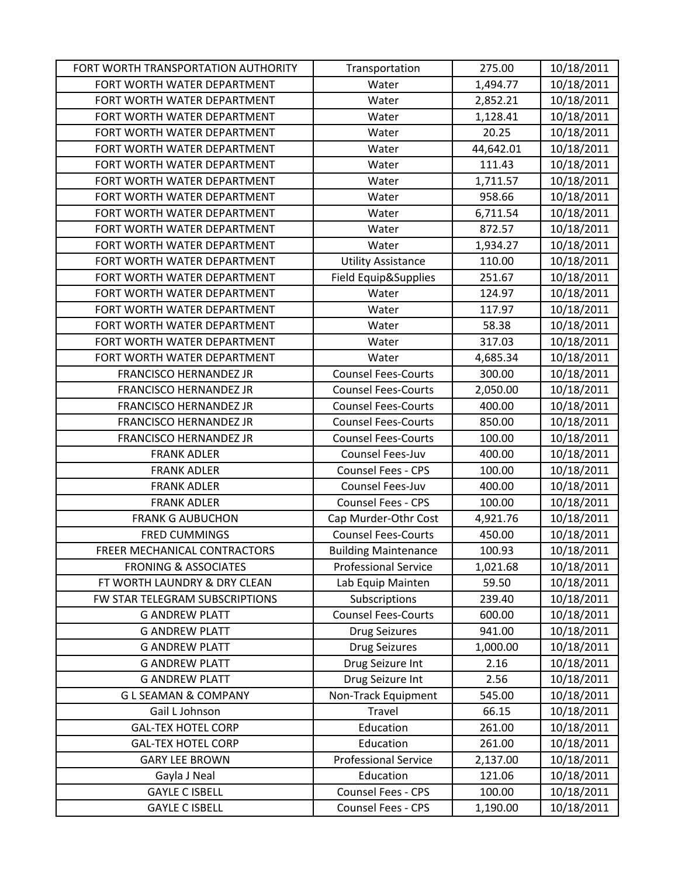| FORT WORTH TRANSPORTATION AUTHORITY | Transportation | 275.00 | 10/18/2011 |
|---|---|---|---|
| FORT WORTH WATER DEPARTMENT | Water | 1,494.77 | 10/18/2011 |
| FORT WORTH WATER DEPARTMENT | Water | 2,852.21 | 10/18/2011 |
| FORT WORTH WATER DEPARTMENT | Water | 1,128.41 | 10/18/2011 |
| FORT WORTH WATER DEPARTMENT | Water | 20.25 | 10/18/2011 |
| FORT WORTH WATER DEPARTMENT | Water | 44,642.01 | 10/18/2011 |
| FORT WORTH WATER DEPARTMENT | Water | 111.43 | 10/18/2011 |
| FORT WORTH WATER DEPARTMENT | Water | 1,711.57 | 10/18/2011 |
| FORT WORTH WATER DEPARTMENT | Water | 958.66 | 10/18/2011 |
| FORT WORTH WATER DEPARTMENT | Water | 6,711.54 | 10/18/2011 |
| FORT WORTH WATER DEPARTMENT | Water | 872.57 | 10/18/2011 |
| FORT WORTH WATER DEPARTMENT | Water | 1,934.27 | 10/18/2011 |
| FORT WORTH WATER DEPARTMENT | Utility Assistance | 110.00 | 10/18/2011 |
| FORT WORTH WATER DEPARTMENT | Field Equip&Supplies | 251.67 | 10/18/2011 |
| FORT WORTH WATER DEPARTMENT | Water | 124.97 | 10/18/2011 |
| FORT WORTH WATER DEPARTMENT | Water | 117.97 | 10/18/2011 |
| FORT WORTH WATER DEPARTMENT | Water | 58.38 | 10/18/2011 |
| FORT WORTH WATER DEPARTMENT | Water | 317.03 | 10/18/2011 |
| FORT WORTH WATER DEPARTMENT | Water | 4,685.34 | 10/18/2011 |
| FRANCISCO HERNANDEZ JR | Counsel Fees-Courts | 300.00 | 10/18/2011 |
| FRANCISCO HERNANDEZ JR | Counsel Fees-Courts | 2,050.00 | 10/18/2011 |
| FRANCISCO HERNANDEZ JR | Counsel Fees-Courts | 400.00 | 10/18/2011 |
| FRANCISCO HERNANDEZ JR | Counsel Fees-Courts | 850.00 | 10/18/2011 |
| FRANCISCO HERNANDEZ JR | Counsel Fees-Courts | 100.00 | 10/18/2011 |
| FRANK ADLER | Counsel Fees-Juv | 400.00 | 10/18/2011 |
| FRANK ADLER | Counsel Fees - CPS | 100.00 | 10/18/2011 |
| FRANK ADLER | Counsel Fees-Juv | 400.00 | 10/18/2011 |
| FRANK ADLER | Counsel Fees - CPS | 100.00 | 10/18/2011 |
| FRANK G AUBUCHON | Cap Murder-Othr Cost | 4,921.76 | 10/18/2011 |
| FRED CUMMINGS | Counsel Fees-Courts | 450.00 | 10/18/2011 |
| FREER MECHANICAL CONTRACTORS | Building Maintenance | 100.93 | 10/18/2011 |
| FRONING & ASSOCIATES | Professional Service | 1,021.68 | 10/18/2011 |
| FT WORTH LAUNDRY & DRY CLEAN | Lab Equip Mainten | 59.50 | 10/18/2011 |
| FW STAR TELEGRAM SUBSCRIPTIONS | Subscriptions | 239.40 | 10/18/2011 |
| G ANDREW PLATT | Counsel Fees-Courts | 600.00 | 10/18/2011 |
| G ANDREW PLATT | Drug Seizures | 941.00 | 10/18/2011 |
| G ANDREW PLATT | Drug Seizures | 1,000.00 | 10/18/2011 |
| G ANDREW PLATT | Drug Seizure Int | 2.16 | 10/18/2011 |
| G ANDREW PLATT | Drug Seizure Int | 2.56 | 10/18/2011 |
| G L SEAMAN & COMPANY | Non-Track Equipment | 545.00 | 10/18/2011 |
| Gail L Johnson | Travel | 66.15 | 10/18/2011 |
| GAL-TEX HOTEL CORP | Education | 261.00 | 10/18/2011 |
| GAL-TEX HOTEL CORP | Education | 261.00 | 10/18/2011 |
| GARY LEE BROWN | Professional Service | 2,137.00 | 10/18/2011 |
| Gayla J Neal | Education | 121.06 | 10/18/2011 |
| GAYLE C ISBELL | Counsel Fees - CPS | 100.00 | 10/18/2011 |
| GAYLE C ISBELL | Counsel Fees - CPS | 1,190.00 | 10/18/2011 |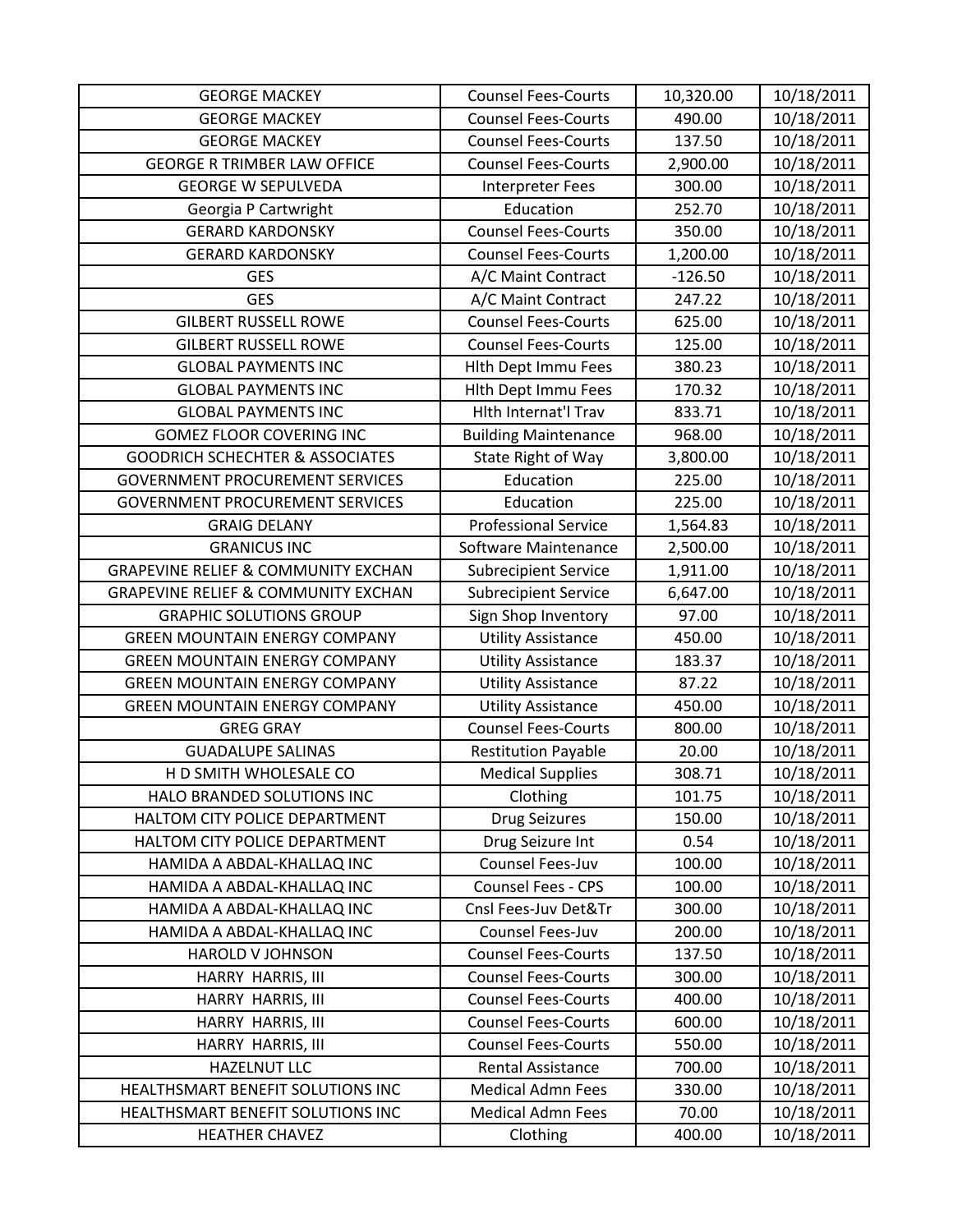| GEORGE MACKEY | Counsel Fees-Courts | 10,320.00 | 10/18/2011 |
|---|---|---|---|
| GEORGE MACKEY | Counsel Fees-Courts | 490.00 | 10/18/2011 |
| GEORGE MACKEY | Counsel Fees-Courts | 137.50 | 10/18/2011 |
| GEORGE R TRIMBER LAW OFFICE | Counsel Fees-Courts | 2,900.00 | 10/18/2011 |
| GEORGE W SEPULVEDA | Interpreter Fees | 300.00 | 10/18/2011 |
| Georgia P Cartwright | Education | 252.70 | 10/18/2011 |
| GERARD KARDONSKY | Counsel Fees-Courts | 350.00 | 10/18/2011 |
| GERARD KARDONSKY | Counsel Fees-Courts | 1,200.00 | 10/18/2011 |
| GES | A/C Maint Contract | -126.50 | 10/18/2011 |
| GES | A/C Maint Contract | 247.22 | 10/18/2011 |
| GILBERT RUSSELL ROWE | Counsel Fees-Courts | 625.00 | 10/18/2011 |
| GILBERT RUSSELL ROWE | Counsel Fees-Courts | 125.00 | 10/18/2011 |
| GLOBAL PAYMENTS INC | Hlth Dept Immu Fees | 380.23 | 10/18/2011 |
| GLOBAL PAYMENTS INC | Hlth Dept Immu Fees | 170.32 | 10/18/2011 |
| GLOBAL PAYMENTS INC | Hlth Internat'l Trav | 833.71 | 10/18/2011 |
| GOMEZ FLOOR COVERING INC | Building Maintenance | 968.00 | 10/18/2011 |
| GOODRICH SCHECHTER & ASSOCIATES | State Right of Way | 3,800.00 | 10/18/2011 |
| GOVERNMENT PROCUREMENT SERVICES | Education | 225.00 | 10/18/2011 |
| GOVERNMENT PROCUREMENT SERVICES | Education | 225.00 | 10/18/2011 |
| GRAIG DELANY | Professional Service | 1,564.83 | 10/18/2011 |
| GRANICUS INC | Software Maintenance | 2,500.00 | 10/18/2011 |
| GRAPEVINE RELIEF & COMMUNITY EXCHAN | Subrecipient Service | 1,911.00 | 10/18/2011 |
| GRAPEVINE RELIEF & COMMUNITY EXCHAN | Subrecipient Service | 6,647.00 | 10/18/2011 |
| GRAPHIC SOLUTIONS GROUP | Sign Shop Inventory | 97.00 | 10/18/2011 |
| GREEN MOUNTAIN ENERGY COMPANY | Utility Assistance | 450.00 | 10/18/2011 |
| GREEN MOUNTAIN ENERGY COMPANY | Utility Assistance | 183.37 | 10/18/2011 |
| GREEN MOUNTAIN ENERGY COMPANY | Utility Assistance | 87.22 | 10/18/2011 |
| GREEN MOUNTAIN ENERGY COMPANY | Utility Assistance | 450.00 | 10/18/2011 |
| GREG GRAY | Counsel Fees-Courts | 800.00 | 10/18/2011 |
| GUADALUPE SALINAS | Restitution Payable | 20.00 | 10/18/2011 |
| H D SMITH WHOLESALE CO | Medical Supplies | 308.71 | 10/18/2011 |
| HALO BRANDED SOLUTIONS INC | Clothing | 101.75 | 10/18/2011 |
| HALTOM CITY POLICE DEPARTMENT | Drug Seizures | 150.00 | 10/18/2011 |
| HALTOM CITY POLICE DEPARTMENT | Drug Seizure Int | 0.54 | 10/18/2011 |
| HAMIDA A ABDAL-KHALLAQ INC | Counsel Fees-Juv | 100.00 | 10/18/2011 |
| HAMIDA A ABDAL-KHALLAQ INC | Counsel Fees - CPS | 100.00 | 10/18/2011 |
| HAMIDA A ABDAL-KHALLAQ INC | Cnsl Fees-Juv Det&Tr | 300.00 | 10/18/2011 |
| HAMIDA A ABDAL-KHALLAQ INC | Counsel Fees-Juv | 200.00 | 10/18/2011 |
| HAROLD V JOHNSON | Counsel Fees-Courts | 137.50 | 10/18/2011 |
| HARRY HARRIS, III | Counsel Fees-Courts | 300.00 | 10/18/2011 |
| HARRY HARRIS, III | Counsel Fees-Courts | 400.00 | 10/18/2011 |
| HARRY HARRIS, III | Counsel Fees-Courts | 600.00 | 10/18/2011 |
| HARRY HARRIS, III | Counsel Fees-Courts | 550.00 | 10/18/2011 |
| HAZELNUT LLC | Rental Assistance | 700.00 | 10/18/2011 |
| HEALTHSMART BENEFIT SOLUTIONS INC | Medical Admn Fees | 330.00 | 10/18/2011 |
| HEALTHSMART BENEFIT SOLUTIONS INC | Medical Admn Fees | 70.00 | 10/18/2011 |
| HEATHER CHAVEZ | Clothing | 400.00 | 10/18/2011 |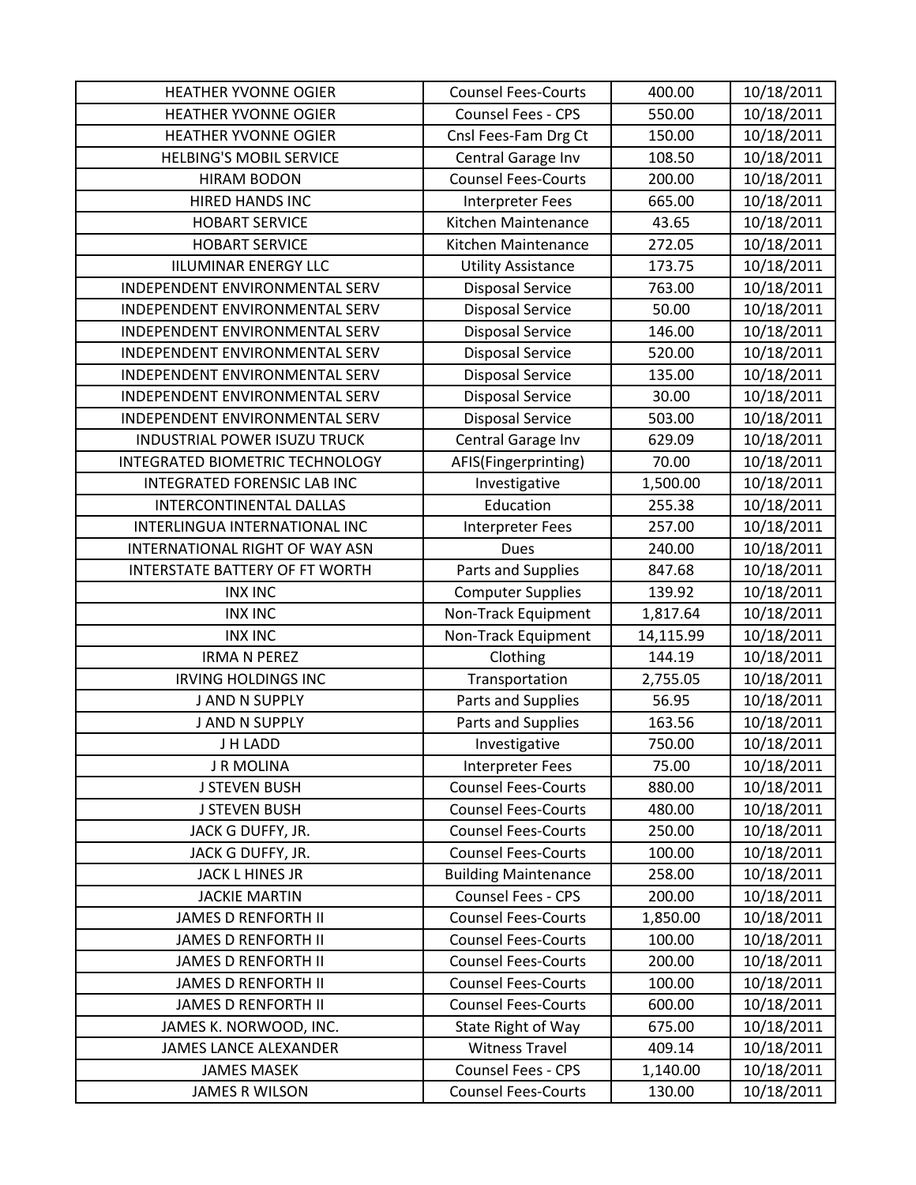| HEATHER YVONNE OGIER | Counsel Fees-Courts | 400.00 | 10/18/2011 |
|---|---|---|---|
| HEATHER YVONNE OGIER | Counsel Fees - CPS | 550.00 | 10/18/2011 |
| HEATHER YVONNE OGIER | Cnsl Fees-Fam Drg Ct | 150.00 | 10/18/2011 |
| HELBING'S MOBIL SERVICE | Central Garage Inv | 108.50 | 10/18/2011 |
| HIRAM BODON | Counsel Fees-Courts | 200.00 | 10/18/2011 |
| HIRED HANDS INC | Interpreter Fees | 665.00 | 10/18/2011 |
| HOBART SERVICE | Kitchen Maintenance | 43.65 | 10/18/2011 |
| HOBART SERVICE | Kitchen Maintenance | 272.05 | 10/18/2011 |
| IILUMINAR ENERGY LLC | Utility Assistance | 173.75 | 10/18/2011 |
| INDEPENDENT ENVIRONMENTAL SERV | Disposal Service | 763.00 | 10/18/2011 |
| INDEPENDENT ENVIRONMENTAL SERV | Disposal Service | 50.00 | 10/18/2011 |
| INDEPENDENT ENVIRONMENTAL SERV | Disposal Service | 146.00 | 10/18/2011 |
| INDEPENDENT ENVIRONMENTAL SERV | Disposal Service | 520.00 | 10/18/2011 |
| INDEPENDENT ENVIRONMENTAL SERV | Disposal Service | 135.00 | 10/18/2011 |
| INDEPENDENT ENVIRONMENTAL SERV | Disposal Service | 30.00 | 10/18/2011 |
| INDEPENDENT ENVIRONMENTAL SERV | Disposal Service | 503.00 | 10/18/2011 |
| INDUSTRIAL POWER ISUZU TRUCK | Central Garage Inv | 629.09 | 10/18/2011 |
| INTEGRATED BIOMETRIC TECHNOLOGY | AFIS(Fingerprinting) | 70.00 | 10/18/2011 |
| INTEGRATED FORENSIC LAB INC | Investigative | 1,500.00 | 10/18/2011 |
| INTERCONTINENTAL DALLAS | Education | 255.38 | 10/18/2011 |
| INTERLINGUA INTERNATIONAL INC | Interpreter Fees | 257.00 | 10/18/2011 |
| INTERNATIONAL RIGHT OF WAY ASN | Dues | 240.00 | 10/18/2011 |
| INTERSTATE BATTERY OF FT WORTH | Parts and Supplies | 847.68 | 10/18/2011 |
| INX INC | Computer Supplies | 139.92 | 10/18/2011 |
| INX INC | Non-Track Equipment | 1,817.64 | 10/18/2011 |
| INX INC | Non-Track Equipment | 14,115.99 | 10/18/2011 |
| IRMA N PEREZ | Clothing | 144.19 | 10/18/2011 |
| IRVING HOLDINGS INC | Transportation | 2,755.05 | 10/18/2011 |
| J AND N SUPPLY | Parts and Supplies | 56.95 | 10/18/2011 |
| J AND N SUPPLY | Parts and Supplies | 163.56 | 10/18/2011 |
| J H LADD | Investigative | 750.00 | 10/18/2011 |
| J R MOLINA | Interpreter Fees | 75.00 | 10/18/2011 |
| J STEVEN BUSH | Counsel Fees-Courts | 880.00 | 10/18/2011 |
| J STEVEN BUSH | Counsel Fees-Courts | 480.00 | 10/18/2011 |
| JACK G DUFFY, JR. | Counsel Fees-Courts | 250.00 | 10/18/2011 |
| JACK G DUFFY, JR. | Counsel Fees-Courts | 100.00 | 10/18/2011 |
| JACK L HINES JR | Building Maintenance | 258.00 | 10/18/2011 |
| JACKIE MARTIN | Counsel Fees - CPS | 200.00 | 10/18/2011 |
| JAMES D RENFORTH II | Counsel Fees-Courts | 1,850.00 | 10/18/2011 |
| JAMES D RENFORTH II | Counsel Fees-Courts | 100.00 | 10/18/2011 |
| JAMES D RENFORTH II | Counsel Fees-Courts | 200.00 | 10/18/2011 |
| JAMES D RENFORTH II | Counsel Fees-Courts | 100.00 | 10/18/2011 |
| JAMES D RENFORTH II | Counsel Fees-Courts | 600.00 | 10/18/2011 |
| JAMES K. NORWOOD, INC. | State Right of Way | 675.00 | 10/18/2011 |
| JAMES LANCE ALEXANDER | Witness Travel | 409.14 | 10/18/2011 |
| JAMES MASEK | Counsel Fees - CPS | 1,140.00 | 10/18/2011 |
| JAMES R WILSON | Counsel Fees-Courts | 130.00 | 10/18/2011 |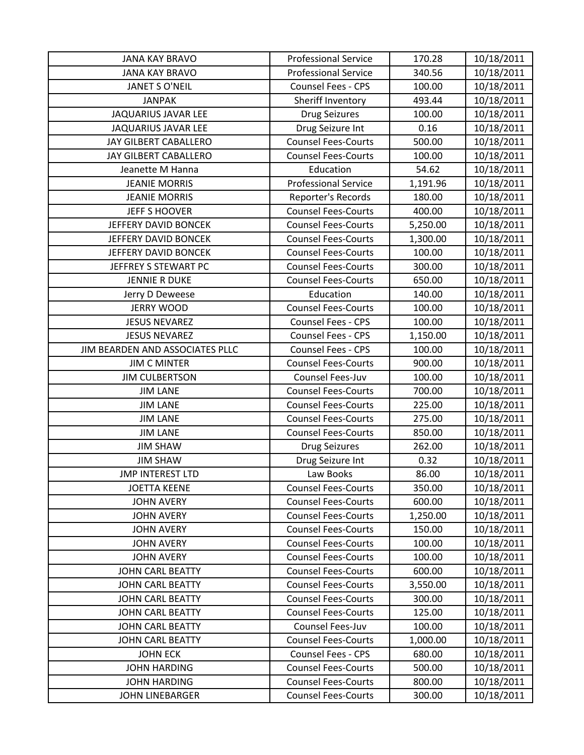| JANA KAY BRAVO | Professional Service | 170.28 | 10/18/2011 |
|---|---|---|---|
| JANA KAY BRAVO | Professional Service | 340.56 | 10/18/2011 |
| JANET S O'NEIL | Counsel Fees - CPS | 100.00 | 10/18/2011 |
| JANPAK | Sheriff Inventory | 493.44 | 10/18/2011 |
| JAQUARIUS JAVAR LEE | Drug Seizures | 100.00 | 10/18/2011 |
| JAQUARIUS JAVAR LEE | Drug Seizure Int | 0.16 | 10/18/2011 |
| JAY GILBERT CABALLERO | Counsel Fees-Courts | 500.00 | 10/18/2011 |
| JAY GILBERT CABALLERO | Counsel Fees-Courts | 100.00 | 10/18/2011 |
| Jeanette M Hanna | Education | 54.62 | 10/18/2011 |
| JEANIE MORRIS | Professional Service | 1,191.96 | 10/18/2011 |
| JEANIE MORRIS | Reporter's Records | 180.00 | 10/18/2011 |
| JEFF S HOOVER | Counsel Fees-Courts | 400.00 | 10/18/2011 |
| JEFFERY DAVID BONCEK | Counsel Fees-Courts | 5,250.00 | 10/18/2011 |
| JEFFERY DAVID BONCEK | Counsel Fees-Courts | 1,300.00 | 10/18/2011 |
| JEFFERY DAVID BONCEK | Counsel Fees-Courts | 100.00 | 10/18/2011 |
| JEFFREY S STEWART PC | Counsel Fees-Courts | 300.00 | 10/18/2011 |
| JENNIE R DUKE | Counsel Fees-Courts | 650.00 | 10/18/2011 |
| Jerry D Deweese | Education | 140.00 | 10/18/2011 |
| JERRY WOOD | Counsel Fees-Courts | 100.00 | 10/18/2011 |
| JESUS NEVAREZ | Counsel Fees - CPS | 100.00 | 10/18/2011 |
| JESUS NEVAREZ | Counsel Fees - CPS | 1,150.00 | 10/18/2011 |
| JIM BEARDEN AND ASSOCIATES PLLC | Counsel Fees - CPS | 100.00 | 10/18/2011 |
| JIM C MINTER | Counsel Fees-Courts | 900.00 | 10/18/2011 |
| JIM CULBERTSON | Counsel Fees-Juv | 100.00 | 10/18/2011 |
| JIM LANE | Counsel Fees-Courts | 700.00 | 10/18/2011 |
| JIM LANE | Counsel Fees-Courts | 225.00 | 10/18/2011 |
| JIM LANE | Counsel Fees-Courts | 275.00 | 10/18/2011 |
| JIM LANE | Counsel Fees-Courts | 850.00 | 10/18/2011 |
| JIM SHAW | Drug Seizures | 262.00 | 10/18/2011 |
| JIM SHAW | Drug Seizure Int | 0.32 | 10/18/2011 |
| JMP INTEREST LTD | Law Books | 86.00 | 10/18/2011 |
| JOETTA KEENE | Counsel Fees-Courts | 350.00 | 10/18/2011 |
| JOHN AVERY | Counsel Fees-Courts | 600.00 | 10/18/2011 |
| JOHN AVERY | Counsel Fees-Courts | 1,250.00 | 10/18/2011 |
| JOHN AVERY | Counsel Fees-Courts | 150.00 | 10/18/2011 |
| JOHN AVERY | Counsel Fees-Courts | 100.00 | 10/18/2011 |
| JOHN AVERY | Counsel Fees-Courts | 100.00 | 10/18/2011 |
| JOHN CARL BEATTY | Counsel Fees-Courts | 600.00 | 10/18/2011 |
| JOHN CARL BEATTY | Counsel Fees-Courts | 3,550.00 | 10/18/2011 |
| JOHN CARL BEATTY | Counsel Fees-Courts | 300.00 | 10/18/2011 |
| JOHN CARL BEATTY | Counsel Fees-Courts | 125.00 | 10/18/2011 |
| JOHN CARL BEATTY | Counsel Fees-Juv | 100.00 | 10/18/2011 |
| JOHN CARL BEATTY | Counsel Fees-Courts | 1,000.00 | 10/18/2011 |
| JOHN ECK | Counsel Fees - CPS | 680.00 | 10/18/2011 |
| JOHN HARDING | Counsel Fees-Courts | 500.00 | 10/18/2011 |
| JOHN HARDING | Counsel Fees-Courts | 800.00 | 10/18/2011 |
| JOHN LINEBARGER | Counsel Fees-Courts | 300.00 | 10/18/2011 |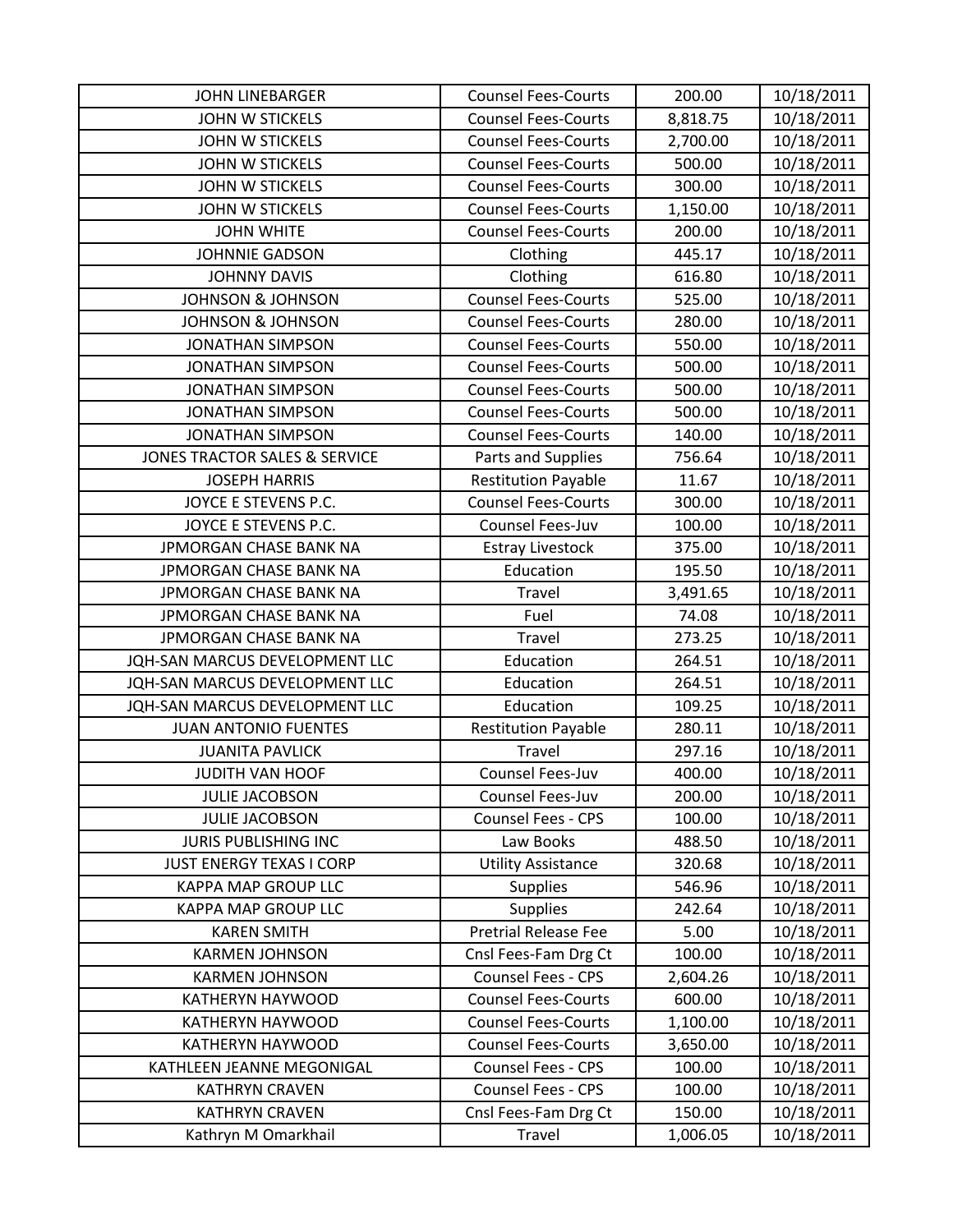| | | | |
|---|---|---|---|
| JOHN LINEBARGER | Counsel Fees-Courts | 200.00 | 10/18/2011 |
| JOHN W STICKELS | Counsel Fees-Courts | 8,818.75 | 10/18/2011 |
| JOHN W STICKELS | Counsel Fees-Courts | 2,700.00 | 10/18/2011 |
| JOHN W STICKELS | Counsel Fees-Courts | 500.00 | 10/18/2011 |
| JOHN W STICKELS | Counsel Fees-Courts | 300.00 | 10/18/2011 |
| JOHN W STICKELS | Counsel Fees-Courts | 1,150.00 | 10/18/2011 |
| JOHN WHITE | Counsel Fees-Courts | 200.00 | 10/18/2011 |
| JOHNNIE GADSON | Clothing | 445.17 | 10/18/2011 |
| JOHNNY DAVIS | Clothing | 616.80 | 10/18/2011 |
| JOHNSON & JOHNSON | Counsel Fees-Courts | 525.00 | 10/18/2011 |
| JOHNSON & JOHNSON | Counsel Fees-Courts | 280.00 | 10/18/2011 |
| JONATHAN SIMPSON | Counsel Fees-Courts | 550.00 | 10/18/2011 |
| JONATHAN SIMPSON | Counsel Fees-Courts | 500.00 | 10/18/2011 |
| JONATHAN SIMPSON | Counsel Fees-Courts | 500.00 | 10/18/2011 |
| JONATHAN SIMPSON | Counsel Fees-Courts | 500.00 | 10/18/2011 |
| JONATHAN SIMPSON | Counsel Fees-Courts | 140.00 | 10/18/2011 |
| JONES TRACTOR SALES & SERVICE | Parts and Supplies | 756.64 | 10/18/2011 |
| JOSEPH HARRIS | Restitution Payable | 11.67 | 10/18/2011 |
| JOYCE E STEVENS P.C. | Counsel Fees-Courts | 300.00 | 10/18/2011 |
| JOYCE E STEVENS P.C. | Counsel Fees-Juv | 100.00 | 10/18/2011 |
| JPMORGAN CHASE BANK NA | Estray Livestock | 375.00 | 10/18/2011 |
| JPMORGAN CHASE BANK NA | Education | 195.50 | 10/18/2011 |
| JPMORGAN CHASE BANK NA | Travel | 3,491.65 | 10/18/2011 |
| JPMORGAN CHASE BANK NA | Fuel | 74.08 | 10/18/2011 |
| JPMORGAN CHASE BANK NA | Travel | 273.25 | 10/18/2011 |
| JQH-SAN MARCUS DEVELOPMENT LLC | Education | 264.51 | 10/18/2011 |
| JQH-SAN MARCUS DEVELOPMENT LLC | Education | 264.51 | 10/18/2011 |
| JQH-SAN MARCUS DEVELOPMENT LLC | Education | 109.25 | 10/18/2011 |
| JUAN ANTONIO FUENTES | Restitution Payable | 280.11 | 10/18/2011 |
| JUANITA PAVLICK | Travel | 297.16 | 10/18/2011 |
| JUDITH VAN HOOF | Counsel Fees-Juv | 400.00 | 10/18/2011 |
| JULIE JACOBSON | Counsel Fees-Juv | 200.00 | 10/18/2011 |
| JULIE JACOBSON | Counsel Fees - CPS | 100.00 | 10/18/2011 |
| JURIS PUBLISHING INC | Law Books | 488.50 | 10/18/2011 |
| JUST ENERGY TEXAS I CORP | Utility Assistance | 320.68 | 10/18/2011 |
| KAPPA MAP GROUP LLC | Supplies | 546.96 | 10/18/2011 |
| KAPPA MAP GROUP LLC | Supplies | 242.64 | 10/18/2011 |
| KAREN SMITH | Pretrial Release Fee | 5.00 | 10/18/2011 |
| KARMEN JOHNSON | Cnsl Fees-Fam Drg Ct | 100.00 | 10/18/2011 |
| KARMEN JOHNSON | Counsel Fees - CPS | 2,604.26 | 10/18/2011 |
| KATHERYN HAYWOOD | Counsel Fees-Courts | 600.00 | 10/18/2011 |
| KATHERYN HAYWOOD | Counsel Fees-Courts | 1,100.00 | 10/18/2011 |
| KATHERYN HAYWOOD | Counsel Fees-Courts | 3,650.00 | 10/18/2011 |
| KATHLEEN JEANNE MEGONIGAL | Counsel Fees - CPS | 100.00 | 10/18/2011 |
| KATHRYN CRAVEN | Counsel Fees - CPS | 100.00 | 10/18/2011 |
| KATHRYN CRAVEN | Cnsl Fees-Fam Drg Ct | 150.00 | 10/18/2011 |
| Kathryn M Omarkhail | Travel | 1,006.05 | 10/18/2011 |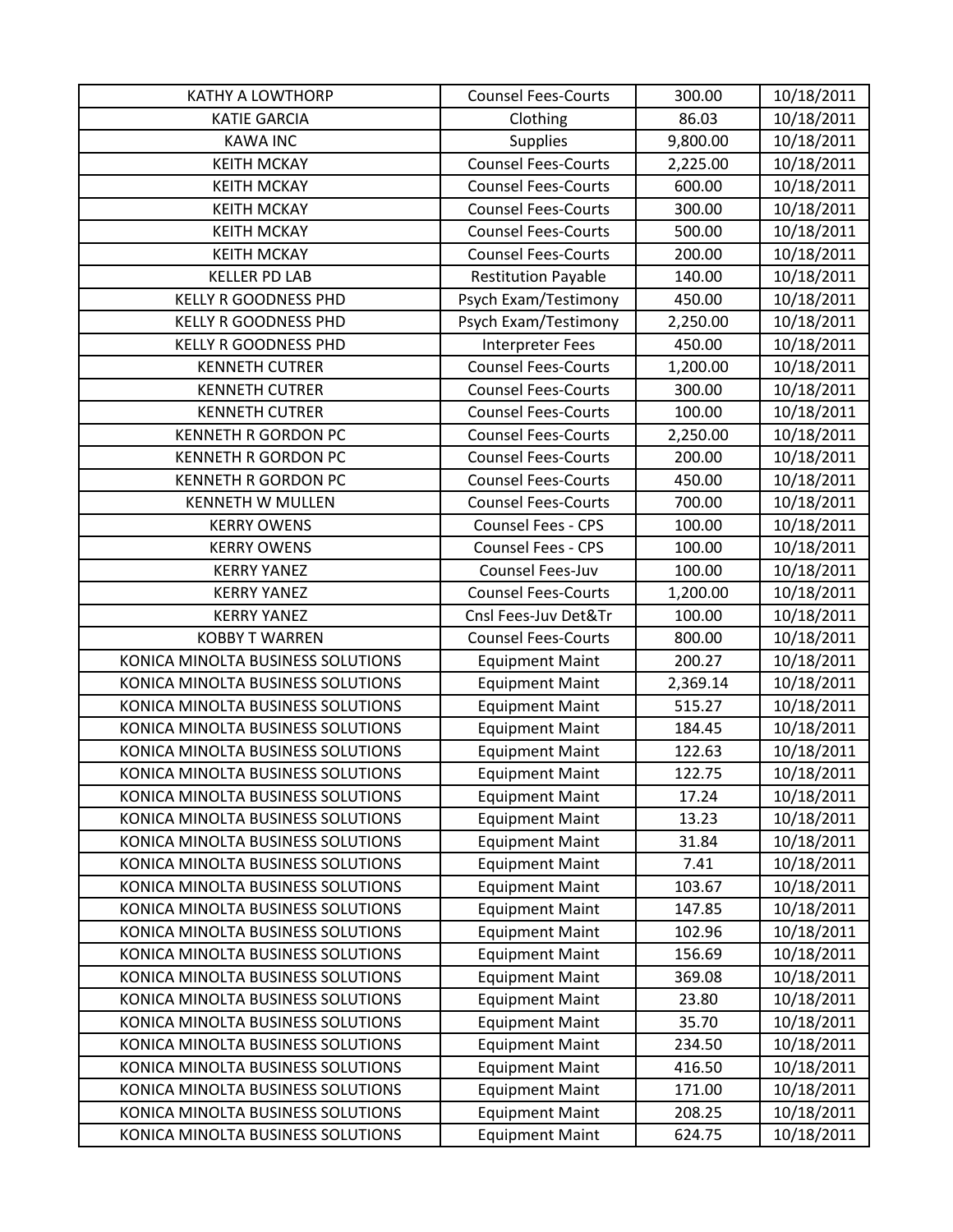| KATHY A LOWTHORP | Counsel Fees-Courts | 300.00 | 10/18/2011 |
|---|---|---|---|
| KATIE GARCIA | Clothing | 86.03 | 10/18/2011 |
| KAWA INC | Supplies | 9,800.00 | 10/18/2011 |
| KEITH MCKAY | Counsel Fees-Courts | 2,225.00 | 10/18/2011 |
| KEITH MCKAY | Counsel Fees-Courts | 600.00 | 10/18/2011 |
| KEITH MCKAY | Counsel Fees-Courts | 300.00 | 10/18/2011 |
| KEITH MCKAY | Counsel Fees-Courts | 500.00 | 10/18/2011 |
| KEITH MCKAY | Counsel Fees-Courts | 200.00 | 10/18/2011 |
| KELLER PD LAB | Restitution Payable | 140.00 | 10/18/2011 |
| KELLY R GOODNESS PHD | Psych Exam/Testimony | 450.00 | 10/18/2011 |
| KELLY R GOODNESS PHD | Psych Exam/Testimony | 2,250.00 | 10/18/2011 |
| KELLY R GOODNESS PHD | Interpreter Fees | 450.00 | 10/18/2011 |
| KENNETH CUTRER | Counsel Fees-Courts | 1,200.00 | 10/18/2011 |
| KENNETH CUTRER | Counsel Fees-Courts | 300.00 | 10/18/2011 |
| KENNETH CUTRER | Counsel Fees-Courts | 100.00 | 10/18/2011 |
| KENNETH R GORDON PC | Counsel Fees-Courts | 2,250.00 | 10/18/2011 |
| KENNETH R GORDON PC | Counsel Fees-Courts | 200.00 | 10/18/2011 |
| KENNETH R GORDON PC | Counsel Fees-Courts | 450.00 | 10/18/2011 |
| KENNETH W MULLEN | Counsel Fees-Courts | 700.00 | 10/18/2011 |
| KERRY OWENS | Counsel Fees - CPS | 100.00 | 10/18/2011 |
| KERRY OWENS | Counsel Fees - CPS | 100.00 | 10/18/2011 |
| KERRY YANEZ | Counsel Fees-Juv | 100.00 | 10/18/2011 |
| KERRY YANEZ | Counsel Fees-Courts | 1,200.00 | 10/18/2011 |
| KERRY YANEZ | Cnsl Fees-Juv Det&Tr | 100.00 | 10/18/2011 |
| KOBBY T WARREN | Counsel Fees-Courts | 800.00 | 10/18/2011 |
| KONICA MINOLTA BUSINESS SOLUTIONS | Equipment Maint | 200.27 | 10/18/2011 |
| KONICA MINOLTA BUSINESS SOLUTIONS | Equipment Maint | 2,369.14 | 10/18/2011 |
| KONICA MINOLTA BUSINESS SOLUTIONS | Equipment Maint | 515.27 | 10/18/2011 |
| KONICA MINOLTA BUSINESS SOLUTIONS | Equipment Maint | 184.45 | 10/18/2011 |
| KONICA MINOLTA BUSINESS SOLUTIONS | Equipment Maint | 122.63 | 10/18/2011 |
| KONICA MINOLTA BUSINESS SOLUTIONS | Equipment Maint | 122.75 | 10/18/2011 |
| KONICA MINOLTA BUSINESS SOLUTIONS | Equipment Maint | 17.24 | 10/18/2011 |
| KONICA MINOLTA BUSINESS SOLUTIONS | Equipment Maint | 13.23 | 10/18/2011 |
| KONICA MINOLTA BUSINESS SOLUTIONS | Equipment Maint | 31.84 | 10/18/2011 |
| KONICA MINOLTA BUSINESS SOLUTIONS | Equipment Maint | 7.41 | 10/18/2011 |
| KONICA MINOLTA BUSINESS SOLUTIONS | Equipment Maint | 103.67 | 10/18/2011 |
| KONICA MINOLTA BUSINESS SOLUTIONS | Equipment Maint | 147.85 | 10/18/2011 |
| KONICA MINOLTA BUSINESS SOLUTIONS | Equipment Maint | 102.96 | 10/18/2011 |
| KONICA MINOLTA BUSINESS SOLUTIONS | Equipment Maint | 156.69 | 10/18/2011 |
| KONICA MINOLTA BUSINESS SOLUTIONS | Equipment Maint | 369.08 | 10/18/2011 |
| KONICA MINOLTA BUSINESS SOLUTIONS | Equipment Maint | 23.80 | 10/18/2011 |
| KONICA MINOLTA BUSINESS SOLUTIONS | Equipment Maint | 35.70 | 10/18/2011 |
| KONICA MINOLTA BUSINESS SOLUTIONS | Equipment Maint | 234.50 | 10/18/2011 |
| KONICA MINOLTA BUSINESS SOLUTIONS | Equipment Maint | 416.50 | 10/18/2011 |
| KONICA MINOLTA BUSINESS SOLUTIONS | Equipment Maint | 171.00 | 10/18/2011 |
| KONICA MINOLTA BUSINESS SOLUTIONS | Equipment Maint | 208.25 | 10/18/2011 |
| KONICA MINOLTA BUSINESS SOLUTIONS | Equipment Maint | 624.75 | 10/18/2011 |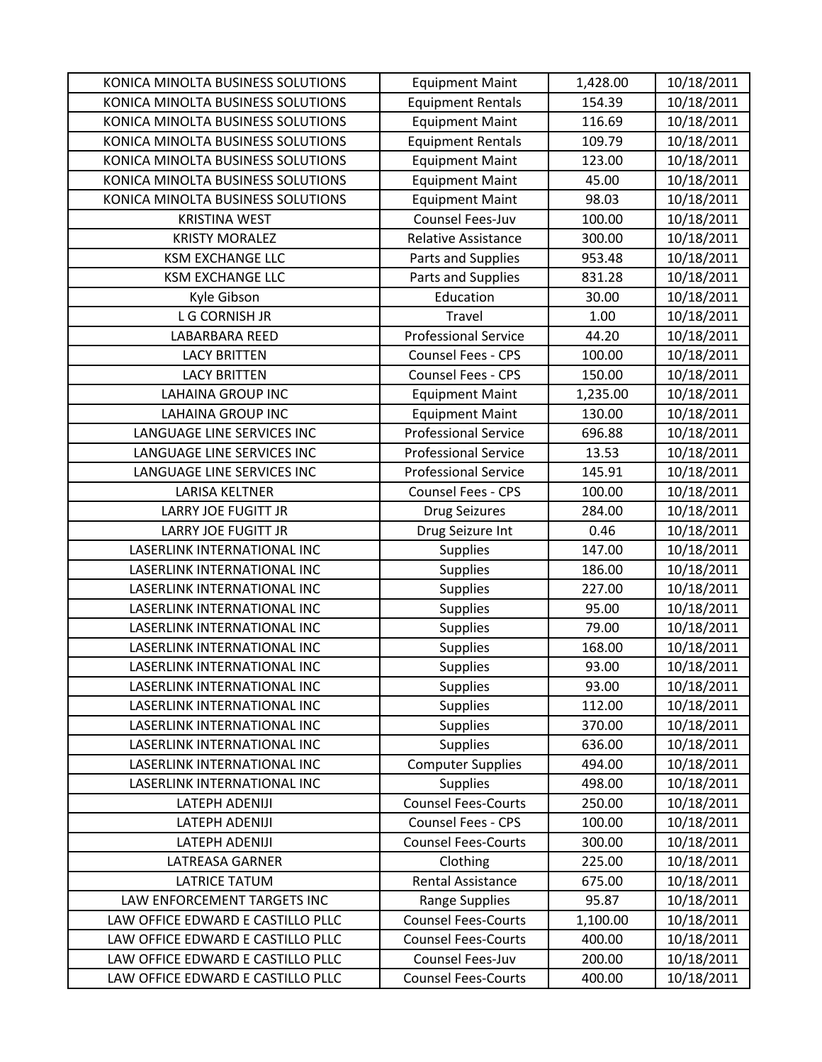| KONICA MINOLTA BUSINESS SOLUTIONS | Equipment Maint | 1,428.00 | 10/18/2011 |
|---|---|---|---|
| KONICA MINOLTA BUSINESS SOLUTIONS | Equipment Rentals | 154.39 | 10/18/2011 |
| KONICA MINOLTA BUSINESS SOLUTIONS | Equipment Maint | 116.69 | 10/18/2011 |
| KONICA MINOLTA BUSINESS SOLUTIONS | Equipment Rentals | 109.79 | 10/18/2011 |
| KONICA MINOLTA BUSINESS SOLUTIONS | Equipment Maint | 123.00 | 10/18/2011 |
| KONICA MINOLTA BUSINESS SOLUTIONS | Equipment Maint | 45.00 | 10/18/2011 |
| KONICA MINOLTA BUSINESS SOLUTIONS | Equipment Maint | 98.03 | 10/18/2011 |
| KRISTINA WEST | Counsel Fees-Juv | 100.00 | 10/18/2011 |
| KRISTY MORALEZ | Relative Assistance | 300.00 | 10/18/2011 |
| KSM EXCHANGE LLC | Parts and Supplies | 953.48 | 10/18/2011 |
| KSM EXCHANGE LLC | Parts and Supplies | 831.28 | 10/18/2011 |
| Kyle Gibson | Education | 30.00 | 10/18/2011 |
| L G CORNISH JR | Travel | 1.00 | 10/18/2011 |
| LABARBARA REED | Professional Service | 44.20 | 10/18/2011 |
| LACY BRITTEN | Counsel Fees - CPS | 100.00 | 10/18/2011 |
| LACY BRITTEN | Counsel Fees - CPS | 150.00 | 10/18/2011 |
| LAHAINA GROUP INC | Equipment Maint | 1,235.00 | 10/18/2011 |
| LAHAINA GROUP INC | Equipment Maint | 130.00 | 10/18/2011 |
| LANGUAGE LINE SERVICES INC | Professional Service | 696.88 | 10/18/2011 |
| LANGUAGE LINE SERVICES INC | Professional Service | 13.53 | 10/18/2011 |
| LANGUAGE LINE SERVICES INC | Professional Service | 145.91 | 10/18/2011 |
| LARISA KELTNER | Counsel Fees - CPS | 100.00 | 10/18/2011 |
| LARRY JOE FUGITT JR | Drug Seizures | 284.00 | 10/18/2011 |
| LARRY JOE FUGITT JR | Drug Seizure Int | 0.46 | 10/18/2011 |
| LASERLINK INTERNATIONAL INC | Supplies | 147.00 | 10/18/2011 |
| LASERLINK INTERNATIONAL INC | Supplies | 186.00 | 10/18/2011 |
| LASERLINK INTERNATIONAL INC | Supplies | 227.00 | 10/18/2011 |
| LASERLINK INTERNATIONAL INC | Supplies | 95.00 | 10/18/2011 |
| LASERLINK INTERNATIONAL INC | Supplies | 79.00 | 10/18/2011 |
| LASERLINK INTERNATIONAL INC | Supplies | 168.00 | 10/18/2011 |
| LASERLINK INTERNATIONAL INC | Supplies | 93.00 | 10/18/2011 |
| LASERLINK INTERNATIONAL INC | Supplies | 93.00 | 10/18/2011 |
| LASERLINK INTERNATIONAL INC | Supplies | 112.00 | 10/18/2011 |
| LASERLINK INTERNATIONAL INC | Supplies | 370.00 | 10/18/2011 |
| LASERLINK INTERNATIONAL INC | Supplies | 636.00 | 10/18/2011 |
| LASERLINK INTERNATIONAL INC | Computer Supplies | 494.00 | 10/18/2011 |
| LASERLINK INTERNATIONAL INC | Supplies | 498.00 | 10/18/2011 |
| LATEPH ADENIJI | Counsel Fees-Courts | 250.00 | 10/18/2011 |
| LATEPH ADENIJI | Counsel Fees - CPS | 100.00 | 10/18/2011 |
| LATEPH ADENIJI | Counsel Fees-Courts | 300.00 | 10/18/2011 |
| LATREASA GARNER | Clothing | 225.00 | 10/18/2011 |
| LATRICE TATUM | Rental Assistance | 675.00 | 10/18/2011 |
| LAW ENFORCEMENT TARGETS INC | Range Supplies | 95.87 | 10/18/2011 |
| LAW OFFICE EDWARD E CASTILLO PLLC | Counsel Fees-Courts | 1,100.00 | 10/18/2011 |
| LAW OFFICE EDWARD E CASTILLO PLLC | Counsel Fees-Courts | 400.00 | 10/18/2011 |
| LAW OFFICE EDWARD E CASTILLO PLLC | Counsel Fees-Juv | 200.00 | 10/18/2011 |
| LAW OFFICE EDWARD E CASTILLO PLLC | Counsel Fees-Courts | 400.00 | 10/18/2011 |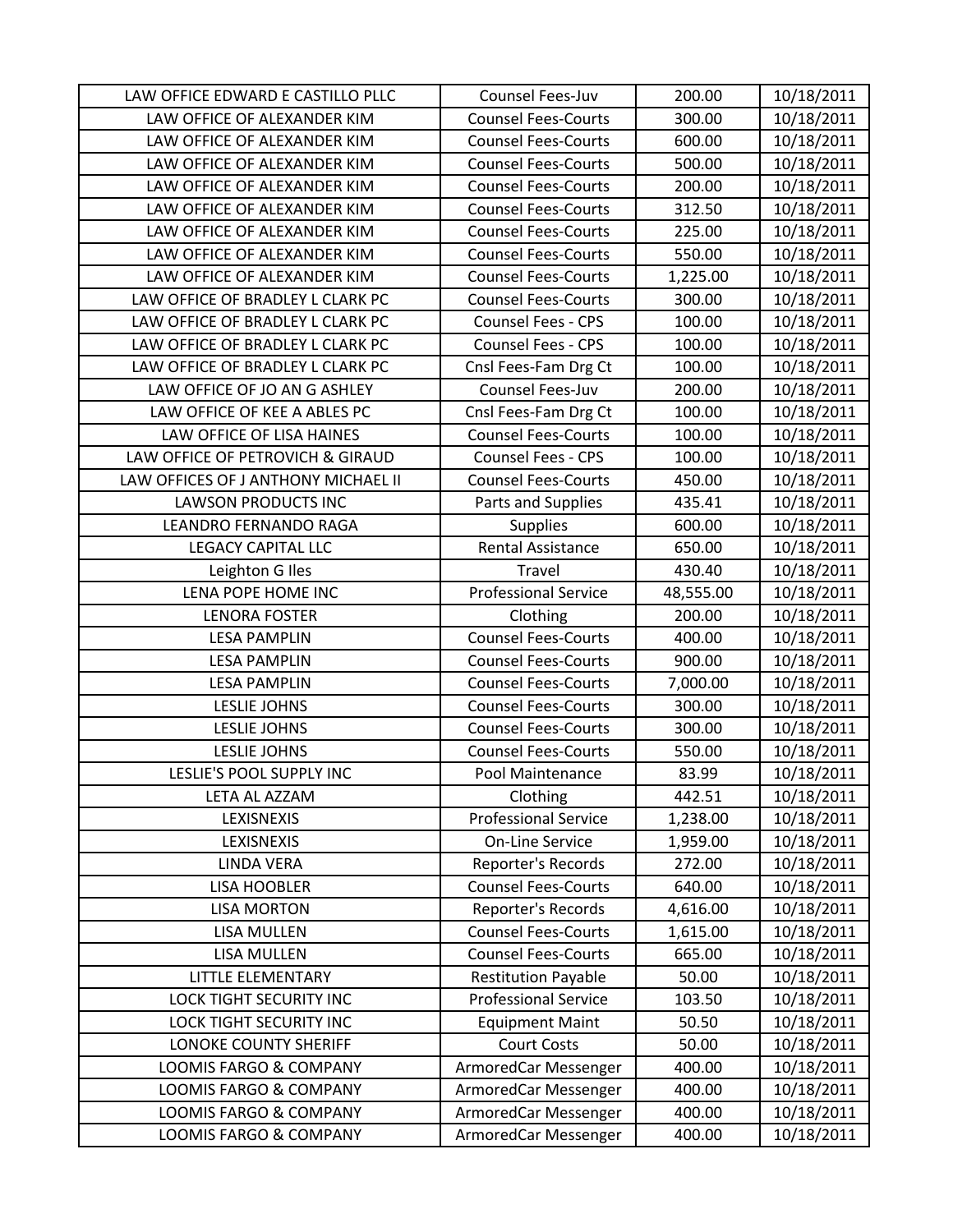| LAW OFFICE EDWARD E CASTILLO PLLC | Counsel Fees-Juv | 200.00 | 10/18/2011 |
|---|---|---|---|
| LAW OFFICE OF ALEXANDER KIM | Counsel Fees-Courts | 300.00 | 10/18/2011 |
| LAW OFFICE OF ALEXANDER KIM | Counsel Fees-Courts | 600.00 | 10/18/2011 |
| LAW OFFICE OF ALEXANDER KIM | Counsel Fees-Courts | 500.00 | 10/18/2011 |
| LAW OFFICE OF ALEXANDER KIM | Counsel Fees-Courts | 200.00 | 10/18/2011 |
| LAW OFFICE OF ALEXANDER KIM | Counsel Fees-Courts | 312.50 | 10/18/2011 |
| LAW OFFICE OF ALEXANDER KIM | Counsel Fees-Courts | 225.00 | 10/18/2011 |
| LAW OFFICE OF ALEXANDER KIM | Counsel Fees-Courts | 550.00 | 10/18/2011 |
| LAW OFFICE OF ALEXANDER KIM | Counsel Fees-Courts | 1,225.00 | 10/18/2011 |
| LAW OFFICE OF BRADLEY L CLARK PC | Counsel Fees-Courts | 300.00 | 10/18/2011 |
| LAW OFFICE OF BRADLEY L CLARK PC | Counsel Fees - CPS | 100.00 | 10/18/2011 |
| LAW OFFICE OF BRADLEY L CLARK PC | Counsel Fees - CPS | 100.00 | 10/18/2011 |
| LAW OFFICE OF BRADLEY L CLARK PC | Cnsl Fees-Fam Drg Ct | 100.00 | 10/18/2011 |
| LAW OFFICE OF JO AN G ASHLEY | Counsel Fees-Juv | 200.00 | 10/18/2011 |
| LAW OFFICE OF KEE A ABLES PC | Cnsl Fees-Fam Drg Ct | 100.00 | 10/18/2011 |
| LAW OFFICE OF LISA HAINES | Counsel Fees-Courts | 100.00 | 10/18/2011 |
| LAW OFFICE OF PETROVICH & GIRAUD | Counsel Fees - CPS | 100.00 | 10/18/2011 |
| LAW OFFICES OF J ANTHONY MICHAEL II | Counsel Fees-Courts | 450.00 | 10/18/2011 |
| LAWSON PRODUCTS INC | Parts and Supplies | 435.41 | 10/18/2011 |
| LEANDRO FERNANDO RAGA | Supplies | 600.00 | 10/18/2011 |
| LEGACY CAPITAL LLC | Rental Assistance | 650.00 | 10/18/2011 |
| Leighton G Iles | Travel | 430.40 | 10/18/2011 |
| LENA POPE HOME INC | Professional Service | 48,555.00 | 10/18/2011 |
| LENORA FOSTER | Clothing | 200.00 | 10/18/2011 |
| LESA PAMPLIN | Counsel Fees-Courts | 400.00 | 10/18/2011 |
| LESA PAMPLIN | Counsel Fees-Courts | 900.00 | 10/18/2011 |
| LESA PAMPLIN | Counsel Fees-Courts | 7,000.00 | 10/18/2011 |
| LESLIE JOHNS | Counsel Fees-Courts | 300.00 | 10/18/2011 |
| LESLIE JOHNS | Counsel Fees-Courts | 300.00 | 10/18/2011 |
| LESLIE JOHNS | Counsel Fees-Courts | 550.00 | 10/18/2011 |
| LESLIE'S POOL SUPPLY INC | Pool Maintenance | 83.99 | 10/18/2011 |
| LETA AL AZZAM | Clothing | 442.51 | 10/18/2011 |
| LEXISNEXIS | Professional Service | 1,238.00 | 10/18/2011 |
| LEXISNEXIS | On-Line Service | 1,959.00 | 10/18/2011 |
| LINDA VERA | Reporter's Records | 272.00 | 10/18/2011 |
| LISA HOOBLER | Counsel Fees-Courts | 640.00 | 10/18/2011 |
| LISA MORTON | Reporter's Records | 4,616.00 | 10/18/2011 |
| LISA MULLEN | Counsel Fees-Courts | 1,615.00 | 10/18/2011 |
| LISA MULLEN | Counsel Fees-Courts | 665.00 | 10/18/2011 |
| LITTLE ELEMENTARY | Restitution Payable | 50.00 | 10/18/2011 |
| LOCK TIGHT SECURITY INC | Professional Service | 103.50 | 10/18/2011 |
| LOCK TIGHT SECURITY INC | Equipment Maint | 50.50 | 10/18/2011 |
| LONOKE COUNTY SHERIFF | Court Costs | 50.00 | 10/18/2011 |
| LOOMIS FARGO & COMPANY | ArmoredCar Messenger | 400.00 | 10/18/2011 |
| LOOMIS FARGO & COMPANY | ArmoredCar Messenger | 400.00 | 10/18/2011 |
| LOOMIS FARGO & COMPANY | ArmoredCar Messenger | 400.00 | 10/18/2011 |
| LOOMIS FARGO & COMPANY | ArmoredCar Messenger | 400.00 | 10/18/2011 |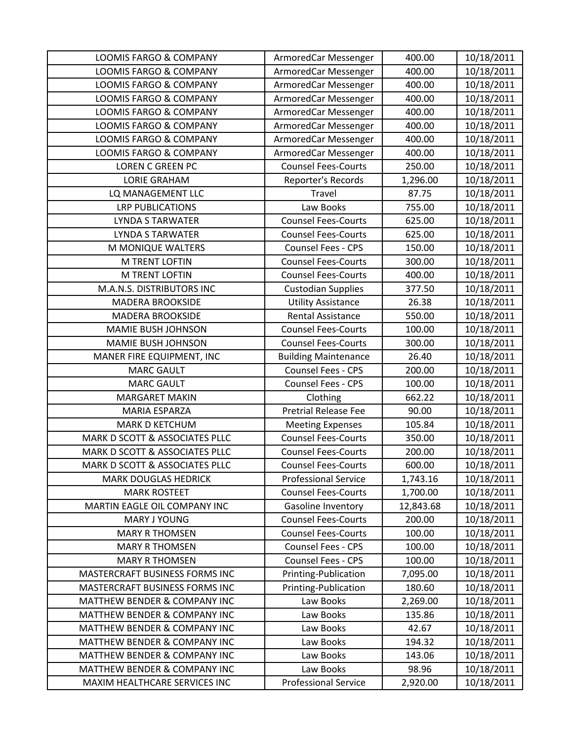| | | | |
|---|---|---|---|
| LOOMIS FARGO & COMPANY | ArmoredCar Messenger | 400.00 | 10/18/2011 |
| LOOMIS FARGO & COMPANY | ArmoredCar Messenger | 400.00 | 10/18/2011 |
| LOOMIS FARGO & COMPANY | ArmoredCar Messenger | 400.00 | 10/18/2011 |
| LOOMIS FARGO & COMPANY | ArmoredCar Messenger | 400.00 | 10/18/2011 |
| LOOMIS FARGO & COMPANY | ArmoredCar Messenger | 400.00 | 10/18/2011 |
| LOOMIS FARGO & COMPANY | ArmoredCar Messenger | 400.00 | 10/18/2011 |
| LOOMIS FARGO & COMPANY | ArmoredCar Messenger | 400.00 | 10/18/2011 |
| LOOMIS FARGO & COMPANY | ArmoredCar Messenger | 400.00 | 10/18/2011 |
| LOREN C GREEN PC | Counsel Fees-Courts | 250.00 | 10/18/2011 |
| LORIE GRAHAM | Reporter's Records | 1,296.00 | 10/18/2011 |
| LQ MANAGEMENT LLC | Travel | 87.75 | 10/18/2011 |
| LRP PUBLICATIONS | Law Books | 755.00 | 10/18/2011 |
| LYNDA S TARWATER | Counsel Fees-Courts | 625.00 | 10/18/2011 |
| LYNDA S TARWATER | Counsel Fees-Courts | 625.00 | 10/18/2011 |
| M MONIQUE WALTERS | Counsel Fees - CPS | 150.00 | 10/18/2011 |
| M TRENT LOFTIN | Counsel Fees-Courts | 300.00 | 10/18/2011 |
| M TRENT LOFTIN | Counsel Fees-Courts | 400.00 | 10/18/2011 |
| M.A.N.S. DISTRIBUTORS INC | Custodian Supplies | 377.50 | 10/18/2011 |
| MADERA BROOKSIDE | Utility Assistance | 26.38 | 10/18/2011 |
| MADERA BROOKSIDE | Rental Assistance | 550.00 | 10/18/2011 |
| MAMIE BUSH JOHNSON | Counsel Fees-Courts | 100.00 | 10/18/2011 |
| MAMIE BUSH JOHNSON | Counsel Fees-Courts | 300.00 | 10/18/2011 |
| MANER FIRE EQUIPMENT, INC | Building Maintenance | 26.40 | 10/18/2011 |
| MARC GAULT | Counsel Fees - CPS | 200.00 | 10/18/2011 |
| MARC GAULT | Counsel Fees - CPS | 100.00 | 10/18/2011 |
| MARGARET MAKIN | Clothing | 662.22 | 10/18/2011 |
| MARIA ESPARZA | Pretrial Release Fee | 90.00 | 10/18/2011 |
| MARK D KETCHUM | Meeting Expenses | 105.84 | 10/18/2011 |
| MARK D SCOTT & ASSOCIATES PLLC | Counsel Fees-Courts | 350.00 | 10/18/2011 |
| MARK D SCOTT & ASSOCIATES PLLC | Counsel Fees-Courts | 200.00 | 10/18/2011 |
| MARK D SCOTT & ASSOCIATES PLLC | Counsel Fees-Courts | 600.00 | 10/18/2011 |
| MARK DOUGLAS HEDRICK | Professional Service | 1,743.16 | 10/18/2011 |
| MARK ROSTEET | Counsel Fees-Courts | 1,700.00 | 10/18/2011 |
| MARTIN EAGLE OIL COMPANY INC | Gasoline Inventory | 12,843.68 | 10/18/2011 |
| MARY J YOUNG | Counsel Fees-Courts | 200.00 | 10/18/2011 |
| MARY R THOMSEN | Counsel Fees-Courts | 100.00 | 10/18/2011 |
| MARY R THOMSEN | Counsel Fees - CPS | 100.00 | 10/18/2011 |
| MARY R THOMSEN | Counsel Fees - CPS | 100.00 | 10/18/2011 |
| MASTERCRAFT BUSINESS FORMS INC | Printing-Publication | 7,095.00 | 10/18/2011 |
| MASTERCRAFT BUSINESS FORMS INC | Printing-Publication | 180.60 | 10/18/2011 |
| MATTHEW BENDER & COMPANY INC | Law Books | 2,269.00 | 10/18/2011 |
| MATTHEW BENDER & COMPANY INC | Law Books | 135.86 | 10/18/2011 |
| MATTHEW BENDER & COMPANY INC | Law Books | 42.67 | 10/18/2011 |
| MATTHEW BENDER & COMPANY INC | Law Books | 194.32 | 10/18/2011 |
| MATTHEW BENDER & COMPANY INC | Law Books | 143.06 | 10/18/2011 |
| MATTHEW BENDER & COMPANY INC | Law Books | 98.96 | 10/18/2011 |
| MAXIM HEALTHCARE SERVICES INC | Professional Service | 2,920.00 | 10/18/2011 |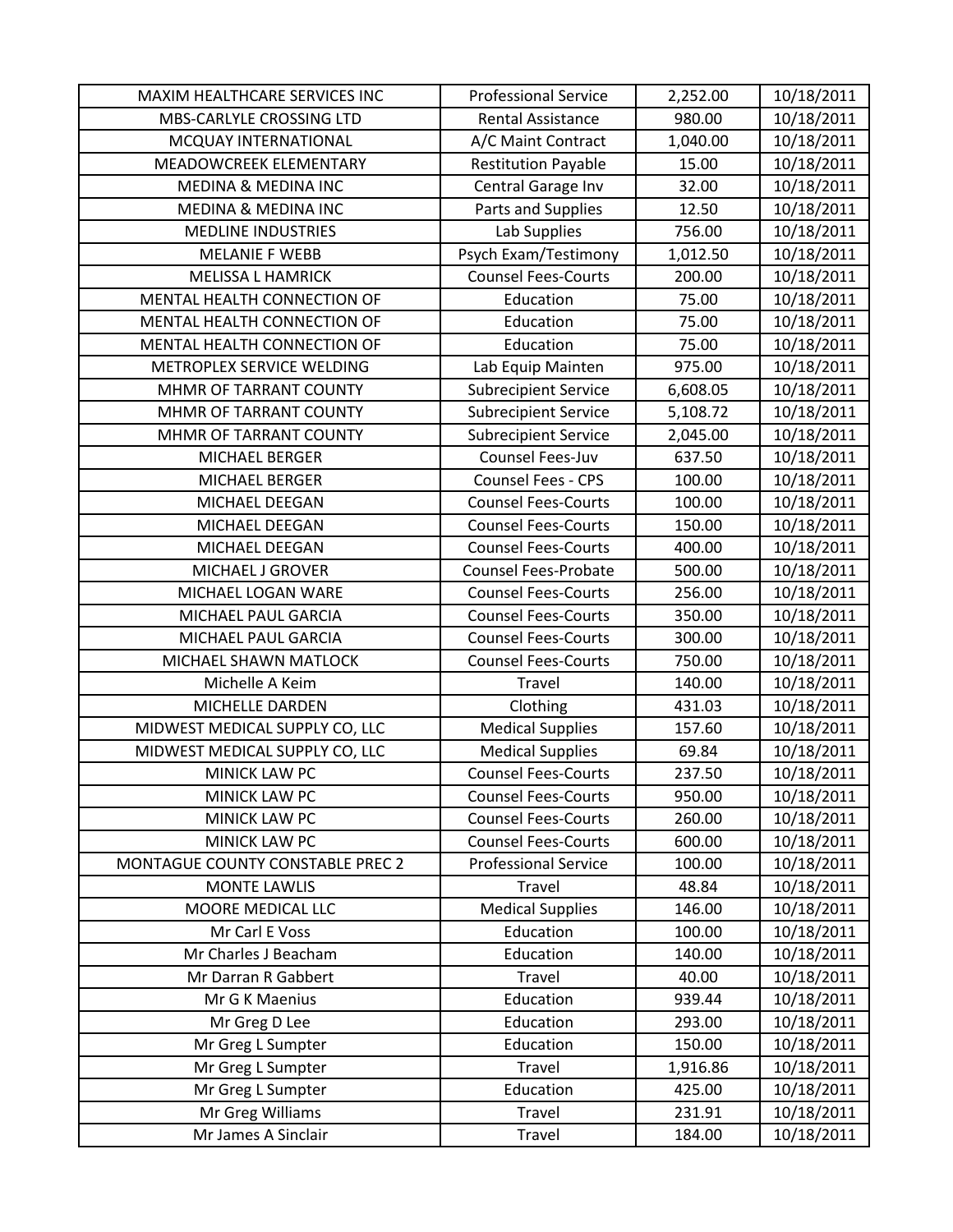| MAXIM HEALTHCARE SERVICES INC | Professional Service | 2,252.00 | 10/18/2011 |
|---|---|---|---|
| MBS-CARLYLE CROSSING LTD | Rental Assistance | 980.00 | 10/18/2011 |
| MCQUAY INTERNATIONAL | A/C Maint Contract | 1,040.00 | 10/18/2011 |
| MEADOWCREEK ELEMENTARY | Restitution Payable | 15.00 | 10/18/2011 |
| MEDINA & MEDINA INC | Central Garage Inv | 32.00 | 10/18/2011 |
| MEDINA & MEDINA INC | Parts and Supplies | 12.50 | 10/18/2011 |
| MEDLINE INDUSTRIES | Lab Supplies | 756.00 | 10/18/2011 |
| MELANIE F WEBB | Psych Exam/Testimony | 1,012.50 | 10/18/2011 |
| MELISSA L HAMRICK | Counsel Fees-Courts | 200.00 | 10/18/2011 |
| MENTAL HEALTH CONNECTION OF | Education | 75.00 | 10/18/2011 |
| MENTAL HEALTH CONNECTION OF | Education | 75.00 | 10/18/2011 |
| MENTAL HEALTH CONNECTION OF | Education | 75.00 | 10/18/2011 |
| METROPLEX SERVICE WELDING | Lab Equip Mainten | 975.00 | 10/18/2011 |
| MHMR OF TARRANT COUNTY | Subrecipient Service | 6,608.05 | 10/18/2011 |
| MHMR OF TARRANT COUNTY | Subrecipient Service | 5,108.72 | 10/18/2011 |
| MHMR OF TARRANT COUNTY | Subrecipient Service | 2,045.00 | 10/18/2011 |
| MICHAEL BERGER | Counsel Fees-Juv | 637.50 | 10/18/2011 |
| MICHAEL BERGER | Counsel Fees - CPS | 100.00 | 10/18/2011 |
| MICHAEL DEEGAN | Counsel Fees-Courts | 100.00 | 10/18/2011 |
| MICHAEL DEEGAN | Counsel Fees-Courts | 150.00 | 10/18/2011 |
| MICHAEL DEEGAN | Counsel Fees-Courts | 400.00 | 10/18/2011 |
| MICHAEL J GROVER | Counsel Fees-Probate | 500.00 | 10/18/2011 |
| MICHAEL LOGAN WARE | Counsel Fees-Courts | 256.00 | 10/18/2011 |
| MICHAEL PAUL GARCIA | Counsel Fees-Courts | 350.00 | 10/18/2011 |
| MICHAEL PAUL GARCIA | Counsel Fees-Courts | 300.00 | 10/18/2011 |
| MICHAEL SHAWN MATLOCK | Counsel Fees-Courts | 750.00 | 10/18/2011 |
| Michelle A Keim | Travel | 140.00 | 10/18/2011 |
| MICHELLE DARDEN | Clothing | 431.03 | 10/18/2011 |
| MIDWEST MEDICAL SUPPLY CO, LLC | Medical Supplies | 157.60 | 10/18/2011 |
| MIDWEST MEDICAL SUPPLY CO, LLC | Medical Supplies | 69.84 | 10/18/2011 |
| MINICK LAW PC | Counsel Fees-Courts | 237.50 | 10/18/2011 |
| MINICK LAW PC | Counsel Fees-Courts | 950.00 | 10/18/2011 |
| MINICK LAW PC | Counsel Fees-Courts | 260.00 | 10/18/2011 |
| MINICK LAW PC | Counsel Fees-Courts | 600.00 | 10/18/2011 |
| MONTAGUE COUNTY CONSTABLE PREC 2 | Professional Service | 100.00 | 10/18/2011 |
| MONTE LAWLIS | Travel | 48.84 | 10/18/2011 |
| MOORE MEDICAL LLC | Medical Supplies | 146.00 | 10/18/2011 |
| Mr Carl E Voss | Education | 100.00 | 10/18/2011 |
| Mr Charles J Beacham | Education | 140.00 | 10/18/2011 |
| Mr Darran R Gabbert | Travel | 40.00 | 10/18/2011 |
| Mr G K Maenius | Education | 939.44 | 10/18/2011 |
| Mr Greg D Lee | Education | 293.00 | 10/18/2011 |
| Mr Greg L Sumpter | Education | 150.00 | 10/18/2011 |
| Mr Greg L Sumpter | Travel | 1,916.86 | 10/18/2011 |
| Mr Greg L Sumpter | Education | 425.00 | 10/18/2011 |
| Mr Greg Williams | Travel | 231.91 | 10/18/2011 |
| Mr James A Sinclair | Travel | 184.00 | 10/18/2011 |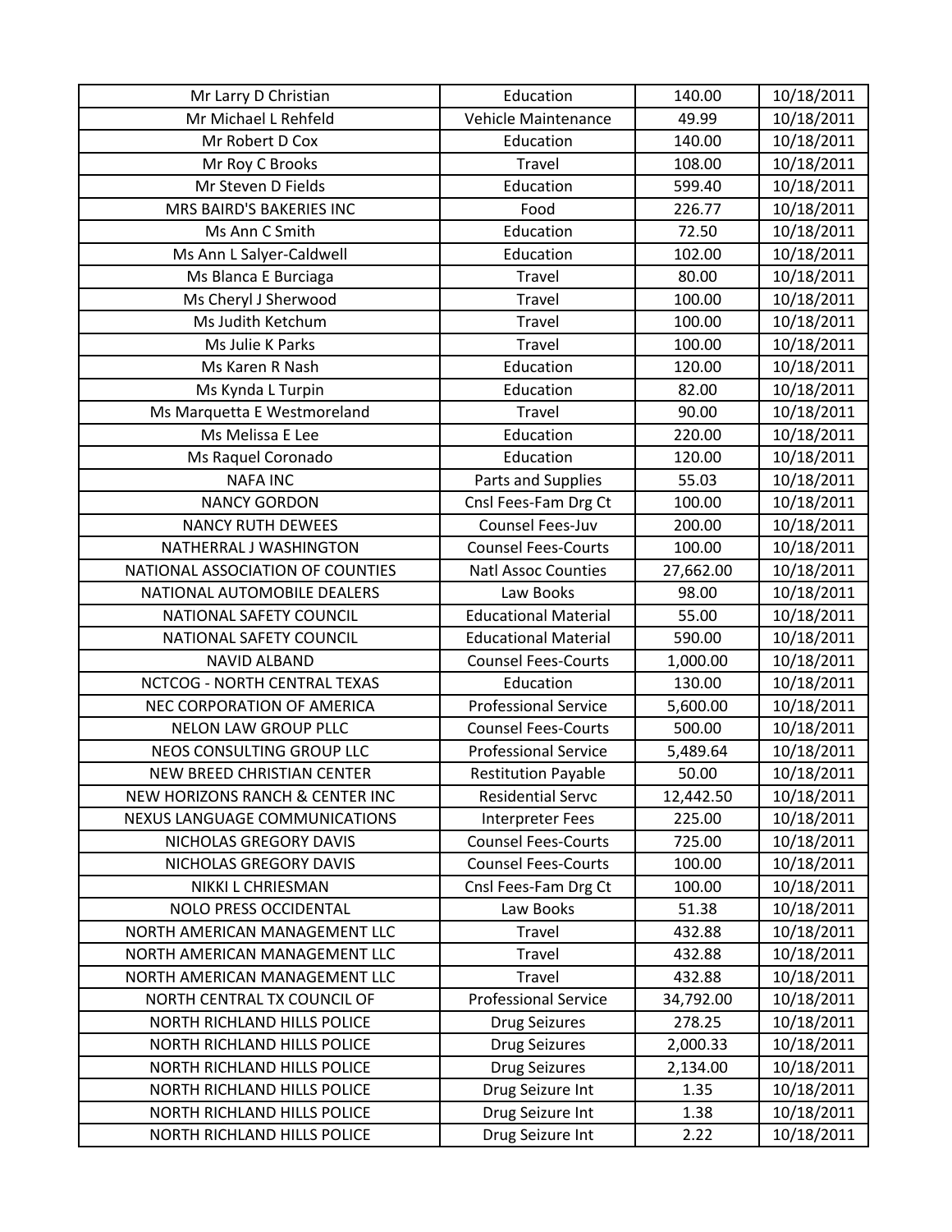| | | | |
|---|---|---|---|
| Mr Larry D Christian | Education | 140.00 | 10/18/2011 |
| Mr Michael L Rehfeld | Vehicle Maintenance | 49.99 | 10/18/2011 |
| Mr Robert D Cox | Education | 140.00 | 10/18/2011 |
| Mr Roy C Brooks | Travel | 108.00 | 10/18/2011 |
| Mr Steven D Fields | Education | 599.40 | 10/18/2011 |
| MRS BAIRD'S BAKERIES INC | Food | 226.77 | 10/18/2011 |
| Ms Ann C Smith | Education | 72.50 | 10/18/2011 |
| Ms Ann L Salyer-Caldwell | Education | 102.00 | 10/18/2011 |
| Ms Blanca E Burciaga | Travel | 80.00 | 10/18/2011 |
| Ms Cheryl J Sherwood | Travel | 100.00 | 10/18/2011 |
| Ms Judith Ketchum | Travel | 100.00 | 10/18/2011 |
| Ms Julie K Parks | Travel | 100.00 | 10/18/2011 |
| Ms Karen R Nash | Education | 120.00 | 10/18/2011 |
| Ms Kynda L Turpin | Education | 82.00 | 10/18/2011 |
| Ms Marquetta E Westmoreland | Travel | 90.00 | 10/18/2011 |
| Ms Melissa E Lee | Education | 220.00 | 10/18/2011 |
| Ms Raquel Coronado | Education | 120.00 | 10/18/2011 |
| NAFA INC | Parts and Supplies | 55.03 | 10/18/2011 |
| NANCY GORDON | Cnsl Fees-Fam Drg Ct | 100.00 | 10/18/2011 |
| NANCY RUTH DEWEES | Counsel Fees-Juv | 200.00 | 10/18/2011 |
| NATHERRAL J WASHINGTON | Counsel Fees-Courts | 100.00 | 10/18/2011 |
| NATIONAL ASSOCIATION OF COUNTIES | Natl Assoc Counties | 27,662.00 | 10/18/2011 |
| NATIONAL AUTOMOBILE DEALERS | Law Books | 98.00 | 10/18/2011 |
| NATIONAL SAFETY COUNCIL | Educational Material | 55.00 | 10/18/2011 |
| NATIONAL SAFETY COUNCIL | Educational Material | 590.00 | 10/18/2011 |
| NAVID ALBAND | Counsel Fees-Courts | 1,000.00 | 10/18/2011 |
| NCTCOG - NORTH CENTRAL TEXAS | Education | 130.00 | 10/18/2011 |
| NEC CORPORATION OF AMERICA | Professional Service | 5,600.00 | 10/18/2011 |
| NELON LAW GROUP PLLC | Counsel Fees-Courts | 500.00 | 10/18/2011 |
| NEOS CONSULTING GROUP LLC | Professional Service | 5,489.64 | 10/18/2011 |
| NEW BREED CHRISTIAN CENTER | Restitution Payable | 50.00 | 10/18/2011 |
| NEW HORIZONS RANCH & CENTER INC | Residential Servc | 12,442.50 | 10/18/2011 |
| NEXUS LANGUAGE COMMUNICATIONS | Interpreter Fees | 225.00 | 10/18/2011 |
| NICHOLAS GREGORY DAVIS | Counsel Fees-Courts | 725.00 | 10/18/2011 |
| NICHOLAS GREGORY DAVIS | Counsel Fees-Courts | 100.00 | 10/18/2011 |
| NIKKI L CHRIESMAN | Cnsl Fees-Fam Drg Ct | 100.00 | 10/18/2011 |
| NOLO PRESS OCCIDENTAL | Law Books | 51.38 | 10/18/2011 |
| NORTH AMERICAN MANAGEMENT LLC | Travel | 432.88 | 10/18/2011 |
| NORTH AMERICAN MANAGEMENT LLC | Travel | 432.88 | 10/18/2011 |
| NORTH AMERICAN MANAGEMENT LLC | Travel | 432.88 | 10/18/2011 |
| NORTH CENTRAL TX COUNCIL OF | Professional Service | 34,792.00 | 10/18/2011 |
| NORTH RICHLAND HILLS POLICE | Drug Seizures | 278.25 | 10/18/2011 |
| NORTH RICHLAND HILLS POLICE | Drug Seizures | 2,000.33 | 10/18/2011 |
| NORTH RICHLAND HILLS POLICE | Drug Seizures | 2,134.00 | 10/18/2011 |
| NORTH RICHLAND HILLS POLICE | Drug Seizure Int | 1.35 | 10/18/2011 |
| NORTH RICHLAND HILLS POLICE | Drug Seizure Int | 1.38 | 10/18/2011 |
| NORTH RICHLAND HILLS POLICE | Drug Seizure Int | 2.22 | 10/18/2011 |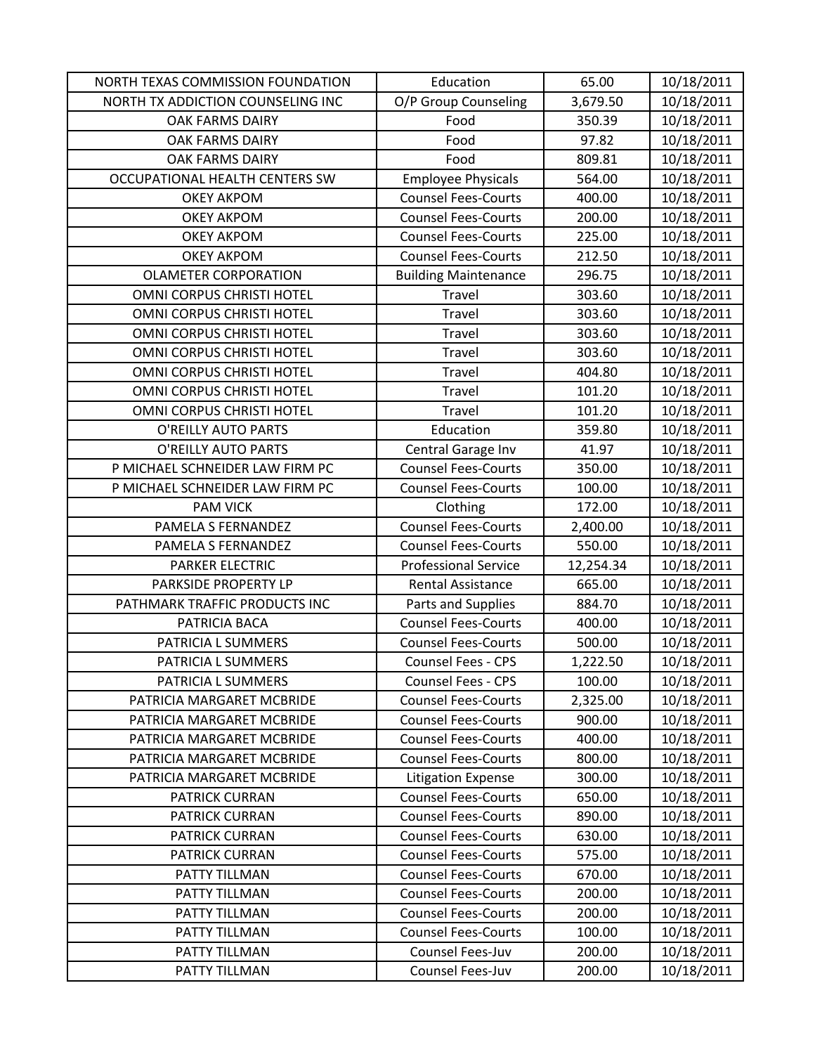| | | | |
|---|---|---|---|
| NORTH TEXAS COMMISSION FOUNDATION | Education | 65.00 | 10/18/2011 |
| NORTH TX ADDICTION COUNSELING INC | O/P Group Counseling | 3,679.50 | 10/18/2011 |
| OAK FARMS DAIRY | Food | 350.39 | 10/18/2011 |
| OAK FARMS DAIRY | Food | 97.82 | 10/18/2011 |
| OAK FARMS DAIRY | Food | 809.81 | 10/18/2011 |
| OCCUPATIONAL HEALTH CENTERS SW | Employee Physicals | 564.00 | 10/18/2011 |
| OKEY AKPOM | Counsel Fees-Courts | 400.00 | 10/18/2011 |
| OKEY AKPOM | Counsel Fees-Courts | 200.00 | 10/18/2011 |
| OKEY AKPOM | Counsel Fees-Courts | 225.00 | 10/18/2011 |
| OKEY AKPOM | Counsel Fees-Courts | 212.50 | 10/18/2011 |
| OLAMETER CORPORATION | Building Maintenance | 296.75 | 10/18/2011 |
| OMNI CORPUS CHRISTI HOTEL | Travel | 303.60 | 10/18/2011 |
| OMNI CORPUS CHRISTI HOTEL | Travel | 303.60 | 10/18/2011 |
| OMNI CORPUS CHRISTI HOTEL | Travel | 303.60 | 10/18/2011 |
| OMNI CORPUS CHRISTI HOTEL | Travel | 303.60 | 10/18/2011 |
| OMNI CORPUS CHRISTI HOTEL | Travel | 404.80 | 10/18/2011 |
| OMNI CORPUS CHRISTI HOTEL | Travel | 101.20 | 10/18/2011 |
| OMNI CORPUS CHRISTI HOTEL | Travel | 101.20 | 10/18/2011 |
| O'REILLY AUTO PARTS | Education | 359.80 | 10/18/2011 |
| O'REILLY AUTO PARTS | Central Garage Inv | 41.97 | 10/18/2011 |
| P MICHAEL SCHNEIDER LAW FIRM PC | Counsel Fees-Courts | 350.00 | 10/18/2011 |
| P MICHAEL SCHNEIDER LAW FIRM PC | Counsel Fees-Courts | 100.00 | 10/18/2011 |
| PAM VICK | Clothing | 172.00 | 10/18/2011 |
| PAMELA S FERNANDEZ | Counsel Fees-Courts | 2,400.00 | 10/18/2011 |
| PAMELA S FERNANDEZ | Counsel Fees-Courts | 550.00 | 10/18/2011 |
| PARKER ELECTRIC | Professional Service | 12,254.34 | 10/18/2011 |
| PARKSIDE PROPERTY LP | Rental Assistance | 665.00 | 10/18/2011 |
| PATHMARK TRAFFIC PRODUCTS INC | Parts and Supplies | 884.70 | 10/18/2011 |
| PATRICIA BACA | Counsel Fees-Courts | 400.00 | 10/18/2011 |
| PATRICIA L SUMMERS | Counsel Fees-Courts | 500.00 | 10/18/2011 |
| PATRICIA L SUMMERS | Counsel Fees - CPS | 1,222.50 | 10/18/2011 |
| PATRICIA L SUMMERS | Counsel Fees - CPS | 100.00 | 10/18/2011 |
| PATRICIA MARGARET MCBRIDE | Counsel Fees-Courts | 2,325.00 | 10/18/2011 |
| PATRICIA MARGARET MCBRIDE | Counsel Fees-Courts | 900.00 | 10/18/2011 |
| PATRICIA MARGARET MCBRIDE | Counsel Fees-Courts | 400.00 | 10/18/2011 |
| PATRICIA MARGARET MCBRIDE | Counsel Fees-Courts | 800.00 | 10/18/2011 |
| PATRICIA MARGARET MCBRIDE | Litigation Expense | 300.00 | 10/18/2011 |
| PATRICK CURRAN | Counsel Fees-Courts | 650.00 | 10/18/2011 |
| PATRICK CURRAN | Counsel Fees-Courts | 890.00 | 10/18/2011 |
| PATRICK CURRAN | Counsel Fees-Courts | 630.00 | 10/18/2011 |
| PATRICK CURRAN | Counsel Fees-Courts | 575.00 | 10/18/2011 |
| PATTY TILLMAN | Counsel Fees-Courts | 670.00 | 10/18/2011 |
| PATTY TILLMAN | Counsel Fees-Courts | 200.00 | 10/18/2011 |
| PATTY TILLMAN | Counsel Fees-Courts | 200.00 | 10/18/2011 |
| PATTY TILLMAN | Counsel Fees-Courts | 100.00 | 10/18/2011 |
| PATTY TILLMAN | Counsel Fees-Juv | 200.00 | 10/18/2011 |
| PATTY TILLMAN | Counsel Fees-Juv | 200.00 | 10/18/2011 |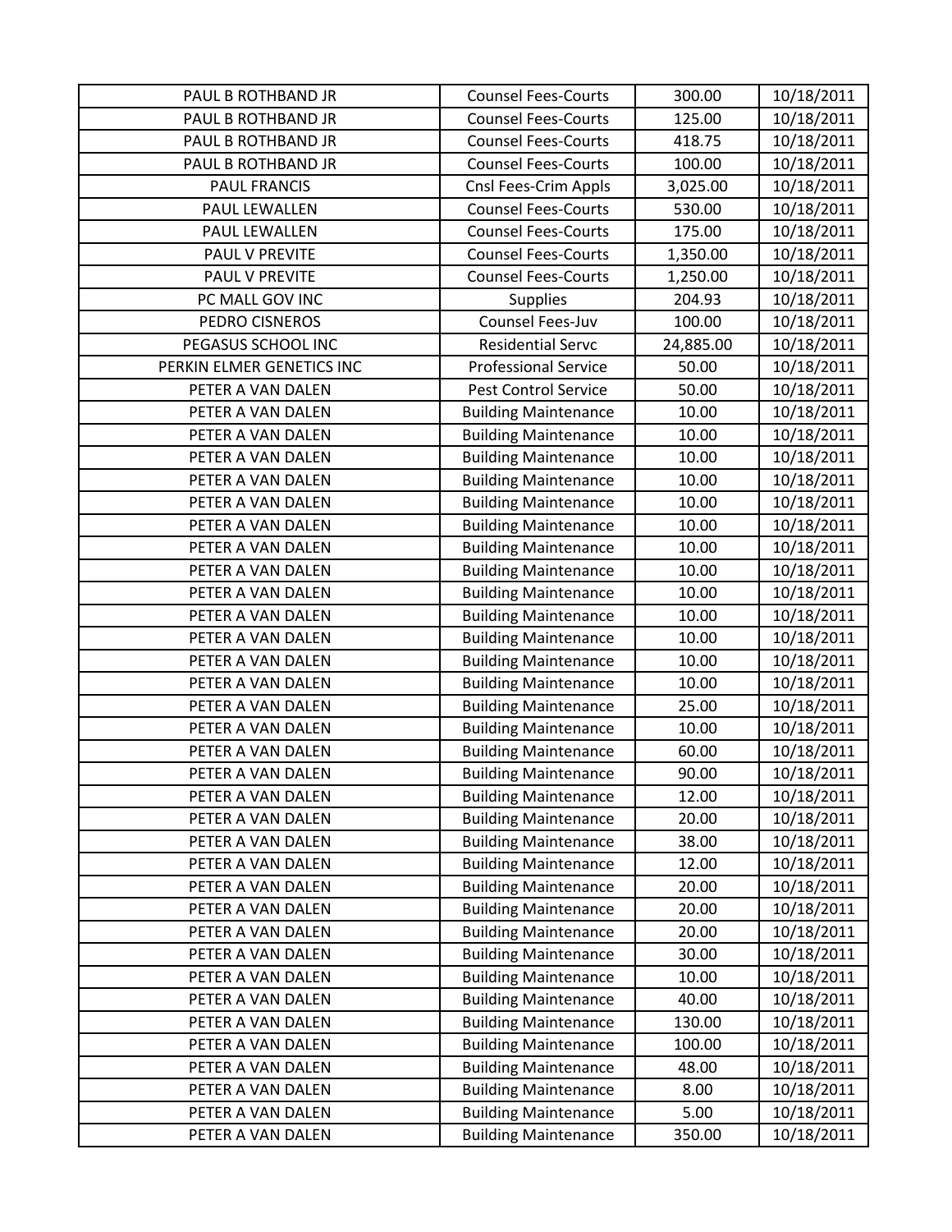| PAUL B ROTHBAND JR | Counsel Fees-Courts | 300.00 | 10/18/2011 |
|---|---|---|---|
| PAUL B ROTHBAND JR | Counsel Fees-Courts | 125.00 | 10/18/2011 |
| PAUL B ROTHBAND JR | Counsel Fees-Courts | 418.75 | 10/18/2011 |
| PAUL B ROTHBAND JR | Counsel Fees-Courts | 100.00 | 10/18/2011 |
| PAUL FRANCIS | Cnsl Fees-Crim Appls | 3,025.00 | 10/18/2011 |
| PAUL LEWALLEN | Counsel Fees-Courts | 530.00 | 10/18/2011 |
| PAUL LEWALLEN | Counsel Fees-Courts | 175.00 | 10/18/2011 |
| PAUL V PREVITE | Counsel Fees-Courts | 1,350.00 | 10/18/2011 |
| PAUL V PREVITE | Counsel Fees-Courts | 1,250.00 | 10/18/2011 |
| PC MALL GOV INC | Supplies | 204.93 | 10/18/2011 |
| PEDRO CISNEROS | Counsel Fees-Juv | 100.00 | 10/18/2011 |
| PEGASUS SCHOOL INC | Residential Servc | 24,885.00 | 10/18/2011 |
| PERKIN ELMER GENETICS INC | Professional Service | 50.00 | 10/18/2011 |
| PETER A VAN DALEN | Pest Control Service | 50.00 | 10/18/2011 |
| PETER A VAN DALEN | Building Maintenance | 10.00 | 10/18/2011 |
| PETER A VAN DALEN | Building Maintenance | 10.00 | 10/18/2011 |
| PETER A VAN DALEN | Building Maintenance | 10.00 | 10/18/2011 |
| PETER A VAN DALEN | Building Maintenance | 10.00 | 10/18/2011 |
| PETER A VAN DALEN | Building Maintenance | 10.00 | 10/18/2011 |
| PETER A VAN DALEN | Building Maintenance | 10.00 | 10/18/2011 |
| PETER A VAN DALEN | Building Maintenance | 10.00 | 10/18/2011 |
| PETER A VAN DALEN | Building Maintenance | 10.00 | 10/18/2011 |
| PETER A VAN DALEN | Building Maintenance | 10.00 | 10/18/2011 |
| PETER A VAN DALEN | Building Maintenance | 10.00 | 10/18/2011 |
| PETER A VAN DALEN | Building Maintenance | 10.00 | 10/18/2011 |
| PETER A VAN DALEN | Building Maintenance | 10.00 | 10/18/2011 |
| PETER A VAN DALEN | Building Maintenance | 10.00 | 10/18/2011 |
| PETER A VAN DALEN | Building Maintenance | 25.00 | 10/18/2011 |
| PETER A VAN DALEN | Building Maintenance | 10.00 | 10/18/2011 |
| PETER A VAN DALEN | Building Maintenance | 60.00 | 10/18/2011 |
| PETER A VAN DALEN | Building Maintenance | 90.00 | 10/18/2011 |
| PETER A VAN DALEN | Building Maintenance | 12.00 | 10/18/2011 |
| PETER A VAN DALEN | Building Maintenance | 20.00 | 10/18/2011 |
| PETER A VAN DALEN | Building Maintenance | 38.00 | 10/18/2011 |
| PETER A VAN DALEN | Building Maintenance | 12.00 | 10/18/2011 |
| PETER A VAN DALEN | Building Maintenance | 20.00 | 10/18/2011 |
| PETER A VAN DALEN | Building Maintenance | 20.00 | 10/18/2011 |
| PETER A VAN DALEN | Building Maintenance | 20.00 | 10/18/2011 |
| PETER A VAN DALEN | Building Maintenance | 30.00 | 10/18/2011 |
| PETER A VAN DALEN | Building Maintenance | 10.00 | 10/18/2011 |
| PETER A VAN DALEN | Building Maintenance | 40.00 | 10/18/2011 |
| PETER A VAN DALEN | Building Maintenance | 130.00 | 10/18/2011 |
| PETER A VAN DALEN | Building Maintenance | 100.00 | 10/18/2011 |
| PETER A VAN DALEN | Building Maintenance | 48.00 | 10/18/2011 |
| PETER A VAN DALEN | Building Maintenance | 8.00 | 10/18/2011 |
| PETER A VAN DALEN | Building Maintenance | 5.00 | 10/18/2011 |
| PETER A VAN DALEN | Building Maintenance | 350.00 | 10/18/2011 |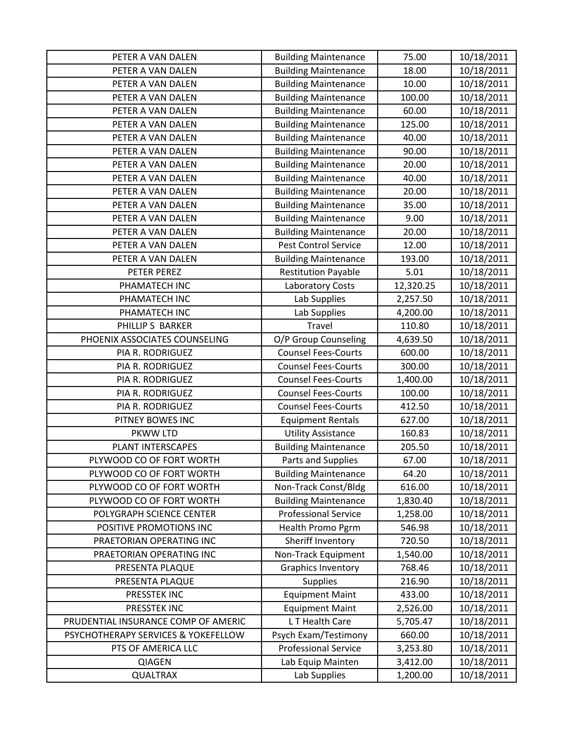| PETER A VAN DALEN | Building Maintenance | 75.00 | 10/18/2011 |
|---|---|---|---|
| PETER A VAN DALEN | Building Maintenance | 18.00 | 10/18/2011 |
| PETER A VAN DALEN | Building Maintenance | 10.00 | 10/18/2011 |
| PETER A VAN DALEN | Building Maintenance | 100.00 | 10/18/2011 |
| PETER A VAN DALEN | Building Maintenance | 60.00 | 10/18/2011 |
| PETER A VAN DALEN | Building Maintenance | 125.00 | 10/18/2011 |
| PETER A VAN DALEN | Building Maintenance | 40.00 | 10/18/2011 |
| PETER A VAN DALEN | Building Maintenance | 90.00 | 10/18/2011 |
| PETER A VAN DALEN | Building Maintenance | 20.00 | 10/18/2011 |
| PETER A VAN DALEN | Building Maintenance | 40.00 | 10/18/2011 |
| PETER A VAN DALEN | Building Maintenance | 20.00 | 10/18/2011 |
| PETER A VAN DALEN | Building Maintenance | 35.00 | 10/18/2011 |
| PETER A VAN DALEN | Building Maintenance | 9.00 | 10/18/2011 |
| PETER A VAN DALEN | Building Maintenance | 20.00 | 10/18/2011 |
| PETER A VAN DALEN | Pest Control Service | 12.00 | 10/18/2011 |
| PETER A VAN DALEN | Building Maintenance | 193.00 | 10/18/2011 |
| PETER PEREZ | Restitution Payable | 5.01 | 10/18/2011 |
| PHAMATECH INC | Laboratory Costs | 12,320.25 | 10/18/2011 |
| PHAMATECH INC | Lab Supplies | 2,257.50 | 10/18/2011 |
| PHAMATECH INC | Lab Supplies | 4,200.00 | 10/18/2011 |
| PHILLIP S BARKER | Travel | 110.80 | 10/18/2011 |
| PHOENIX ASSOCIATES COUNSELING | O/P Group Counseling | 4,639.50 | 10/18/2011 |
| PIA R. RODRIGUEZ | Counsel Fees-Courts | 600.00 | 10/18/2011 |
| PIA R. RODRIGUEZ | Counsel Fees-Courts | 300.00 | 10/18/2011 |
| PIA R. RODRIGUEZ | Counsel Fees-Courts | 1,400.00 | 10/18/2011 |
| PIA R. RODRIGUEZ | Counsel Fees-Courts | 100.00 | 10/18/2011 |
| PIA R. RODRIGUEZ | Counsel Fees-Courts | 412.50 | 10/18/2011 |
| PITNEY BOWES INC | Equipment Rentals | 627.00 | 10/18/2011 |
| PKWW LTD | Utility Assistance | 160.83 | 10/18/2011 |
| PLANT INTERSCAPES | Building Maintenance | 205.50 | 10/18/2011 |
| PLYWOOD CO OF FORT WORTH | Parts and Supplies | 67.00 | 10/18/2011 |
| PLYWOOD CO OF FORT WORTH | Building Maintenance | 64.20 | 10/18/2011 |
| PLYWOOD CO OF FORT WORTH | Non-Track Const/Bldg | 616.00 | 10/18/2011 |
| PLYWOOD CO OF FORT WORTH | Building Maintenance | 1,830.40 | 10/18/2011 |
| POLYGRAPH SCIENCE CENTER | Professional Service | 1,258.00 | 10/18/2011 |
| POSITIVE PROMOTIONS INC | Health Promo Pgrm | 546.98 | 10/18/2011 |
| PRAETORIAN OPERATING INC | Sheriff Inventory | 720.50 | 10/18/2011 |
| PRAETORIAN OPERATING INC | Non-Track Equipment | 1,540.00 | 10/18/2011 |
| PRESENTA PLAQUE | Graphics Inventory | 768.46 | 10/18/2011 |
| PRESENTA PLAQUE | Supplies | 216.90 | 10/18/2011 |
| PRESSTEK INC | Equipment Maint | 433.00 | 10/18/2011 |
| PRESSTEK INC | Equipment Maint | 2,526.00 | 10/18/2011 |
| PRUDENTIAL INSURANCE COMP OF AMERIC | L T Health Care | 5,705.47 | 10/18/2011 |
| PSYCHOTHERAPY SERVICES & YOKEFELLOW | Psych Exam/Testimony | 660.00 | 10/18/2011 |
| PTS OF AMERICA LLC | Professional Service | 3,253.80 | 10/18/2011 |
| QIAGEN | Lab Equip Mainten | 3,412.00 | 10/18/2011 |
| QUALTRAX | Lab Supplies | 1,200.00 | 10/18/2011 |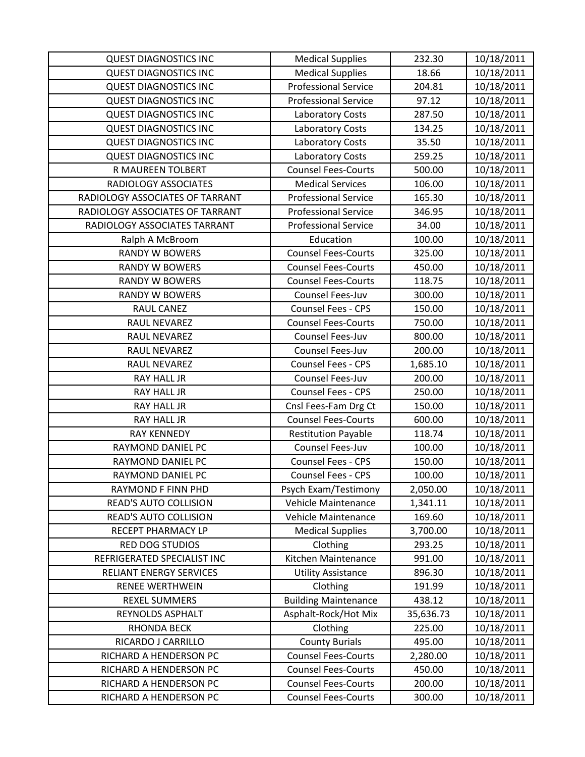| QUEST DIAGNOSTICS INC | Medical Supplies | 232.30 | 10/18/2011 |
|---|---|---|---|
| QUEST DIAGNOSTICS INC | Medical Supplies | 18.66 | 10/18/2011 |
| QUEST DIAGNOSTICS INC | Professional Service | 204.81 | 10/18/2011 |
| QUEST DIAGNOSTICS INC | Professional Service | 97.12 | 10/18/2011 |
| QUEST DIAGNOSTICS INC | Laboratory Costs | 287.50 | 10/18/2011 |
| QUEST DIAGNOSTICS INC | Laboratory Costs | 134.25 | 10/18/2011 |
| QUEST DIAGNOSTICS INC | Laboratory Costs | 35.50 | 10/18/2011 |
| QUEST DIAGNOSTICS INC | Laboratory Costs | 259.25 | 10/18/2011 |
| R MAUREEN TOLBERT | Counsel Fees-Courts | 500.00 | 10/18/2011 |
| RADIOLOGY ASSOCIATES | Medical Services | 106.00 | 10/18/2011 |
| RADIOLOGY ASSOCIATES OF TARRANT | Professional Service | 165.30 | 10/18/2011 |
| RADIOLOGY ASSOCIATES OF TARRANT | Professional Service | 346.95 | 10/18/2011 |
| RADIOLOGY ASSOCIATES TARRANT | Professional Service | 34.00 | 10/18/2011 |
| Ralph A McBroom | Education | 100.00 | 10/18/2011 |
| RANDY W BOWERS | Counsel Fees-Courts | 325.00 | 10/18/2011 |
| RANDY W BOWERS | Counsel Fees-Courts | 450.00 | 10/18/2011 |
| RANDY W BOWERS | Counsel Fees-Courts | 118.75 | 10/18/2011 |
| RANDY W BOWERS | Counsel Fees-Juv | 300.00 | 10/18/2011 |
| RAUL CANEZ | Counsel Fees - CPS | 150.00 | 10/18/2011 |
| RAUL NEVAREZ | Counsel Fees-Courts | 750.00 | 10/18/2011 |
| RAUL NEVAREZ | Counsel Fees-Juv | 800.00 | 10/18/2011 |
| RAUL NEVAREZ | Counsel Fees-Juv | 200.00 | 10/18/2011 |
| RAUL NEVAREZ | Counsel Fees - CPS | 1,685.10 | 10/18/2011 |
| RAY HALL JR | Counsel Fees-Juv | 200.00 | 10/18/2011 |
| RAY HALL JR | Counsel Fees - CPS | 250.00 | 10/18/2011 |
| RAY HALL JR | Cnsl Fees-Fam Drg Ct | 150.00 | 10/18/2011 |
| RAY HALL JR | Counsel Fees-Courts | 600.00 | 10/18/2011 |
| RAY KENNEDY | Restitution Payable | 118.74 | 10/18/2011 |
| RAYMOND DANIEL PC | Counsel Fees-Juv | 100.00 | 10/18/2011 |
| RAYMOND DANIEL PC | Counsel Fees - CPS | 150.00 | 10/18/2011 |
| RAYMOND DANIEL PC | Counsel Fees - CPS | 100.00 | 10/18/2011 |
| RAYMOND F FINN PHD | Psych Exam/Testimony | 2,050.00 | 10/18/2011 |
| READ'S AUTO COLLISION | Vehicle Maintenance | 1,341.11 | 10/18/2011 |
| READ'S AUTO COLLISION | Vehicle Maintenance | 169.60 | 10/18/2011 |
| RECEPT PHARMACY LP | Medical Supplies | 3,700.00 | 10/18/2011 |
| RED DOG STUDIOS | Clothing | 293.25 | 10/18/2011 |
| REFRIGERATED SPECIALIST INC | Kitchen Maintenance | 991.00 | 10/18/2011 |
| RELIANT ENERGY SERVICES | Utility Assistance | 896.30 | 10/18/2011 |
| RENEE WERTHWEIN | Clothing | 191.99 | 10/18/2011 |
| REXEL SUMMERS | Building Maintenance | 438.12 | 10/18/2011 |
| REYNOLDS ASPHALT | Asphalt-Rock/Hot Mix | 35,636.73 | 10/18/2011 |
| RHONDA BECK | Clothing | 225.00 | 10/18/2011 |
| RICARDO J CARRILLO | County Burials | 495.00 | 10/18/2011 |
| RICHARD A HENDERSON PC | Counsel Fees-Courts | 2,280.00 | 10/18/2011 |
| RICHARD A HENDERSON PC | Counsel Fees-Courts | 450.00 | 10/18/2011 |
| RICHARD A HENDERSON PC | Counsel Fees-Courts | 200.00 | 10/18/2011 |
| RICHARD A HENDERSON PC | Counsel Fees-Courts | 300.00 | 10/18/2011 |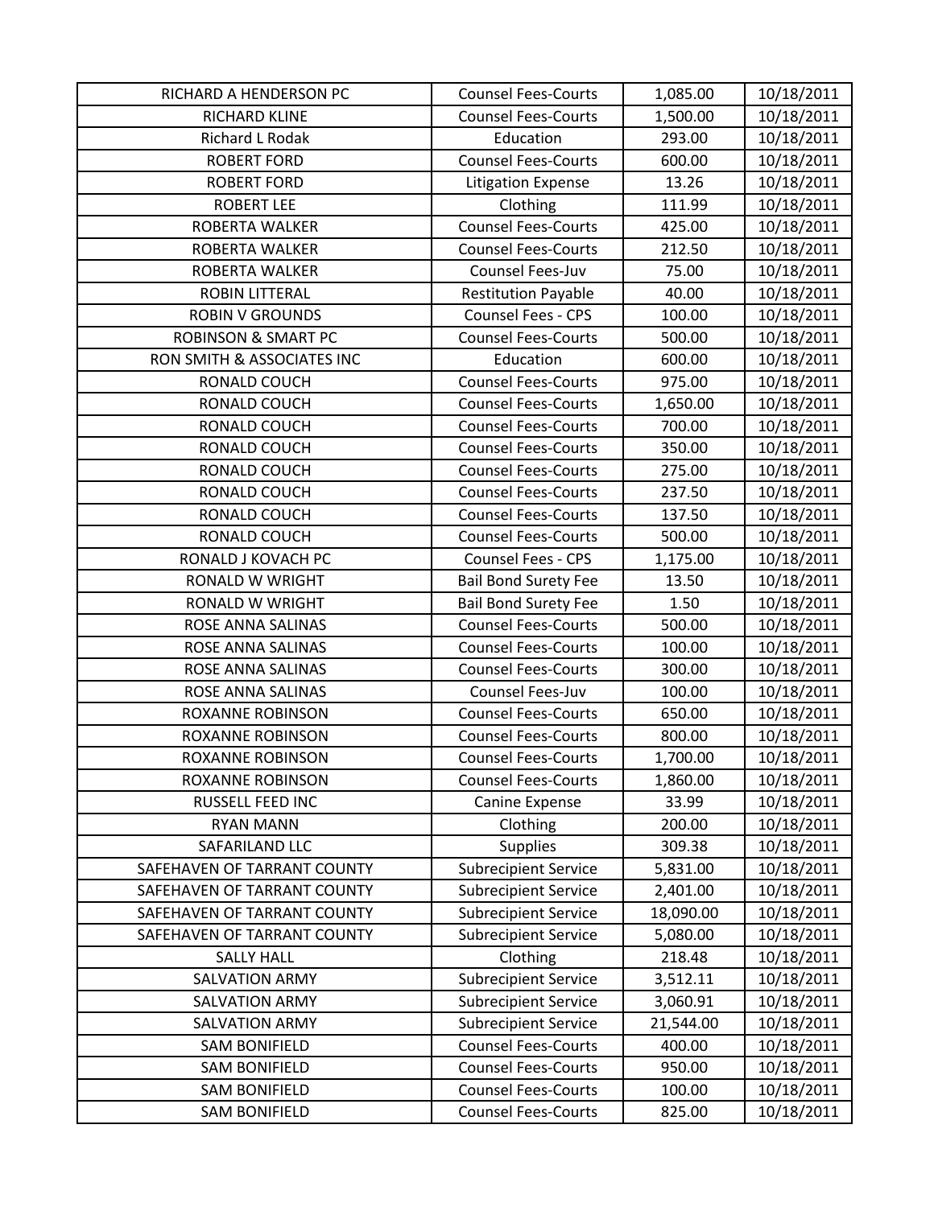| RICHARD A HENDERSON PC | Counsel Fees-Courts | 1,085.00 | 10/18/2011 |
|---|---|---|---|
| RICHARD KLINE | Counsel Fees-Courts | 1,500.00 | 10/18/2011 |
| Richard L Rodak | Education | 293.00 | 10/18/2011 |
| ROBERT FORD | Counsel Fees-Courts | 600.00 | 10/18/2011 |
| ROBERT FORD | Litigation Expense | 13.26 | 10/18/2011 |
| ROBERT LEE | Clothing | 111.99 | 10/18/2011 |
| ROBERTA WALKER | Counsel Fees-Courts | 425.00 | 10/18/2011 |
| ROBERTA WALKER | Counsel Fees-Courts | 212.50 | 10/18/2011 |
| ROBERTA WALKER | Counsel Fees-Juv | 75.00 | 10/18/2011 |
| ROBIN LITTERAL | Restitution Payable | 40.00 | 10/18/2011 |
| ROBIN V GROUNDS | Counsel Fees - CPS | 100.00 | 10/18/2011 |
| ROBINSON & SMART PC | Counsel Fees-Courts | 500.00 | 10/18/2011 |
| RON SMITH & ASSOCIATES INC | Education | 600.00 | 10/18/2011 |
| RONALD COUCH | Counsel Fees-Courts | 975.00 | 10/18/2011 |
| RONALD COUCH | Counsel Fees-Courts | 1,650.00 | 10/18/2011 |
| RONALD COUCH | Counsel Fees-Courts | 700.00 | 10/18/2011 |
| RONALD COUCH | Counsel Fees-Courts | 350.00 | 10/18/2011 |
| RONALD COUCH | Counsel Fees-Courts | 275.00 | 10/18/2011 |
| RONALD COUCH | Counsel Fees-Courts | 237.50 | 10/18/2011 |
| RONALD COUCH | Counsel Fees-Courts | 137.50 | 10/18/2011 |
| RONALD COUCH | Counsel Fees-Courts | 500.00 | 10/18/2011 |
| RONALD J KOVACH PC | Counsel Fees - CPS | 1,175.00 | 10/18/2011 |
| RONALD W WRIGHT | Bail Bond Surety Fee | 13.50 | 10/18/2011 |
| RONALD W WRIGHT | Bail Bond Surety Fee | 1.50 | 10/18/2011 |
| ROSE ANNA SALINAS | Counsel Fees-Courts | 500.00 | 10/18/2011 |
| ROSE ANNA SALINAS | Counsel Fees-Courts | 100.00 | 10/18/2011 |
| ROSE ANNA SALINAS | Counsel Fees-Courts | 300.00 | 10/18/2011 |
| ROSE ANNA SALINAS | Counsel Fees-Juv | 100.00 | 10/18/2011 |
| ROXANNE ROBINSON | Counsel Fees-Courts | 650.00 | 10/18/2011 |
| ROXANNE ROBINSON | Counsel Fees-Courts | 800.00 | 10/18/2011 |
| ROXANNE ROBINSON | Counsel Fees-Courts | 1,700.00 | 10/18/2011 |
| ROXANNE ROBINSON | Counsel Fees-Courts | 1,860.00 | 10/18/2011 |
| RUSSELL FEED INC | Canine Expense | 33.99 | 10/18/2011 |
| RYAN MANN | Clothing | 200.00 | 10/18/2011 |
| SAFARILAND LLC | Supplies | 309.38 | 10/18/2011 |
| SAFEHAVEN OF TARRANT COUNTY | Subrecipient Service | 5,831.00 | 10/18/2011 |
| SAFEHAVEN OF TARRANT COUNTY | Subrecipient Service | 2,401.00 | 10/18/2011 |
| SAFEHAVEN OF TARRANT COUNTY | Subrecipient Service | 18,090.00 | 10/18/2011 |
| SAFEHAVEN OF TARRANT COUNTY | Subrecipient Service | 5,080.00 | 10/18/2011 |
| SALLY HALL | Clothing | 218.48 | 10/18/2011 |
| SALVATION ARMY | Subrecipient Service | 3,512.11 | 10/18/2011 |
| SALVATION ARMY | Subrecipient Service | 3,060.91 | 10/18/2011 |
| SALVATION ARMY | Subrecipient Service | 21,544.00 | 10/18/2011 |
| SAM BONIFIELD | Counsel Fees-Courts | 400.00 | 10/18/2011 |
| SAM BONIFIELD | Counsel Fees-Courts | 950.00 | 10/18/2011 |
| SAM BONIFIELD | Counsel Fees-Courts | 100.00 | 10/18/2011 |
| SAM BONIFIELD | Counsel Fees-Courts | 825.00 | 10/18/2011 |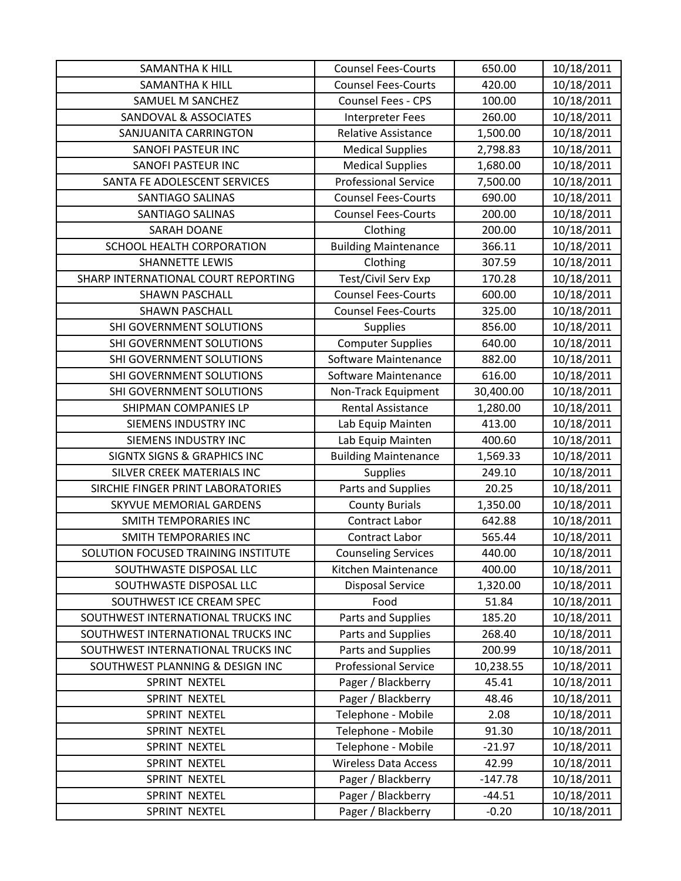| | | | |
|---|---|---|---|
| SAMANTHA K HILL | Counsel Fees-Courts | 650.00 | 10/18/2011 |
| SAMANTHA K HILL | Counsel Fees-Courts | 420.00 | 10/18/2011 |
| SAMUEL M SANCHEZ | Counsel Fees - CPS | 100.00 | 10/18/2011 |
| SANDOVAL & ASSOCIATES | Interpreter Fees | 260.00 | 10/18/2011 |
| SANJUANITA CARRINGTON | Relative Assistance | 1,500.00 | 10/18/2011 |
| SANOFI PASTEUR INC | Medical Supplies | 2,798.83 | 10/18/2011 |
| SANOFI PASTEUR INC | Medical Supplies | 1,680.00 | 10/18/2011 |
| SANTA FE ADOLESCENT SERVICES | Professional Service | 7,500.00 | 10/18/2011 |
| SANTIAGO SALINAS | Counsel Fees-Courts | 690.00 | 10/18/2011 |
| SANTIAGO SALINAS | Counsel Fees-Courts | 200.00 | 10/18/2011 |
| SARAH DOANE | Clothing | 200.00 | 10/18/2011 |
| SCHOOL HEALTH CORPORATION | Building Maintenance | 366.11 | 10/18/2011 |
| SHANNETTE LEWIS | Clothing | 307.59 | 10/18/2011 |
| SHARP INTERNATIONAL COURT REPORTING | Test/Civil Serv Exp | 170.28 | 10/18/2011 |
| SHAWN PASCHALL | Counsel Fees-Courts | 600.00 | 10/18/2011 |
| SHAWN PASCHALL | Counsel Fees-Courts | 325.00 | 10/18/2011 |
| SHI GOVERNMENT SOLUTIONS | Supplies | 856.00 | 10/18/2011 |
| SHI GOVERNMENT SOLUTIONS | Computer Supplies | 640.00 | 10/18/2011 |
| SHI GOVERNMENT SOLUTIONS | Software Maintenance | 882.00 | 10/18/2011 |
| SHI GOVERNMENT SOLUTIONS | Software Maintenance | 616.00 | 10/18/2011 |
| SHI GOVERNMENT SOLUTIONS | Non-Track Equipment | 30,400.00 | 10/18/2011 |
| SHIPMAN COMPANIES LP | Rental Assistance | 1,280.00 | 10/18/2011 |
| SIEMENS INDUSTRY INC | Lab Equip Mainten | 413.00 | 10/18/2011 |
| SIEMENS INDUSTRY INC | Lab Equip Mainten | 400.60 | 10/18/2011 |
| SIGNTX SIGNS & GRAPHICS INC | Building Maintenance | 1,569.33 | 10/18/2011 |
| SILVER CREEK MATERIALS INC | Supplies | 249.10 | 10/18/2011 |
| SIRCHIE FINGER PRINT LABORATORIES | Parts and Supplies | 20.25 | 10/18/2011 |
| SKYVUE MEMORIAL GARDENS | County Burials | 1,350.00 | 10/18/2011 |
| SMITH TEMPORARIES INC | Contract Labor | 642.88 | 10/18/2011 |
| SMITH TEMPORARIES INC | Contract Labor | 565.44 | 10/18/2011 |
| SOLUTION FOCUSED TRAINING INSTITUTE | Counseling Services | 440.00 | 10/18/2011 |
| SOUTHWASTE DISPOSAL LLC | Kitchen Maintenance | 400.00 | 10/18/2011 |
| SOUTHWASTE DISPOSAL LLC | Disposal Service | 1,320.00 | 10/18/2011 |
| SOUTHWEST ICE CREAM SPEC | Food | 51.84 | 10/18/2011 |
| SOUTHWEST INTERNATIONAL TRUCKS INC | Parts and Supplies | 185.20 | 10/18/2011 |
| SOUTHWEST INTERNATIONAL TRUCKS INC | Parts and Supplies | 268.40 | 10/18/2011 |
| SOUTHWEST INTERNATIONAL TRUCKS INC | Parts and Supplies | 200.99 | 10/18/2011 |
| SOUTHWEST PLANNING & DESIGN INC | Professional Service | 10,238.55 | 10/18/2011 |
| SPRINT NEXTEL | Pager / Blackberry | 45.41 | 10/18/2011 |
| SPRINT NEXTEL | Pager / Blackberry | 48.46 | 10/18/2011 |
| SPRINT NEXTEL | Telephone - Mobile | 2.08 | 10/18/2011 |
| SPRINT NEXTEL | Telephone - Mobile | 91.30 | 10/18/2011 |
| SPRINT NEXTEL | Telephone - Mobile | -21.97 | 10/18/2011 |
| SPRINT NEXTEL | Wireless Data Access | 42.99 | 10/18/2011 |
| SPRINT NEXTEL | Pager / Blackberry | -147.78 | 10/18/2011 |
| SPRINT NEXTEL | Pager / Blackberry | -44.51 | 10/18/2011 |
| SPRINT NEXTEL | Pager / Blackberry | -0.20 | 10/18/2011 |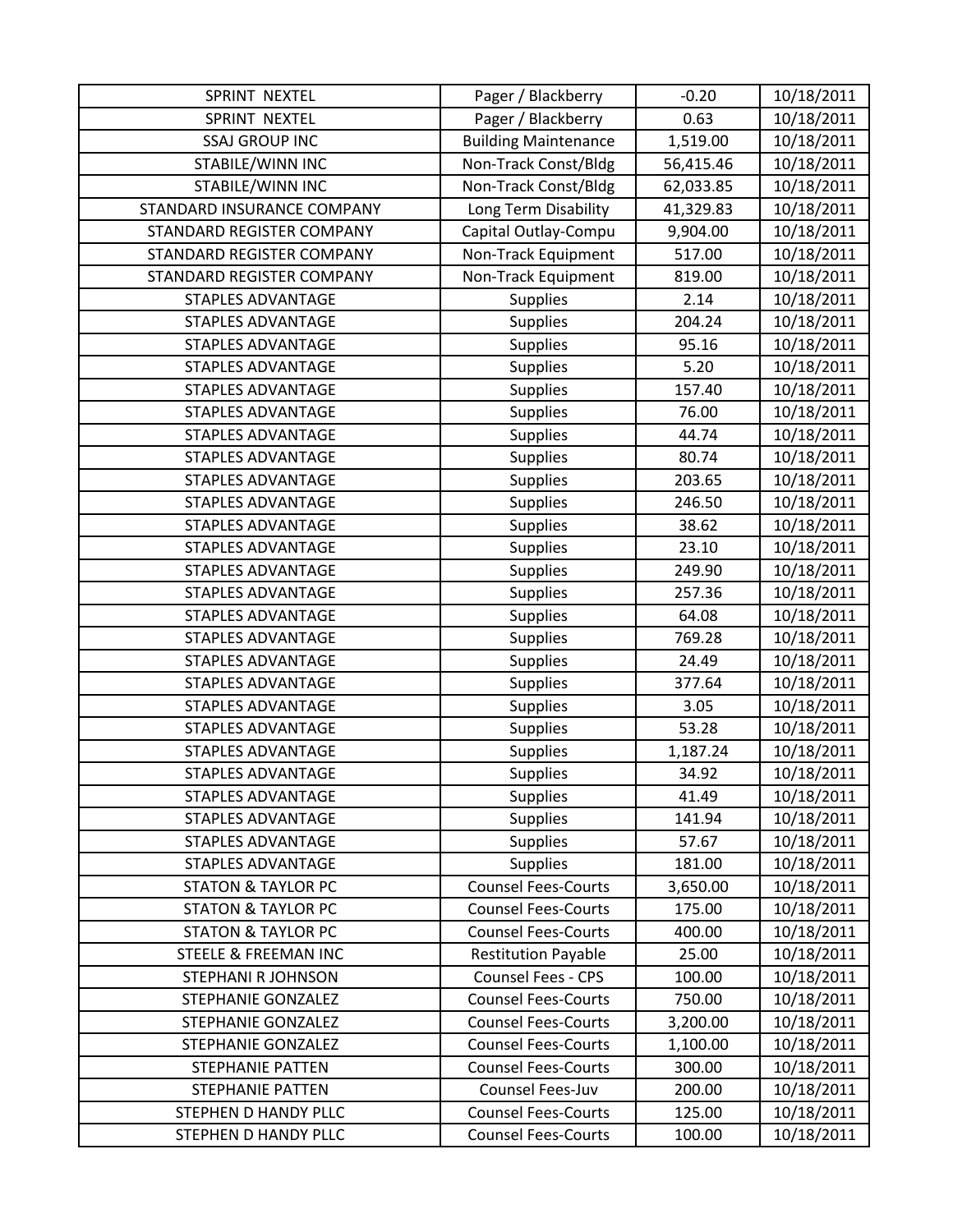| SPRINT NEXTEL | Pager / Blackberry | -0.20 | 10/18/2011 |
|---|---|---|---|
| SPRINT NEXTEL | Pager / Blackberry | 0.63 | 10/18/2011 |
| SSAJ GROUP INC | Building Maintenance | 1,519.00 | 10/18/2011 |
| STABILE/WINN INC | Non-Track Const/Bldg | 56,415.46 | 10/18/2011 |
| STABILE/WINN INC | Non-Track Const/Bldg | 62,033.85 | 10/18/2011 |
| STANDARD INSURANCE COMPANY | Long Term Disability | 41,329.83 | 10/18/2011 |
| STANDARD REGISTER COMPANY | Capital Outlay-Compu | 9,904.00 | 10/18/2011 |
| STANDARD REGISTER COMPANY | Non-Track Equipment | 517.00 | 10/18/2011 |
| STANDARD REGISTER COMPANY | Non-Track Equipment | 819.00 | 10/18/2011 |
| STAPLES ADVANTAGE | Supplies | 2.14 | 10/18/2011 |
| STAPLES ADVANTAGE | Supplies | 204.24 | 10/18/2011 |
| STAPLES ADVANTAGE | Supplies | 95.16 | 10/18/2011 |
| STAPLES ADVANTAGE | Supplies | 5.20 | 10/18/2011 |
| STAPLES ADVANTAGE | Supplies | 157.40 | 10/18/2011 |
| STAPLES ADVANTAGE | Supplies | 76.00 | 10/18/2011 |
| STAPLES ADVANTAGE | Supplies | 44.74 | 10/18/2011 |
| STAPLES ADVANTAGE | Supplies | 80.74 | 10/18/2011 |
| STAPLES ADVANTAGE | Supplies | 203.65 | 10/18/2011 |
| STAPLES ADVANTAGE | Supplies | 246.50 | 10/18/2011 |
| STAPLES ADVANTAGE | Supplies | 38.62 | 10/18/2011 |
| STAPLES ADVANTAGE | Supplies | 23.10 | 10/18/2011 |
| STAPLES ADVANTAGE | Supplies | 249.90 | 10/18/2011 |
| STAPLES ADVANTAGE | Supplies | 257.36 | 10/18/2011 |
| STAPLES ADVANTAGE | Supplies | 64.08 | 10/18/2011 |
| STAPLES ADVANTAGE | Supplies | 769.28 | 10/18/2011 |
| STAPLES ADVANTAGE | Supplies | 24.49 | 10/18/2011 |
| STAPLES ADVANTAGE | Supplies | 377.64 | 10/18/2011 |
| STAPLES ADVANTAGE | Supplies | 3.05 | 10/18/2011 |
| STAPLES ADVANTAGE | Supplies | 53.28 | 10/18/2011 |
| STAPLES ADVANTAGE | Supplies | 1,187.24 | 10/18/2011 |
| STAPLES ADVANTAGE | Supplies | 34.92 | 10/18/2011 |
| STAPLES ADVANTAGE | Supplies | 41.49 | 10/18/2011 |
| STAPLES ADVANTAGE | Supplies | 141.94 | 10/18/2011 |
| STAPLES ADVANTAGE | Supplies | 57.67 | 10/18/2011 |
| STAPLES ADVANTAGE | Supplies | 181.00 | 10/18/2011 |
| STATON & TAYLOR PC | Counsel Fees-Courts | 3,650.00 | 10/18/2011 |
| STATON & TAYLOR PC | Counsel Fees-Courts | 175.00 | 10/18/2011 |
| STATON & TAYLOR PC | Counsel Fees-Courts | 400.00 | 10/18/2011 |
| STEELE & FREEMAN INC | Restitution Payable | 25.00 | 10/18/2011 |
| STEPHANI R JOHNSON | Counsel Fees - CPS | 100.00 | 10/18/2011 |
| STEPHANIE GONZALEZ | Counsel Fees-Courts | 750.00 | 10/18/2011 |
| STEPHANIE GONZALEZ | Counsel Fees-Courts | 3,200.00 | 10/18/2011 |
| STEPHANIE GONZALEZ | Counsel Fees-Courts | 1,100.00 | 10/18/2011 |
| STEPHANIE PATTEN | Counsel Fees-Courts | 300.00 | 10/18/2011 |
| STEPHANIE PATTEN | Counsel Fees-Juv | 200.00 | 10/18/2011 |
| STEPHEN D HANDY PLLC | Counsel Fees-Courts | 125.00 | 10/18/2011 |
| STEPHEN D HANDY PLLC | Counsel Fees-Courts | 100.00 | 10/18/2011 |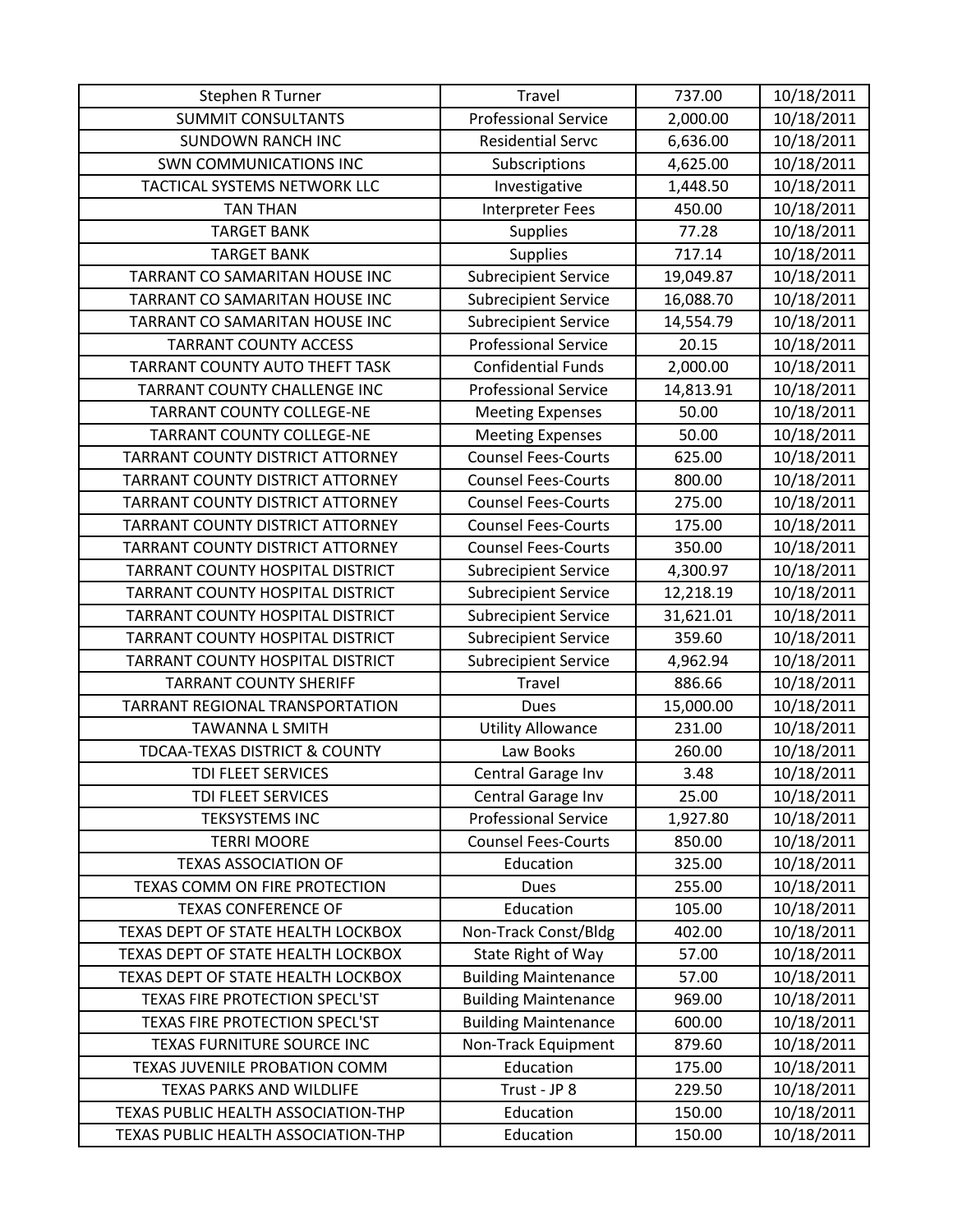| Stephen R Turner | Travel | 737.00 | 10/18/2011 |
|---|---|---|---|
| SUMMIT CONSULTANTS | Professional Service | 2,000.00 | 10/18/2011 |
| SUNDOWN RANCH INC | Residential Servc | 6,636.00 | 10/18/2011 |
| SWN COMMUNICATIONS INC | Subscriptions | 4,625.00 | 10/18/2011 |
| TACTICAL SYSTEMS NETWORK LLC | Investigative | 1,448.50 | 10/18/2011 |
| TAN THAN | Interpreter Fees | 450.00 | 10/18/2011 |
| TARGET BANK | Supplies | 77.28 | 10/18/2011 |
| TARGET BANK | Supplies | 717.14 | 10/18/2011 |
| TARRANT CO SAMARITAN HOUSE INC | Subrecipient Service | 19,049.87 | 10/18/2011 |
| TARRANT CO SAMARITAN HOUSE INC | Subrecipient Service | 16,088.70 | 10/18/2011 |
| TARRANT CO SAMARITAN HOUSE INC | Subrecipient Service | 14,554.79 | 10/18/2011 |
| TARRANT COUNTY ACCESS | Professional Service | 20.15 | 10/18/2011 |
| TARRANT COUNTY AUTO THEFT TASK | Confidential Funds | 2,000.00 | 10/18/2011 |
| TARRANT COUNTY CHALLENGE INC | Professional Service | 14,813.91 | 10/18/2011 |
| TARRANT COUNTY COLLEGE-NE | Meeting Expenses | 50.00 | 10/18/2011 |
| TARRANT COUNTY COLLEGE-NE | Meeting Expenses | 50.00 | 10/18/2011 |
| TARRANT COUNTY DISTRICT ATTORNEY | Counsel Fees-Courts | 625.00 | 10/18/2011 |
| TARRANT COUNTY DISTRICT ATTORNEY | Counsel Fees-Courts | 800.00 | 10/18/2011 |
| TARRANT COUNTY DISTRICT ATTORNEY | Counsel Fees-Courts | 275.00 | 10/18/2011 |
| TARRANT COUNTY DISTRICT ATTORNEY | Counsel Fees-Courts | 175.00 | 10/18/2011 |
| TARRANT COUNTY DISTRICT ATTORNEY | Counsel Fees-Courts | 350.00 | 10/18/2011 |
| TARRANT COUNTY HOSPITAL DISTRICT | Subrecipient Service | 4,300.97 | 10/18/2011 |
| TARRANT COUNTY HOSPITAL DISTRICT | Subrecipient Service | 12,218.19 | 10/18/2011 |
| TARRANT COUNTY HOSPITAL DISTRICT | Subrecipient Service | 31,621.01 | 10/18/2011 |
| TARRANT COUNTY HOSPITAL DISTRICT | Subrecipient Service | 359.60 | 10/18/2011 |
| TARRANT COUNTY HOSPITAL DISTRICT | Subrecipient Service | 4,962.94 | 10/18/2011 |
| TARRANT COUNTY SHERIFF | Travel | 886.66 | 10/18/2011 |
| TARRANT REGIONAL TRANSPORTATION | Dues | 15,000.00 | 10/18/2011 |
| TAWANNA L SMITH | Utility Allowance | 231.00 | 10/18/2011 |
| TDCAA-TEXAS DISTRICT & COUNTY | Law Books | 260.00 | 10/18/2011 |
| TDI FLEET SERVICES | Central Garage Inv | 3.48 | 10/18/2011 |
| TDI FLEET SERVICES | Central Garage Inv | 25.00 | 10/18/2011 |
| TEKSYSTEMS INC | Professional Service | 1,927.80 | 10/18/2011 |
| TERRI MOORE | Counsel Fees-Courts | 850.00 | 10/18/2011 |
| TEXAS ASSOCIATION OF | Education | 325.00 | 10/18/2011 |
| TEXAS COMM ON FIRE PROTECTION | Dues | 255.00 | 10/18/2011 |
| TEXAS CONFERENCE OF | Education | 105.00 | 10/18/2011 |
| TEXAS DEPT OF STATE HEALTH LOCKBOX | Non-Track Const/Bldg | 402.00 | 10/18/2011 |
| TEXAS DEPT OF STATE HEALTH LOCKBOX | State Right of Way | 57.00 | 10/18/2011 |
| TEXAS DEPT OF STATE HEALTH LOCKBOX | Building Maintenance | 57.00 | 10/18/2011 |
| TEXAS FIRE PROTECTION SPECL'ST | Building Maintenance | 969.00 | 10/18/2011 |
| TEXAS FIRE PROTECTION SPECL'ST | Building Maintenance | 600.00 | 10/18/2011 |
| TEXAS FURNITURE SOURCE INC | Non-Track Equipment | 879.60 | 10/18/2011 |
| TEXAS JUVENILE PROBATION COMM | Education | 175.00 | 10/18/2011 |
| TEXAS PARKS AND WILDLIFE | Trust - JP 8 | 229.50 | 10/18/2011 |
| TEXAS PUBLIC HEALTH ASSOCIATION-THP | Education | 150.00 | 10/18/2011 |
| TEXAS PUBLIC HEALTH ASSOCIATION-THP | Education | 150.00 | 10/18/2011 |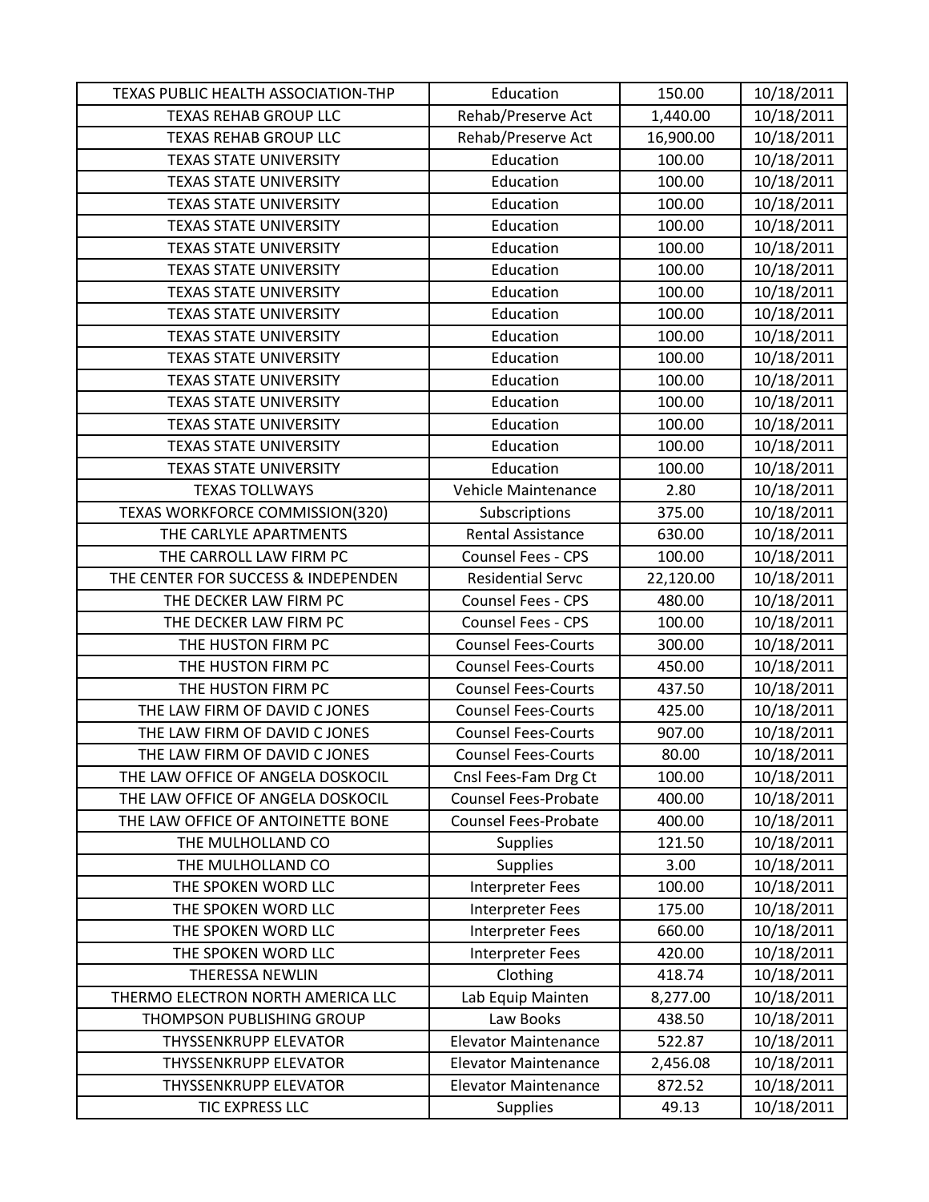| TEXAS PUBLIC HEALTH ASSOCIATION-THP | Education | 150.00 | 10/18/2011 |
|---|---|---|---|
| TEXAS REHAB GROUP LLC | Rehab/Preserve Act | 1,440.00 | 10/18/2011 |
| TEXAS REHAB GROUP LLC | Rehab/Preserve Act | 16,900.00 | 10/18/2011 |
| TEXAS STATE UNIVERSITY | Education | 100.00 | 10/18/2011 |
| TEXAS STATE UNIVERSITY | Education | 100.00 | 10/18/2011 |
| TEXAS STATE UNIVERSITY | Education | 100.00 | 10/18/2011 |
| TEXAS STATE UNIVERSITY | Education | 100.00 | 10/18/2011 |
| TEXAS STATE UNIVERSITY | Education | 100.00 | 10/18/2011 |
| TEXAS STATE UNIVERSITY | Education | 100.00 | 10/18/2011 |
| TEXAS STATE UNIVERSITY | Education | 100.00 | 10/18/2011 |
| TEXAS STATE UNIVERSITY | Education | 100.00 | 10/18/2011 |
| TEXAS STATE UNIVERSITY | Education | 100.00 | 10/18/2011 |
| TEXAS STATE UNIVERSITY | Education | 100.00 | 10/18/2011 |
| TEXAS STATE UNIVERSITY | Education | 100.00 | 10/18/2011 |
| TEXAS STATE UNIVERSITY | Education | 100.00 | 10/18/2011 |
| TEXAS STATE UNIVERSITY | Education | 100.00 | 10/18/2011 |
| TEXAS STATE UNIVERSITY | Education | 100.00 | 10/18/2011 |
| TEXAS STATE UNIVERSITY | Education | 100.00 | 10/18/2011 |
| TEXAS TOLLWAYS | Vehicle Maintenance | 2.80 | 10/18/2011 |
| TEXAS WORKFORCE COMMISSION(320) | Subscriptions | 375.00 | 10/18/2011 |
| THE CARLYLE APARTMENTS | Rental Assistance | 630.00 | 10/18/2011 |
| THE CARROLL LAW FIRM PC | Counsel Fees - CPS | 100.00 | 10/18/2011 |
| THE CENTER FOR SUCCESS & INDEPENDEN | Residential Servc | 22,120.00 | 10/18/2011 |
| THE DECKER LAW FIRM PC | Counsel Fees - CPS | 480.00 | 10/18/2011 |
| THE DECKER LAW FIRM PC | Counsel Fees - CPS | 100.00 | 10/18/2011 |
| THE HUSTON FIRM PC | Counsel Fees-Courts | 300.00 | 10/18/2011 |
| THE HUSTON FIRM PC | Counsel Fees-Courts | 450.00 | 10/18/2011 |
| THE HUSTON FIRM PC | Counsel Fees-Courts | 437.50 | 10/18/2011 |
| THE LAW FIRM OF DAVID C JONES | Counsel Fees-Courts | 425.00 | 10/18/2011 |
| THE LAW FIRM OF DAVID C JONES | Counsel Fees-Courts | 907.00 | 10/18/2011 |
| THE LAW FIRM OF DAVID C JONES | Counsel Fees-Courts | 80.00 | 10/18/2011 |
| THE LAW OFFICE OF ANGELA DOSKOCIL | Cnsl Fees-Fam Drg Ct | 100.00 | 10/18/2011 |
| THE LAW OFFICE OF ANGELA DOSKOCIL | Counsel Fees-Probate | 400.00 | 10/18/2011 |
| THE LAW OFFICE OF ANTOINETTE BONE | Counsel Fees-Probate | 400.00 | 10/18/2011 |
| THE MULHOLLAND CO | Supplies | 121.50 | 10/18/2011 |
| THE MULHOLLAND CO | Supplies | 3.00 | 10/18/2011 |
| THE SPOKEN WORD LLC | Interpreter Fees | 100.00 | 10/18/2011 |
| THE SPOKEN WORD LLC | Interpreter Fees | 175.00 | 10/18/2011 |
| THE SPOKEN WORD LLC | Interpreter Fees | 660.00 | 10/18/2011 |
| THE SPOKEN WORD LLC | Interpreter Fees | 420.00 | 10/18/2011 |
| THERESSA NEWLIN | Clothing | 418.74 | 10/18/2011 |
| THERMO ELECTRON NORTH AMERICA LLC | Lab Equip Mainten | 8,277.00 | 10/18/2011 |
| THOMPSON PUBLISHING GROUP | Law Books | 438.50 | 10/18/2011 |
| THYSSENKRUPP ELEVATOR | Elevator Maintenance | 522.87 | 10/18/2011 |
| THYSSENKRUPP ELEVATOR | Elevator Maintenance | 2,456.08 | 10/18/2011 |
| THYSSENKRUPP ELEVATOR | Elevator Maintenance | 872.52 | 10/18/2011 |
| TIC EXPRESS LLC | Supplies | 49.13 | 10/18/2011 |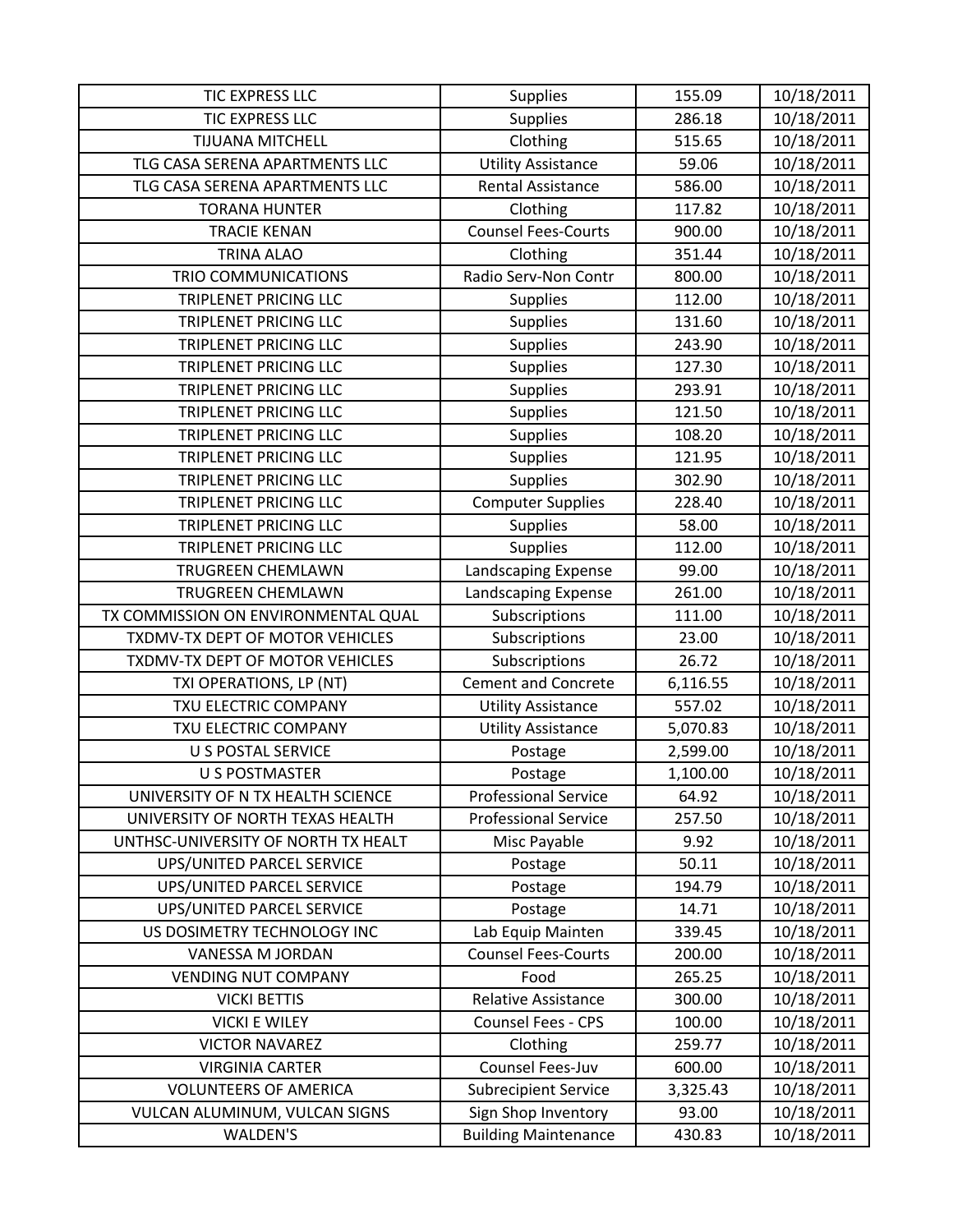| TIC EXPRESS LLC | Supplies | 155.09 | 10/18/2011 |
|---|---|---|---|
| TIC EXPRESS LLC | Supplies | 286.18 | 10/18/2011 |
| TIJUANA MITCHELL | Clothing | 515.65 | 10/18/2011 |
| TLG CASA SERENA APARTMENTS LLC | Utility Assistance | 59.06 | 10/18/2011 |
| TLG CASA SERENA APARTMENTS LLC | Rental Assistance | 586.00 | 10/18/2011 |
| TORANA HUNTER | Clothing | 117.82 | 10/18/2011 |
| TRACIE KENAN | Counsel Fees-Courts | 900.00 | 10/18/2011 |
| TRINA ALAO | Clothing | 351.44 | 10/18/2011 |
| TRIO COMMUNICATIONS | Radio Serv-Non Contr | 800.00 | 10/18/2011 |
| TRIPLENET PRICING LLC | Supplies | 112.00 | 10/18/2011 |
| TRIPLENET PRICING LLC | Supplies | 131.60 | 10/18/2011 |
| TRIPLENET PRICING LLC | Supplies | 243.90 | 10/18/2011 |
| TRIPLENET PRICING LLC | Supplies | 127.30 | 10/18/2011 |
| TRIPLENET PRICING LLC | Supplies | 293.91 | 10/18/2011 |
| TRIPLENET PRICING LLC | Supplies | 121.50 | 10/18/2011 |
| TRIPLENET PRICING LLC | Supplies | 108.20 | 10/18/2011 |
| TRIPLENET PRICING LLC | Supplies | 121.95 | 10/18/2011 |
| TRIPLENET PRICING LLC | Supplies | 302.90 | 10/18/2011 |
| TRIPLENET PRICING LLC | Computer Supplies | 228.40 | 10/18/2011 |
| TRIPLENET PRICING LLC | Supplies | 58.00 | 10/18/2011 |
| TRIPLENET PRICING LLC | Supplies | 112.00 | 10/18/2011 |
| TRUGREEN CHEMLAWN | Landscaping Expense | 99.00 | 10/18/2011 |
| TRUGREEN CHEMLAWN | Landscaping Expense | 261.00 | 10/18/2011 |
| TX COMMISSION ON ENVIRONMENTAL QUAL | Subscriptions | 111.00 | 10/18/2011 |
| TXDMV-TX DEPT OF MOTOR VEHICLES | Subscriptions | 23.00 | 10/18/2011 |
| TXDMV-TX DEPT OF MOTOR VEHICLES | Subscriptions | 26.72 | 10/18/2011 |
| TXI OPERATIONS, LP (NT) | Cement and Concrete | 6,116.55 | 10/18/2011 |
| TXU ELECTRIC COMPANY | Utility Assistance | 557.02 | 10/18/2011 |
| TXU ELECTRIC COMPANY | Utility Assistance | 5,070.83 | 10/18/2011 |
| U S POSTAL SERVICE | Postage | 2,599.00 | 10/18/2011 |
| U S POSTMASTER | Postage | 1,100.00 | 10/18/2011 |
| UNIVERSITY OF N TX HEALTH SCIENCE | Professional Service | 64.92 | 10/18/2011 |
| UNIVERSITY OF NORTH TEXAS HEALTH | Professional Service | 257.50 | 10/18/2011 |
| UNTHSC-UNIVERSITY OF NORTH TX HEALT | Misc Payable | 9.92 | 10/18/2011 |
| UPS/UNITED PARCEL SERVICE | Postage | 50.11 | 10/18/2011 |
| UPS/UNITED PARCEL SERVICE | Postage | 194.79 | 10/18/2011 |
| UPS/UNITED PARCEL SERVICE | Postage | 14.71 | 10/18/2011 |
| US DOSIMETRY TECHNOLOGY INC | Lab Equip Mainten | 339.45 | 10/18/2011 |
| VANESSA M JORDAN | Counsel Fees-Courts | 200.00 | 10/18/2011 |
| VENDING NUT COMPANY | Food | 265.25 | 10/18/2011 |
| VICKI BETTIS | Relative Assistance | 300.00 | 10/18/2011 |
| VICKI E WILEY | Counsel Fees - CPS | 100.00 | 10/18/2011 |
| VICTOR NAVAREZ | Clothing | 259.77 | 10/18/2011 |
| VIRGINIA CARTER | Counsel Fees-Juv | 600.00 | 10/18/2011 |
| VOLUNTEERS OF AMERICA | Subrecipient Service | 3,325.43 | 10/18/2011 |
| VULCAN ALUMINUM, VULCAN SIGNS | Sign Shop Inventory | 93.00 | 10/18/2011 |
| WALDEN'S | Building Maintenance | 430.83 | 10/18/2011 |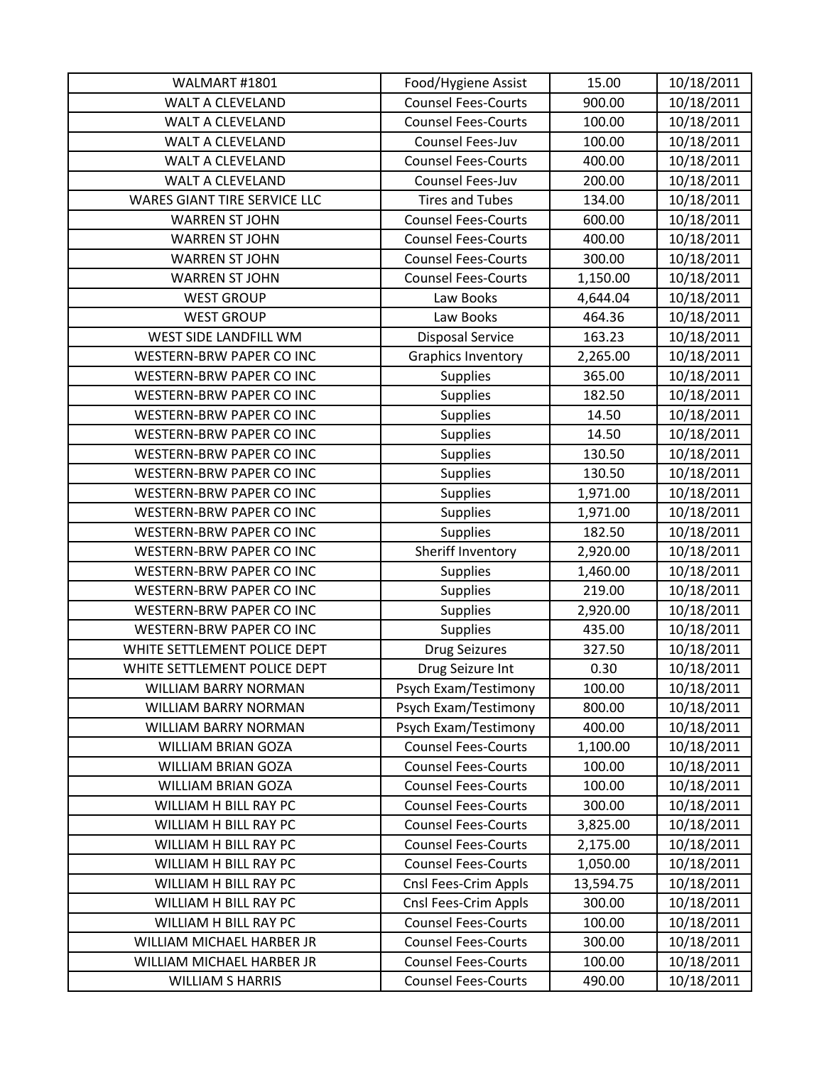| WALMART #1801 | Food/Hygiene Assist | 15.00 | 10/18/2011 |
|---|---|---|---|
| WALT A CLEVELAND | Counsel Fees-Courts | 900.00 | 10/18/2011 |
| WALT A CLEVELAND | Counsel Fees-Courts | 100.00 | 10/18/2011 |
| WALT A CLEVELAND | Counsel Fees-Juv | 100.00 | 10/18/2011 |
| WALT A CLEVELAND | Counsel Fees-Courts | 400.00 | 10/18/2011 |
| WALT A CLEVELAND | Counsel Fees-Juv | 200.00 | 10/18/2011 |
| WARES GIANT TIRE SERVICE LLC | Tires and Tubes | 134.00 | 10/18/2011 |
| WARREN ST JOHN | Counsel Fees-Courts | 600.00 | 10/18/2011 |
| WARREN ST JOHN | Counsel Fees-Courts | 400.00 | 10/18/2011 |
| WARREN ST JOHN | Counsel Fees-Courts | 300.00 | 10/18/2011 |
| WARREN ST JOHN | Counsel Fees-Courts | 1,150.00 | 10/18/2011 |
| WEST GROUP | Law Books | 4,644.04 | 10/18/2011 |
| WEST GROUP | Law Books | 464.36 | 10/18/2011 |
| WEST SIDE LANDFILL WM | Disposal Service | 163.23 | 10/18/2011 |
| WESTERN-BRW PAPER CO INC | Graphics Inventory | 2,265.00 | 10/18/2011 |
| WESTERN-BRW PAPER CO INC | Supplies | 365.00 | 10/18/2011 |
| WESTERN-BRW PAPER CO INC | Supplies | 182.50 | 10/18/2011 |
| WESTERN-BRW PAPER CO INC | Supplies | 14.50 | 10/18/2011 |
| WESTERN-BRW PAPER CO INC | Supplies | 14.50 | 10/18/2011 |
| WESTERN-BRW PAPER CO INC | Supplies | 130.50 | 10/18/2011 |
| WESTERN-BRW PAPER CO INC | Supplies | 130.50 | 10/18/2011 |
| WESTERN-BRW PAPER CO INC | Supplies | 1,971.00 | 10/18/2011 |
| WESTERN-BRW PAPER CO INC | Supplies | 1,971.00 | 10/18/2011 |
| WESTERN-BRW PAPER CO INC | Supplies | 182.50 | 10/18/2011 |
| WESTERN-BRW PAPER CO INC | Sheriff Inventory | 2,920.00 | 10/18/2011 |
| WESTERN-BRW PAPER CO INC | Supplies | 1,460.00 | 10/18/2011 |
| WESTERN-BRW PAPER CO INC | Supplies | 219.00 | 10/18/2011 |
| WESTERN-BRW PAPER CO INC | Supplies | 2,920.00 | 10/18/2011 |
| WESTERN-BRW PAPER CO INC | Supplies | 435.00 | 10/18/2011 |
| WHITE SETTLEMENT POLICE DEPT | Drug Seizures | 327.50 | 10/18/2011 |
| WHITE SETTLEMENT POLICE DEPT | Drug Seizure Int | 0.30 | 10/18/2011 |
| WILLIAM BARRY NORMAN | Psych Exam/Testimony | 100.00 | 10/18/2011 |
| WILLIAM BARRY NORMAN | Psych Exam/Testimony | 800.00 | 10/18/2011 |
| WILLIAM BARRY NORMAN | Psych Exam/Testimony | 400.00 | 10/18/2011 |
| WILLIAM BRIAN GOZA | Counsel Fees-Courts | 1,100.00 | 10/18/2011 |
| WILLIAM BRIAN GOZA | Counsel Fees-Courts | 100.00 | 10/18/2011 |
| WILLIAM BRIAN GOZA | Counsel Fees-Courts | 100.00 | 10/18/2011 |
| WILLIAM H BILL RAY PC | Counsel Fees-Courts | 300.00 | 10/18/2011 |
| WILLIAM H BILL RAY PC | Counsel Fees-Courts | 3,825.00 | 10/18/2011 |
| WILLIAM H BILL RAY PC | Counsel Fees-Courts | 2,175.00 | 10/18/2011 |
| WILLIAM H BILL RAY PC | Counsel Fees-Courts | 1,050.00 | 10/18/2011 |
| WILLIAM H BILL RAY PC | Cnsl Fees-Crim Appls | 13,594.75 | 10/18/2011 |
| WILLIAM H BILL RAY PC | Cnsl Fees-Crim Appls | 300.00 | 10/18/2011 |
| WILLIAM H BILL RAY PC | Counsel Fees-Courts | 100.00 | 10/18/2011 |
| WILLIAM MICHAEL HARBER JR | Counsel Fees-Courts | 300.00 | 10/18/2011 |
| WILLIAM MICHAEL HARBER JR | Counsel Fees-Courts | 100.00 | 10/18/2011 |
| WILLIAM S HARRIS | Counsel Fees-Courts | 490.00 | 10/18/2011 |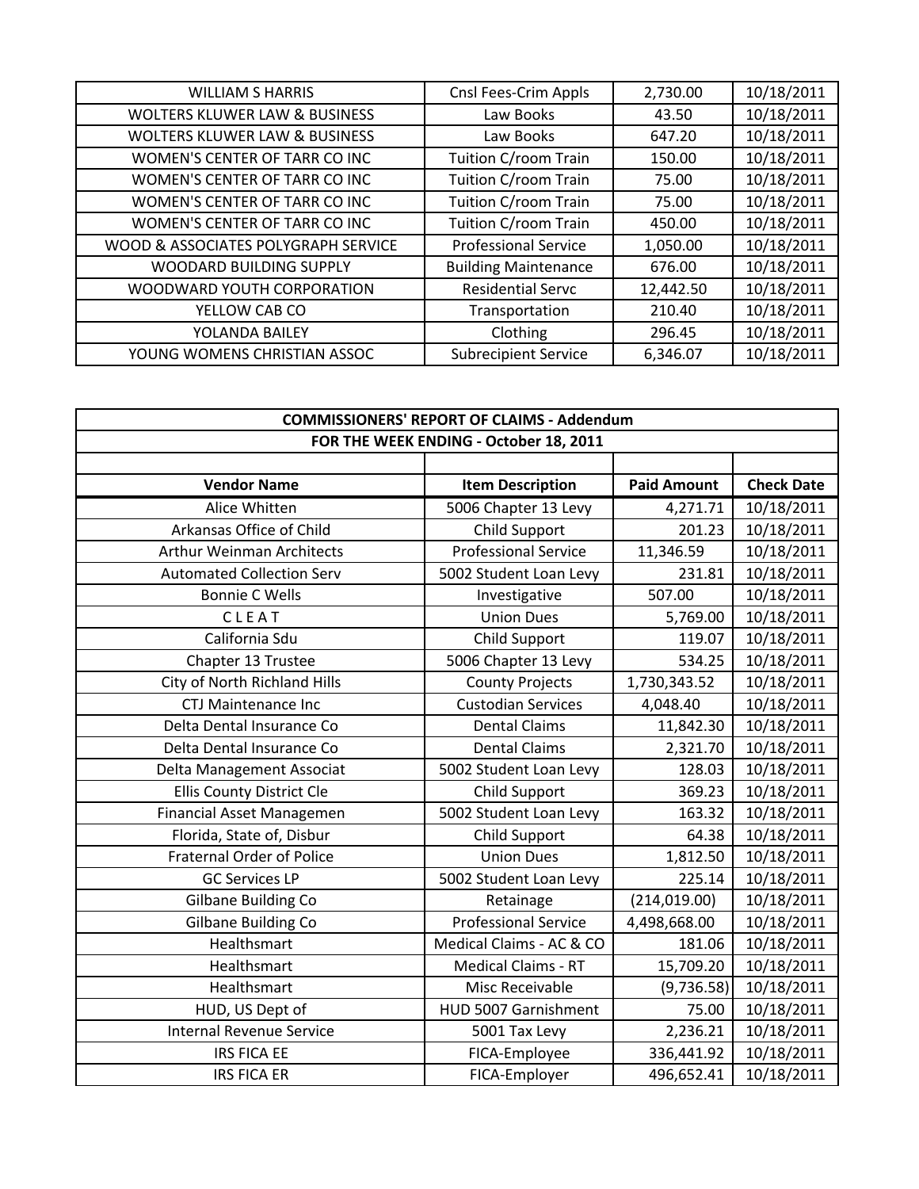| | | | |
|---|---|---|---|
| WILLIAM S HARRIS | Cnsl Fees-Crim Appls | 2,730.00 | 10/18/2011 |
| WOLTERS KLUWER LAW & BUSINESS | Law Books | 43.50 | 10/18/2011 |
| WOLTERS KLUWER LAW & BUSINESS | Law Books | 647.20 | 10/18/2011 |
| WOMEN'S CENTER OF TARR CO INC | Tuition C/room Train | 150.00 | 10/18/2011 |
| WOMEN'S CENTER OF TARR CO INC | Tuition C/room Train | 75.00 | 10/18/2011 |
| WOMEN'S CENTER OF TARR CO INC | Tuition C/room Train | 75.00 | 10/18/2011 |
| WOMEN'S CENTER OF TARR CO INC | Tuition C/room Train | 450.00 | 10/18/2011 |
| WOOD & ASSOCIATES POLYGRAPH SERVICE | Professional Service | 1,050.00 | 10/18/2011 |
| WOODARD BUILDING SUPPLY | Building Maintenance | 676.00 | 10/18/2011 |
| WOODWARD YOUTH CORPORATION | Residential Servc | 12,442.50 | 10/18/2011 |
| YELLOW CAB CO | Transportation | 210.40 | 10/18/2011 |
| YOLANDA BAILEY | Clothing | 296.45 | 10/18/2011 |
| YOUNG WOMENS CHRISTIAN ASSOC | Subrecipient Service | 6,346.07 | 10/18/2011 |

**COMMISSIONERS' REPORT OF CLAIMS - Addendum**

**FOR THE WEEK ENDING - October 18, 2011**

| Vendor Name | Item Description | Paid Amount | Check Date |
|---|---|---|---|
| Alice Whitten | 5006 Chapter 13 Levy | 4,271.71 | 10/18/2011 |
| Arkansas Office of Child | Child Support | 201.23 | 10/18/2011 |
| Arthur Weinman Architects | Professional Service | 11,346.59 | 10/18/2011 |
| Automated Collection Serv | 5002 Student Loan Levy | 231.81 | 10/18/2011 |
| Bonnie C Wells | Investigative | 507.00 | 10/18/2011 |
| C L E A T | Union Dues | 5,769.00 | 10/18/2011 |
| California Sdu | Child Support | 119.07 | 10/18/2011 |
| Chapter 13 Trustee | 5006 Chapter 13 Levy | 534.25 | 10/18/2011 |
| City of North Richland Hills | County Projects | 1,730,343.52 | 10/18/2011 |
| CTJ Maintenance Inc | Custodian Services | 4,048.40 | 10/18/2011 |
| Delta Dental Insurance Co | Dental Claims | 11,842.30 | 10/18/2011 |
| Delta Dental Insurance Co | Dental Claims | 2,321.70 | 10/18/2011 |
| Delta Management Associat | 5002 Student Loan Levy | 128.03 | 10/18/2011 |
| Ellis County District Cle | Child Support | 369.23 | 10/18/2011 |
| Financial Asset Managemen | 5002 Student Loan Levy | 163.32 | 10/18/2011 |
| Florida, State of, Disbur | Child Support | 64.38 | 10/18/2011 |
| Fraternal Order of Police | Union Dues | 1,812.50 | 10/18/2011 |
| GC Services LP | 5002 Student Loan Levy | 225.14 | 10/18/2011 |
| Gilbane Building Co | Retainage | (214,019.00) | 10/18/2011 |
| Gilbane Building Co | Professional Service | 4,498,668.00 | 10/18/2011 |
| Healthsmart | Medical Claims - AC & CO | 181.06 | 10/18/2011 |
| Healthsmart | Medical Claims - RT | 15,709.20 | 10/18/2011 |
| Healthsmart | Misc Receivable | (9,736.58) | 10/18/2011 |
| HUD, US Dept of | HUD 5007 Garnishment | 75.00 | 10/18/2011 |
| Internal Revenue Service | 5001 Tax Levy | 2,236.21 | 10/18/2011 |
| IRS FICA EE | FICA-Employee | 336,441.92 | 10/18/2011 |
| IRS FICA ER | FICA-Employer | 496,652.41 | 10/18/2011 |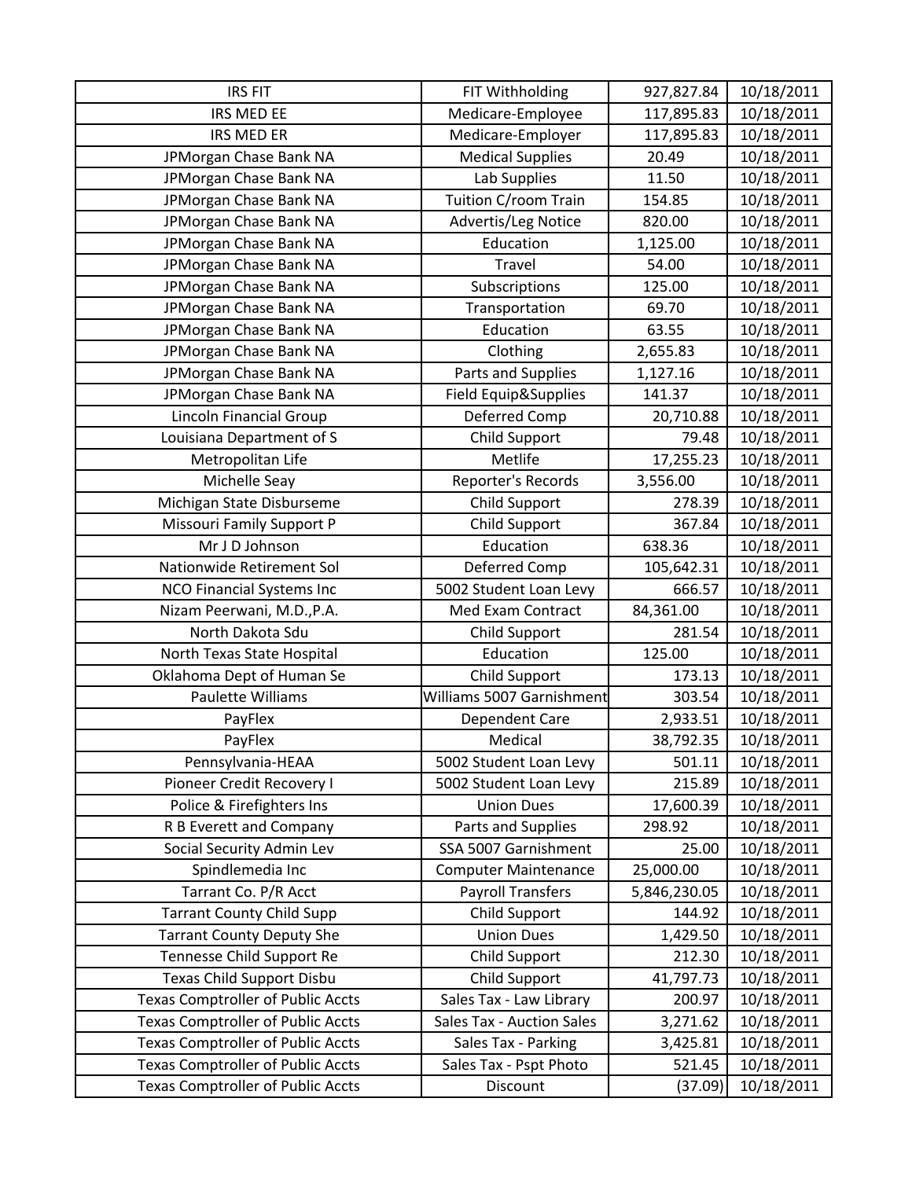| | | | |
|---|---|---|---|
| IRS FIT | FIT Withholding | 927,827.84 | 10/18/2011 |
| IRS MED EE | Medicare-Employee | 117,895.83 | 10/18/2011 |
| IRS MED ER | Medicare-Employer | 117,895.83 | 10/18/2011 |
| JPMorgan Chase Bank NA | Medical Supplies | 20.49 | 10/18/2011 |
| JPMorgan Chase Bank NA | Lab Supplies | 11.50 | 10/18/2011 |
| JPMorgan Chase Bank NA | Tuition C/room Train | 154.85 | 10/18/2011 |
| JPMorgan Chase Bank NA | Advertis/Leg Notice | 820.00 | 10/18/2011 |
| JPMorgan Chase Bank NA | Education | 1,125.00 | 10/18/2011 |
| JPMorgan Chase Bank NA | Travel | 54.00 | 10/18/2011 |
| JPMorgan Chase Bank NA | Subscriptions | 125.00 | 10/18/2011 |
| JPMorgan Chase Bank NA | Transportation | 69.70 | 10/18/2011 |
| JPMorgan Chase Bank NA | Education | 63.55 | 10/18/2011 |
| JPMorgan Chase Bank NA | Clothing | 2,655.83 | 10/18/2011 |
| JPMorgan Chase Bank NA | Parts and Supplies | 1,127.16 | 10/18/2011 |
| JPMorgan Chase Bank NA | Field Equip&Supplies | 141.37 | 10/18/2011 |
| Lincoln Financial Group | Deferred Comp | 20,710.88 | 10/18/2011 |
| Louisiana Department of S | Child Support | 79.48 | 10/18/2011 |
| Metropolitan Life | Metlife | 17,255.23 | 10/18/2011 |
| Michelle Seay | Reporter's Records | 3,556.00 | 10/18/2011 |
| Michigan State Disburseme | Child Support | 278.39 | 10/18/2011 |
| Missouri Family Support P | Child Support | 367.84 | 10/18/2011 |
| Mr J D Johnson | Education | 638.36 | 10/18/2011 |
| Nationwide Retirement Sol | Deferred Comp | 105,642.31 | 10/18/2011 |
| NCO Financial Systems Inc | 5002 Student Loan Levy | 666.57 | 10/18/2011 |
| Nizam Peerwani, M.D.,P.A. | Med Exam Contract | 84,361.00 | 10/18/2011 |
| North Dakota Sdu | Child Support | 281.54 | 10/18/2011 |
| North Texas State Hospital | Education | 125.00 | 10/18/2011 |
| Oklahoma Dept of Human Se | Child Support | 173.13 | 10/18/2011 |
| Paulette Williams | Williams 5007 Garnishment | 303.54 | 10/18/2011 |
| PayFlex | Dependent Care | 2,933.51 | 10/18/2011 |
| PayFlex | Medical | 38,792.35 | 10/18/2011 |
| Pennsylvania-HEAA | 5002 Student Loan Levy | 501.11 | 10/18/2011 |
| Pioneer Credit Recovery I | 5002 Student Loan Levy | 215.89 | 10/18/2011 |
| Police & Firefighters Ins | Union Dues | 17,600.39 | 10/18/2011 |
| R B Everett and Company | Parts and Supplies | 298.92 | 10/18/2011 |
| Social Security Admin Lev | SSA 5007 Garnishment | 25.00 | 10/18/2011 |
| Spindlemedia Inc | Computer Maintenance | 25,000.00 | 10/18/2011 |
| Tarrant Co. P/R Acct | Payroll Transfers | 5,846,230.05 | 10/18/2011 |
| Tarrant County Child Supp | Child Support | 144.92 | 10/18/2011 |
| Tarrant County Deputy She | Union Dues | 1,429.50 | 10/18/2011 |
| Tennesse Child Support Re | Child Support | 212.30 | 10/18/2011 |
| Texas Child Support Disbu | Child Support | 41,797.73 | 10/18/2011 |
| Texas Comptroller of Public Accts | Sales Tax - Law Library | 200.97 | 10/18/2011 |
| Texas Comptroller of Public Accts | Sales Tax - Auction Sales | 3,271.62 | 10/18/2011 |
| Texas Comptroller of Public Accts | Sales Tax - Parking | 3,425.81 | 10/18/2011 |
| Texas Comptroller of Public Accts | Sales Tax - Pspt Photo | 521.45 | 10/18/2011 |
| Texas Comptroller of Public Accts | Discount | (37.09) | 10/18/2011 |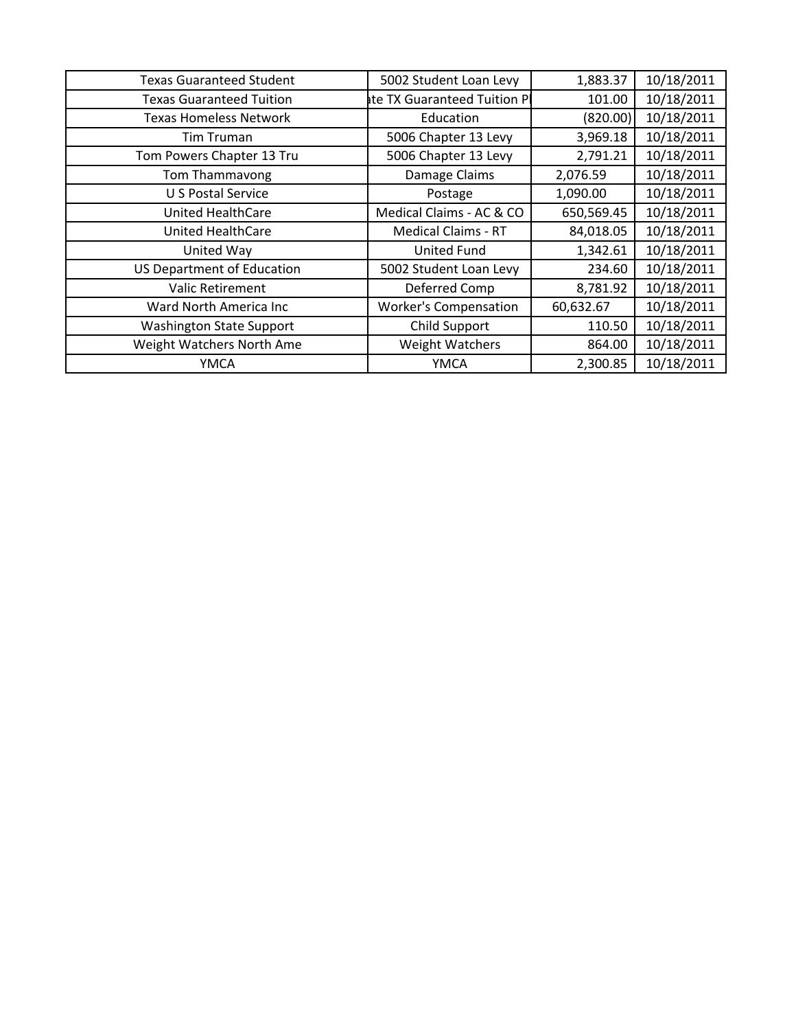| | | | |
|---|---|---|---|
| Texas Guaranteed Student | 5002 Student Loan Levy | 1,883.37 | 10/18/2011 |
| Texas Guaranteed Tuition | ate TX Guaranteed Tuition Pl | 101.00 | 10/18/2011 |
| Texas Homeless Network | Education | (820.00) | 10/18/2011 |
| Tim Truman | 5006 Chapter 13 Levy | 3,969.18 | 10/18/2011 |
| Tom Powers Chapter 13 Tru | 5006 Chapter 13 Levy | 2,791.21 | 10/18/2011 |
| Tom Thammavong | Damage Claims | 2,076.59 | 10/18/2011 |
| U S Postal Service | Postage | 1,090.00 | 10/18/2011 |
| United HealthCare | Medical Claims - AC & CO | 650,569.45 | 10/18/2011 |
| United HealthCare | Medical Claims - RT | 84,018.05 | 10/18/2011 |
| United Way | United Fund | 1,342.61 | 10/18/2011 |
| US Department of Education | 5002 Student Loan Levy | 234.60 | 10/18/2011 |
| Valic Retirement | Deferred Comp | 8,781.92 | 10/18/2011 |
| Ward North America Inc | Worker's Compensation | 60,632.67 | 10/18/2011 |
| Washington State Support | Child Support | 110.50 | 10/18/2011 |
| Weight Watchers North Ame | Weight Watchers | 864.00 | 10/18/2011 |
| YMCA | YMCA | 2,300.85 | 10/18/2011 |